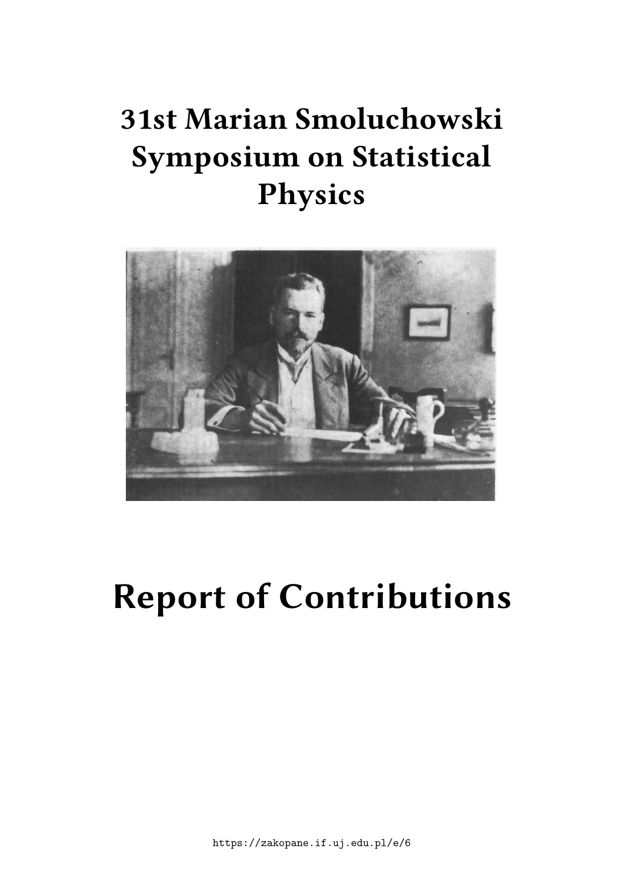# 31st Marian Smoluchowski Symposium on Statistical Physics

# Report of Contributions

https://zakopane.if.uj.edu.pl/e/6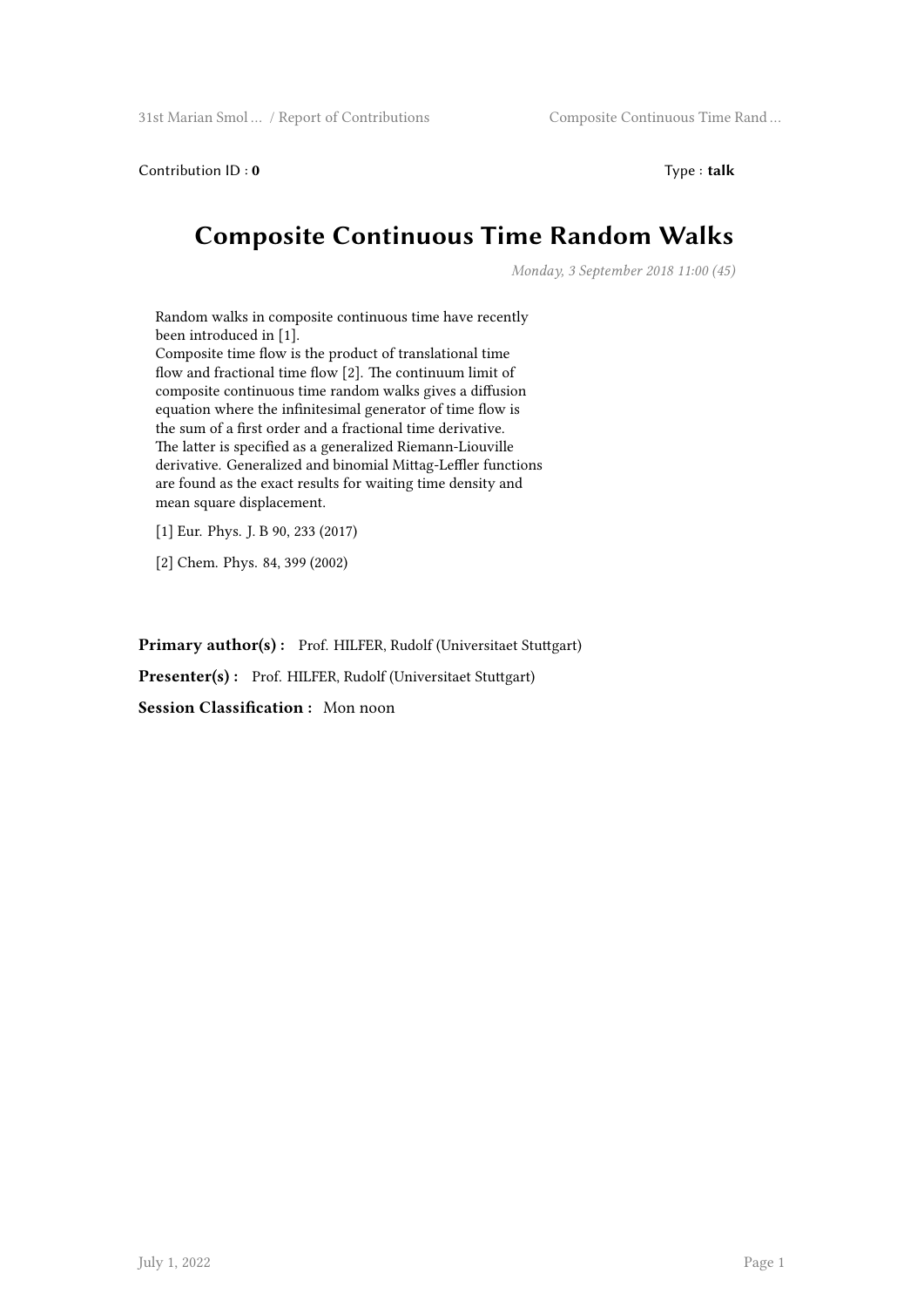Contribution ID : **0** Type : **talk**

# Composite Continuous Time Random Walks

*Monday, 3 September 2018 11:00 (45)*

Random walks in composite continuous time have recently been introduced in [1].
Composite time flow is the product of translational time flow and fractional time flow [2]. The continuum limit of composite continuous time random walks gives a diffusion equation where the infinitesimal generator of time flow is the sum of a first order and a fractional time derivative. The latter is specified as a generalized Riemann-Liouville derivative. Generalized and binomial Mittag-Leffler functions are found as the exact results for waiting time density and mean square displacement.

[1] Eur. Phys. J. B 90, 233 (2017)

[2] Chem. Phys. 84, 399 (2002)

**Primary author(s) :** Prof. HILFER, Rudolf (Universitaet Stuttgart)

**Presenter(s) :** Prof. HILFER, Rudolf (Universitaet Stuttgart)

**Session Classification :** Mon noon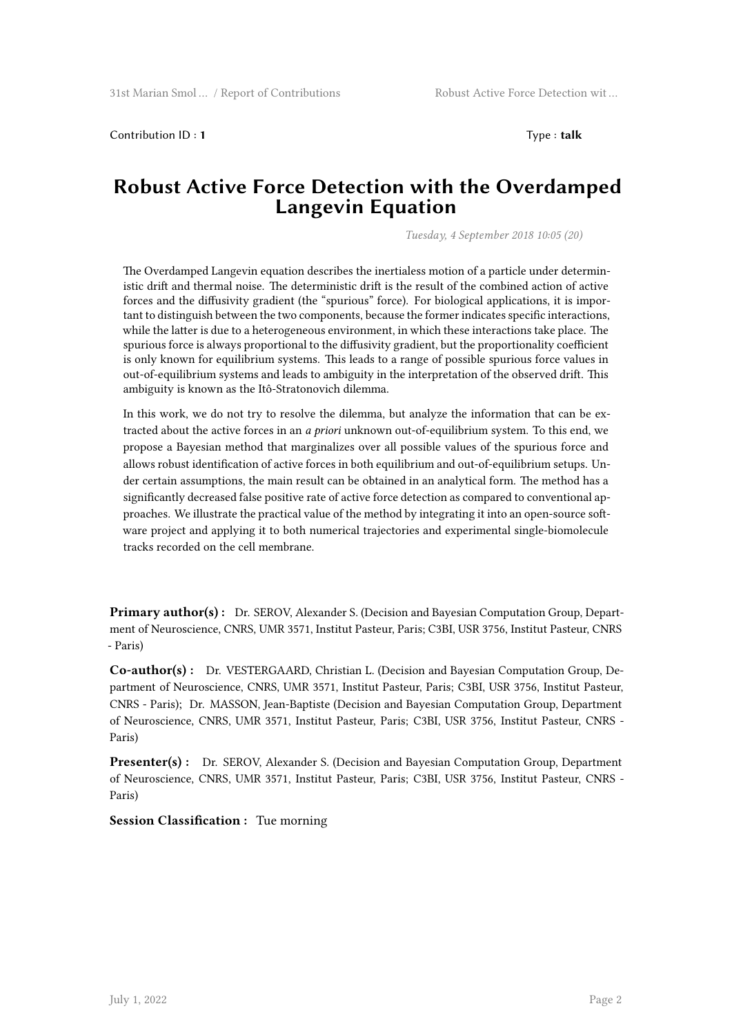Contribution ID : **1**

Type : **talk**

# Robust Active Force Detection with the Overdamped Langevin Equation

*Tuesday, 4 September 2018 10:05 (20)*

The Overdamped Langevin equation describes the inertialess motion of a particle under deterministic drift and thermal noise. The deterministic drift is the result of the combined action of active forces and the diffusivity gradient (the "spurious" force). For biological applications, it is important to distinguish between the two components, because the former indicates specific interactions, while the latter is due to a heterogeneous environment, in which these interactions take place. The spurious force is always proportional to the diffusivity gradient, but the proportionality coefficient is only known for equilibrium systems. This leads to a range of possible spurious force values in out-of-equilibrium systems and leads to ambiguity in the interpretation of the observed drift. This ambiguity is known as the Itô-Stratonovich dilemma.

In this work, we do not try to resolve the dilemma, but analyze the information that can be extracted about the active forces in an *a priori* unknown out-of-equilibrium system. To this end, we propose a Bayesian method that marginalizes over all possible values of the spurious force and allows robust identification of active forces in both equilibrium and out-of-equilibrium setups. Under certain assumptions, the main result can be obtained in an analytical form. The method has a significantly decreased false positive rate of active force detection as compared to conventional approaches. We illustrate the practical value of the method by integrating it into an open-source software project and applying it to both numerical trajectories and experimental single-biomolecule tracks recorded on the cell membrane.

**Primary author(s) :** Dr. SEROV, Alexander S. (Decision and Bayesian Computation Group, Department of Neuroscience, CNRS, UMR 3571, Institut Pasteur, Paris; C3BI, USR 3756, Institut Pasteur, CNRS - Paris)

**Co-author(s) :** Dr. VESTERGAARD, Christian L. (Decision and Bayesian Computation Group, Department of Neuroscience, CNRS, UMR 3571, Institut Pasteur, Paris; C3BI, USR 3756, Institut Pasteur, CNRS - Paris); Dr. MASSON, Jean-Baptiste (Decision and Bayesian Computation Group, Department of Neuroscience, CNRS, UMR 3571, Institut Pasteur, Paris; C3BI, USR 3756, Institut Pasteur, CNRS - Paris)

**Presenter(s) :** Dr. SEROV, Alexander S. (Decision and Bayesian Computation Group, Department of Neuroscience, CNRS, UMR 3571, Institut Pasteur, Paris; C3BI, USR 3756, Institut Pasteur, CNRS - Paris)

**Session Classification :** Tue morning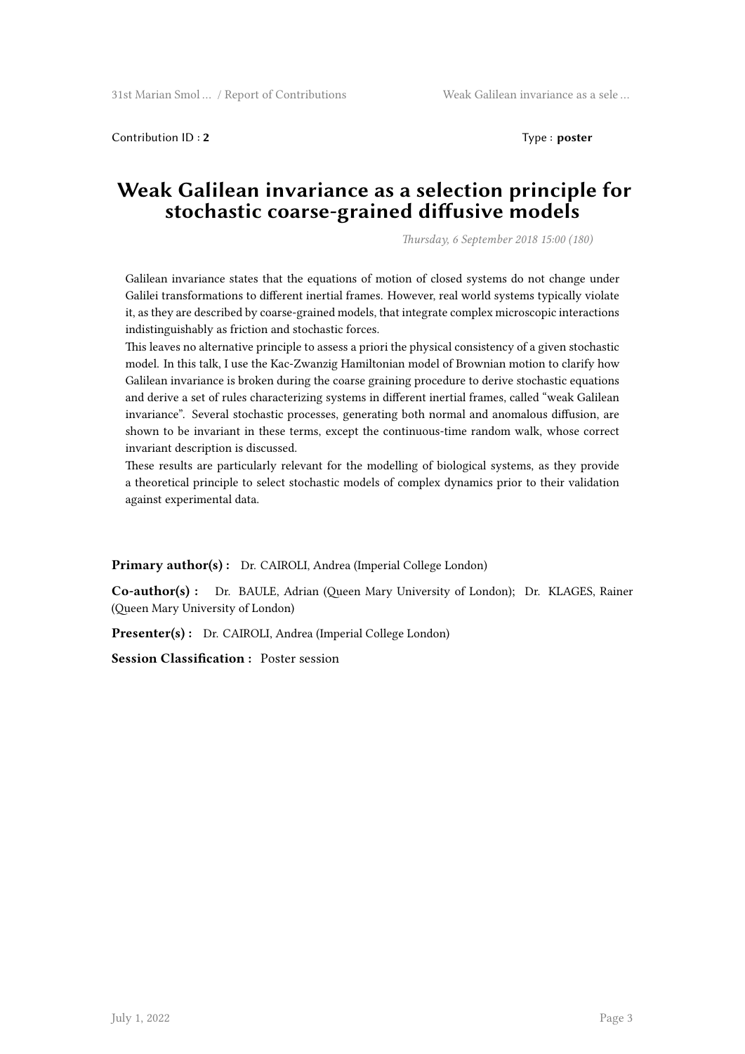Contribution ID : **2**

Type : **poster**

# Weak Galilean invariance as a selection principle for stochastic coarse-grained diffusive models

*Thursday, 6 September 2018 15:00 (180)*

Galilean invariance states that the equations of motion of closed systems do not change under Galilei transformations to different inertial frames. However, real world systems typically violate it, as they are described by coarse-grained models, that integrate complex microscopic interactions indistinguishably as friction and stochastic forces.
This leaves no alternative principle to assess a priori the physical consistency of a given stochastic model. In this talk, I use the Kac-Zwanzig Hamiltonian model of Brownian motion to clarify how Galilean invariance is broken during the coarse graining procedure to derive stochastic equations and derive a set of rules characterizing systems in different inertial frames, called "weak Galilean invariance". Several stochastic processes, generating both normal and anomalous diffusion, are shown to be invariant in these terms, except the continuous-time random walk, whose correct invariant description is discussed.
These results are particularly relevant for the modelling of biological systems, as they provide a theoretical principle to select stochastic models of complex dynamics prior to their validation against experimental data.

**Primary author(s) :** Dr. CAIROLI, Andrea (Imperial College London)

**Co-author(s) :** Dr. BAULE, Adrian (Queen Mary University of London); Dr. KLAGES, Rainer (Queen Mary University of London)

**Presenter(s) :** Dr. CAIROLI, Andrea (Imperial College London)

**Session Classification :** Poster session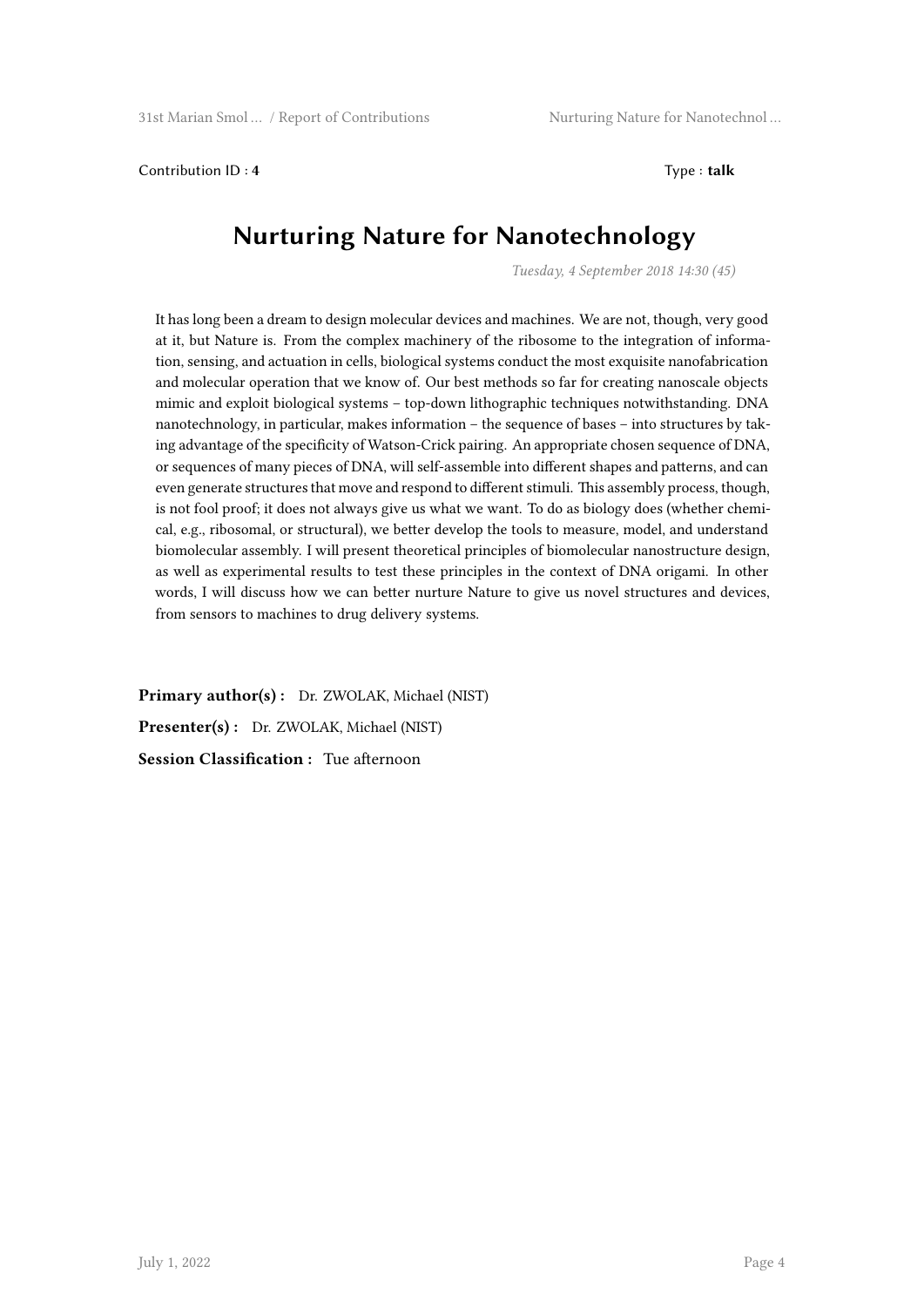Contribution ID : **4**

Type : **talk**

# Nurturing Nature for Nanotechnology

*Tuesday, 4 September 2018 14:30 (45)*

It has long been a dream to design molecular devices and machines. We are not, though, very good at it, but Nature is. From the complex machinery of the ribosome to the integration of information, sensing, and actuation in cells, biological systems conduct the most exquisite nanofabrication and molecular operation that we know of. Our best methods so far for creating nanoscale objects mimic and exploit biological systems – top-down lithographic techniques notwithstanding. DNA nanotechnology, in particular, makes information – the sequence of bases – into structures by taking advantage of the specificity of Watson-Crick pairing. An appropriate chosen sequence of DNA, or sequences of many pieces of DNA, will self-assemble into different shapes and patterns, and can even generate structures that move and respond to different stimuli. This assembly process, though, is not fool proof; it does not always give us what we want. To do as biology does (whether chemical, e.g., ribosomal, or structural), we better develop the tools to measure, model, and understand biomolecular assembly. I will present theoretical principles of biomolecular nanostructure design, as well as experimental results to test these principles in the context of DNA origami. In other words, I will discuss how we can better nurture Nature to give us novel structures and devices, from sensors to machines to drug delivery systems.

**Primary author(s) :** Dr. ZWOLAK, Michael (NIST)

**Presenter(s) :** Dr. ZWOLAK, Michael (NIST)

**Session Classification :** Tue afternoon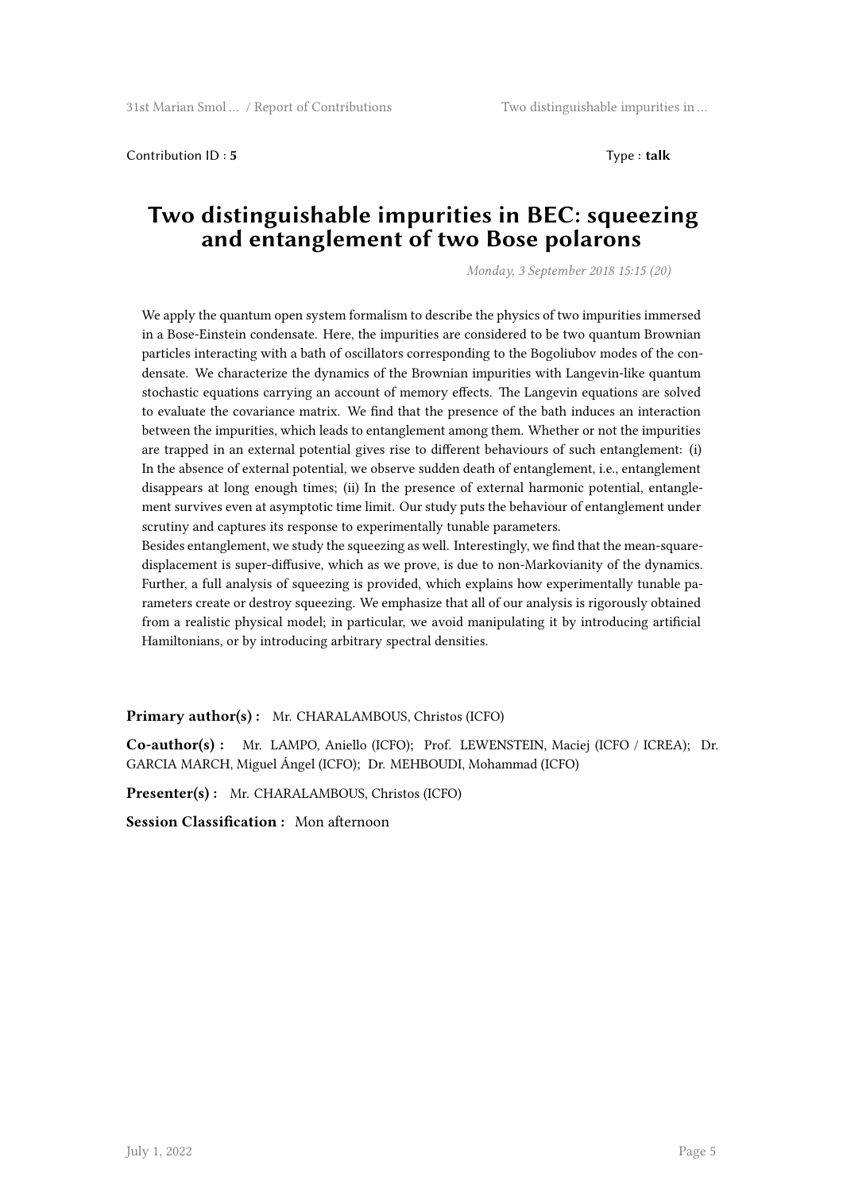Contribution ID : **5**　　　　　　　　　　　　　　　　　　　　　　　　Type : **talk**

# Two distinguishable impurities in BEC: squeezing and entanglement of two Bose polarons

*Monday, 3 September 2018 15:15 (20)*

We apply the quantum open system formalism to describe the physics of two impurities immersed in a Bose-Einstein condensate. Here, the impurities are considered to be two quantum Brownian particles interacting with a bath of oscillators corresponding to the Bogoliubov modes of the condensate. We characterize the dynamics of the Brownian impurities with Langevin-like quantum stochastic equations carrying an account of memory effects. The Langevin equations are solved to evaluate the covariance matrix. We find that the presence of the bath induces an interaction between the impurities, which leads to entanglement among them. Whether or not the impurities are trapped in an external potential gives rise to different behaviours of such entanglement: (i) In the absence of external potential, we observe sudden death of entanglement, i.e., entanglement disappears at long enough times; (ii) In the presence of external harmonic potential, entanglement survives even at asymptotic time limit. Our study puts the behaviour of entanglement under scrutiny and captures its response to experimentally tunable parameters.
Besides entanglement, we study the squeezing as well. Interestingly, we find that the mean-square-displacement is super-diffusive, which as we prove, is due to non-Markovianity of the dynamics. Further, a full analysis of squeezing is provided, which explains how experimentally tunable parameters create or destroy squeezing. We emphasize that all of our analysis is rigorously obtained from a realistic physical model; in particular, we avoid manipulating it by introducing artificial Hamiltonians, or by introducing arbitrary spectral densities.

**Primary author(s) :** Mr. CHARALAMBOUS, Christos (ICFO)

**Co-author(s) :** Mr. LAMPO, Aniello (ICFO); Prof. LEWENSTEIN, Maciej (ICFO / ICREA); Dr. GARCIA MARCH, Miguel Ángel (ICFO); Dr. MEHBOUDI, Mohammad (ICFO)

**Presenter(s) :** Mr. CHARALAMBOUS, Christos (ICFO)

**Session Classification :** Mon afternoon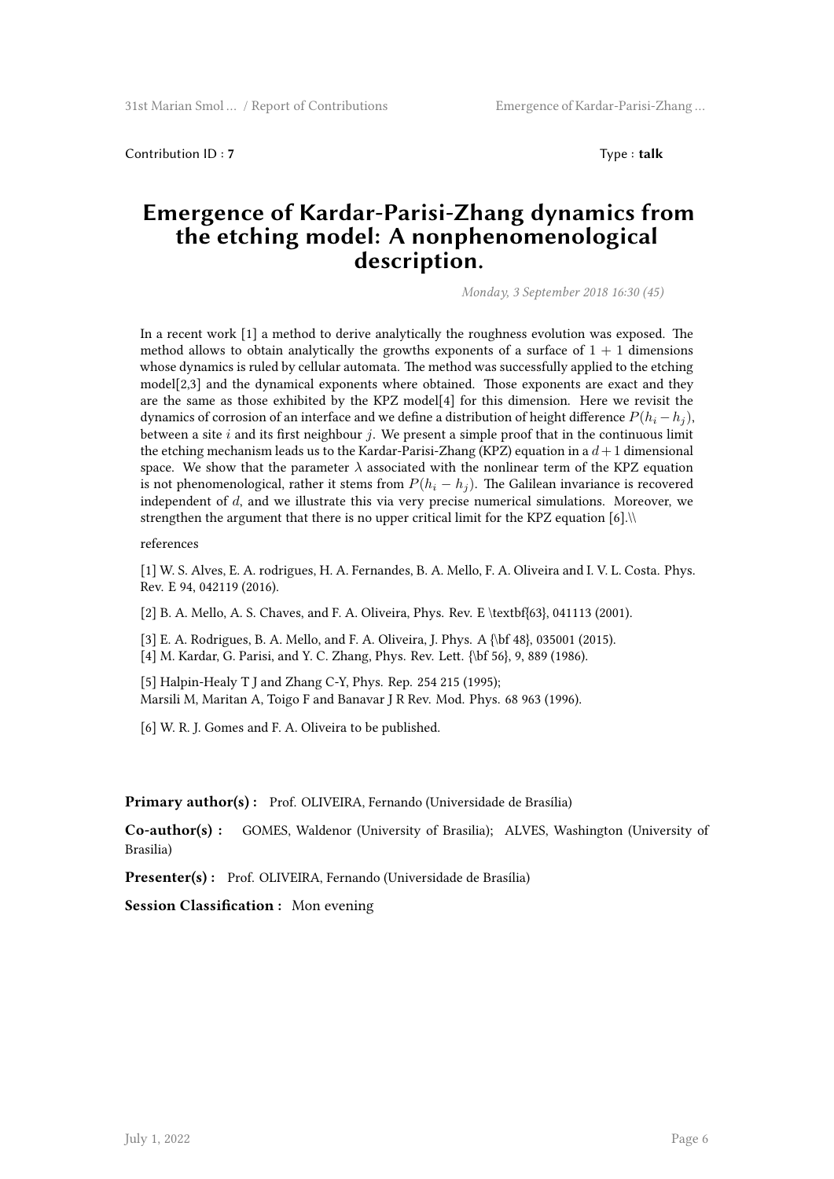Contribution ID : **7** Type : **talk**

# Emergence of Kardar-Parisi-Zhang dynamics from the etching model: A nonphenomenological description.

*Monday, 3 September 2018 16:30 (45)*

In a recent work [1] a method to derive analytically the roughness evolution was exposed. The method allows to obtain analytically the growths exponents of a surface of $1 + 1$ dimensions whose dynamics is ruled by cellular automata. The method was successfully applied to the etching model[2,3] and the dynamical exponents where obtained. Those exponents are exact and they are the same as those exhibited by the KPZ model[4] for this dimension. Here we revisit the dynamics of corrosion of an interface and we define a distribution of height difference $P(h_i - h_j)$, between a site $i$ and its first neighbour $j$. We present a simple proof that in the continuous limit the etching mechanism leads us to the Kardar-Parisi-Zhang (KPZ) equation in a $d+1$ dimensional space. We show that the parameter $\lambda$ associated with the nonlinear term of the KPZ equation is not phenomenological, rather it stems from $P(h_i - h_j)$. The Galilean invariance is recovered independent of $d$, and we illustrate this via very precise numerical simulations. Moreover, we strengthen the argument that there is no upper critical limit for the KPZ equation [6].\\

references

[1] W. S. Alves, E. A. rodrigues, H. A. Fernandes, B. A. Mello, F. A. Oliveira and I. V. L. Costa. Phys. Rev. E 94, 042119 (2016).

[2] B. A. Mello, A. S. Chaves, and F. A. Oliveira, Phys. Rev. E \textbf{63}, 041113 (2001).

[3] E. A. Rodrigues, B. A. Mello, and F. A. Oliveira, J. Phys. A {\bf 48}, 035001 (2015).
[4] M. Kardar, G. Parisi, and Y. C. Zhang, Phys. Rev. Lett. {\bf 56}, 9, 889 (1986).

[5] Halpin-Healy T J and Zhang C-Y, Phys. Rep. 254 215 (1995);
Marsili M, Maritan A, Toigo F and Banavar J R Rev. Mod. Phys. 68 963 (1996).

[6] W. R. J. Gomes and F. A. Oliveira to be published.

**Primary author(s) :** Prof. OLIVEIRA, Fernando (Universidade de Brasília)

**Co-author(s) :** GOMES, Waldenor (University of Brasilia); ALVES, Washington (University of Brasilia)

**Presenter(s) :** Prof. OLIVEIRA, Fernando (Universidade de Brasília)

**Session Classification :** Mon evening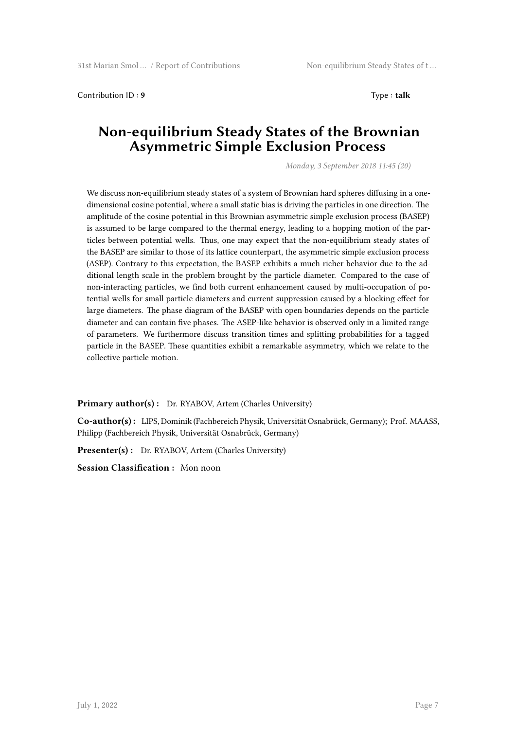Contribution ID : **9**

Type : **talk**

# Non-equilibrium Steady States of the Brownian Asymmetric Simple Exclusion Process

*Monday, 3 September 2018 11:45 (20)*

We discuss non-equilibrium steady states of a system of Brownian hard spheres diffusing in a one-dimensional cosine potential, where a small static bias is driving the particles in one direction. The amplitude of the cosine potential in this Brownian asymmetric simple exclusion process (BASEP) is assumed to be large compared to the thermal energy, leading to a hopping motion of the particles between potential wells. Thus, one may expect that the non-equilibrium steady states of the BASEP are similar to those of its lattice counterpart, the asymmetric simple exclusion process (ASEP). Contrary to this expectation, the BASEP exhibits a much richer behavior due to the additional length scale in the problem brought by the particle diameter. Compared to the case of non-interacting particles, we find both current enhancement caused by multi-occupation of potential wells for small particle diameters and current suppression caused by a blocking effect for large diameters. The phase diagram of the BASEP with open boundaries depends on the particle diameter and can contain five phases. The ASEP-like behavior is observed only in a limited range of parameters. We furthermore discuss transition times and splitting probabilities for a tagged particle in the BASEP. These quantities exhibit a remarkable asymmetry, which we relate to the collective particle motion.

**Primary author(s) :** Dr. RYABOV, Artem (Charles University)

**Co-author(s) :** LIPS, Dominik (Fachbereich Physik, Universität Osnabrück, Germany); Prof. MAASS, Philipp (Fachbereich Physik, Universität Osnabrück, Germany)

**Presenter(s) :** Dr. RYABOV, Artem (Charles University)

**Session Classification :** Mon noon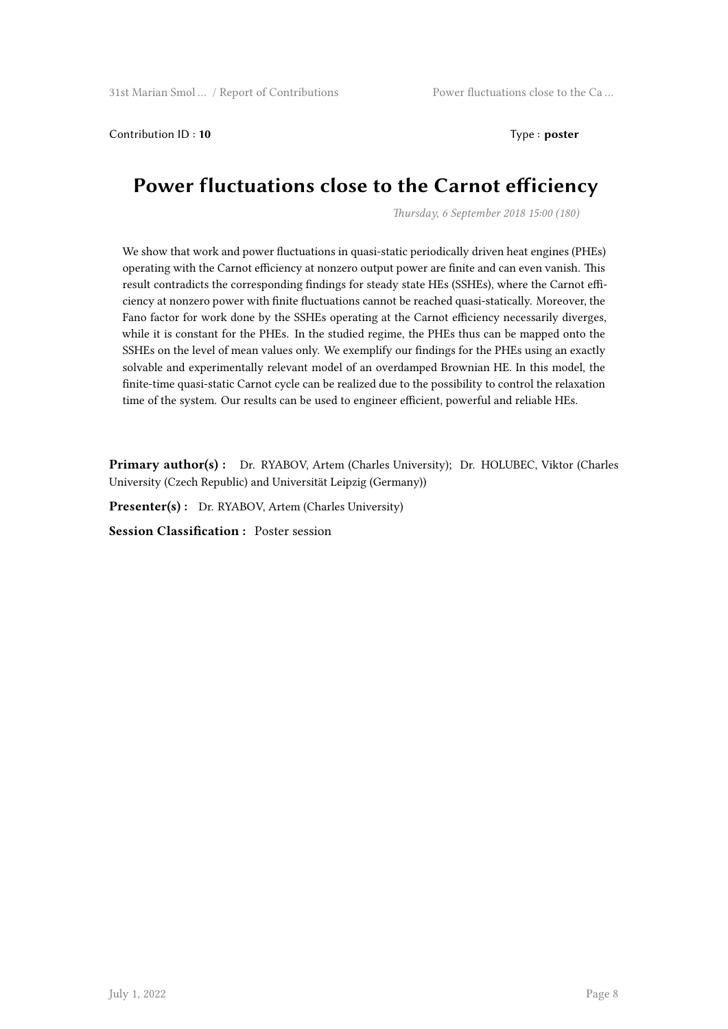Contribution ID : **10** Type : **poster**

# Power fluctuations close to the Carnot efficiency

*Thursday, 6 September 2018 15:00 (180)*

We show that work and power fluctuations in quasi-static periodically driven heat engines (PHEs) operating with the Carnot efficiency at nonzero output power are finite and can even vanish. This result contradicts the corresponding findings for steady state HEs (SSHEs), where the Carnot efficiency at nonzero power with finite fluctuations cannot be reached quasi-statically. Moreover, the Fano factor for work done by the SSHEs operating at the Carnot efficiency necessarily diverges, while it is constant for the PHEs. In the studied regime, the PHEs thus can be mapped onto the SSHEs on the level of mean values only. We exemplify our findings for the PHEs using an exactly solvable and experimentally relevant model of an overdamped Brownian HE. In this model, the finite-time quasi-static Carnot cycle can be realized due to the possibility to control the relaxation time of the system. Our results can be used to engineer efficient, powerful and reliable HEs.

**Primary author(s) :** Dr. RYABOV, Artem (Charles University); Dr. HOLUBEC, Viktor (Charles University (Czech Republic) and Universität Leipzig (Germany))

**Presenter(s) :** Dr. RYABOV, Artem (Charles University)

**Session Classification :** Poster session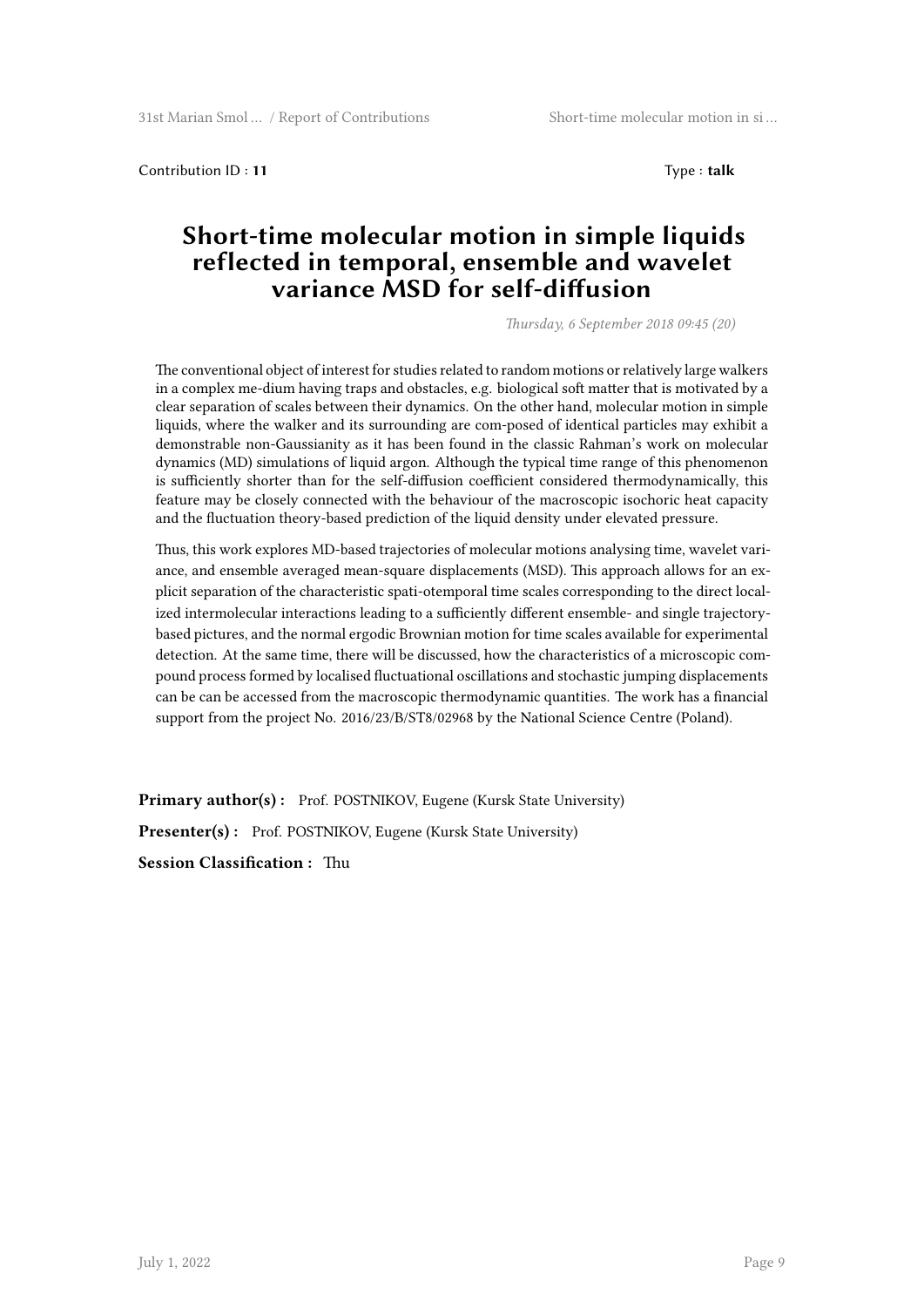Contribution ID : **11** Type : **talk**

# Short-time molecular motion in simple liquids reflected in temporal, ensemble and wavelet variance MSD for self-diffusion

*Thursday, 6 September 2018 09:45 (20)*

The conventional object of interest for studies related to random motions or relatively large walkers in a complex me-dium having traps and obstacles, e.g. biological soft matter that is motivated by a clear separation of scales between their dynamics. On the other hand, molecular motion in simple liquids, where the walker and its surrounding are com-posed of identical particles may exhibit a demonstrable non-Gaussianity as it has been found in the classic Rahman's work on molecular dynamics (MD) simulations of liquid argon. Although the typical time range of this phenomenon is sufficiently shorter than for the self-diffusion coefficient considered thermodynamically, this feature may be closely connected with the behaviour of the macroscopic isochoric heat capacity and the fluctuation theory-based prediction of the liquid density under elevated pressure.

Thus, this work explores MD-based trajectories of molecular motions analysing time, wavelet variance, and ensemble averaged mean-square displacements (MSD). This approach allows for an explicit separation of the characteristic spati-otemporal time scales corresponding to the direct localized intermolecular interactions leading to a sufficiently different ensemble- and single trajectory-based pictures, and the normal ergodic Brownian motion for time scales available for experimental detection. At the same time, there will be discussed, how the characteristics of a microscopic compound process formed by localised fluctuational oscillations and stochastic jumping displacements can be can be accessed from the macroscopic thermodynamic quantities. The work has a financial support from the project No. 2016/23/B/ST8/02968 by the National Science Centre (Poland).

**Primary author(s) :** Prof. POSTNIKOV, Eugene (Kursk State University)

**Presenter(s) :** Prof. POSTNIKOV, Eugene (Kursk State University)

**Session Classification :** Thu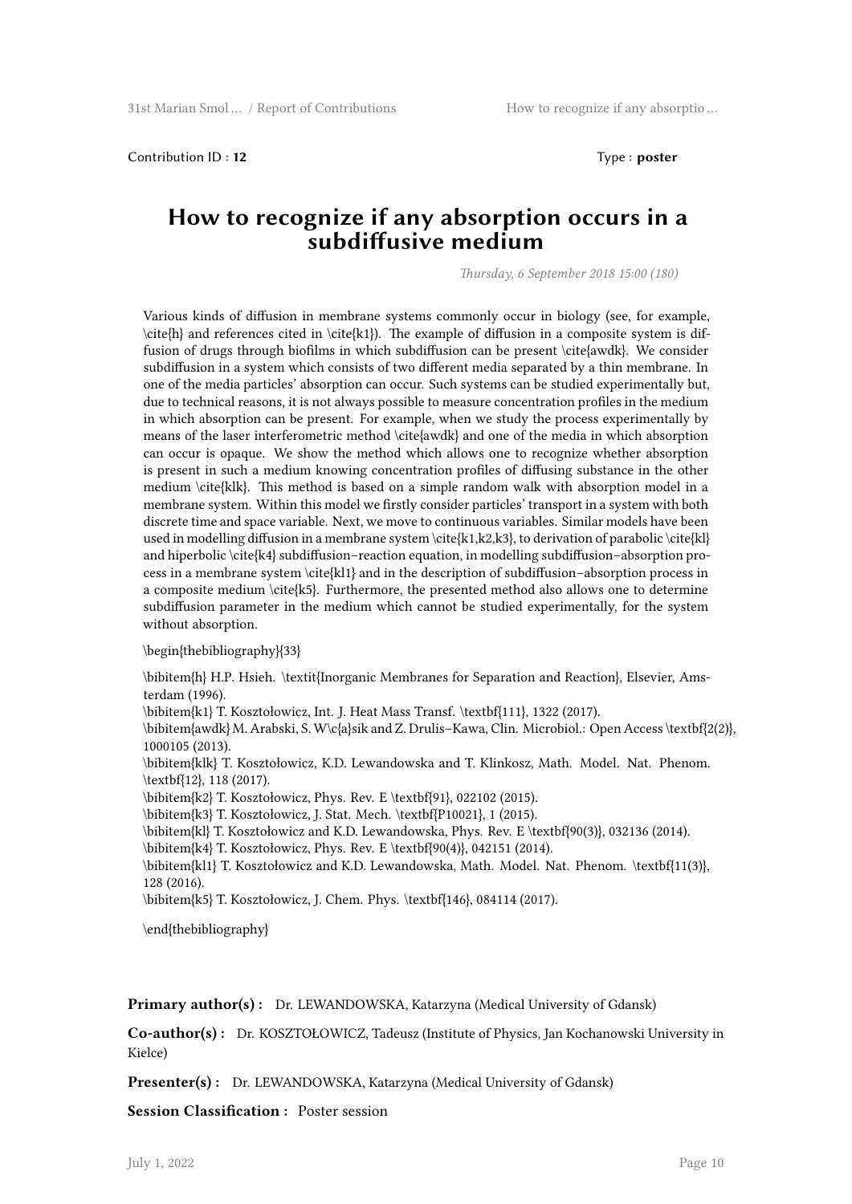Contribution ID : **12** Type : **poster**

# How to recognize if any absorption occurs in a subdiffusive medium

*Thursday, 6 September 2018 15:00 (180)*

Various kinds of diffusion in membrane systems commonly occur in biology (see, for example, \cite{h} and references cited in \cite{k1}). The example of diffusion in a composite system is diffusion of drugs through biofilms in which subdiffusion can be present \cite{awdk}. We consider subdiffusion in a system which consists of two different media separated by a thin membrane. In one of the media particles' absorption can occur. Such systems can be studied experimentally but, due to technical reasons, it is not always possible to measure concentration profiles in the medium in which absorption can be present. For example, when we study the process experimentally by means of the laser interferometric method \cite{awdk} and one of the media in which absorption can occur is opaque. We show the method which allows one to recognize whether absorption is present in such a medium knowing concentration profiles of diffusing substance in the other medium \cite{klk}. This method is based on a simple random walk with absorption model in a membrane system. Within this model we firstly consider particles' transport in a system with both discrete time and space variable. Next, we move to continuous variables. Similar models have been used in modelling diffusion in a membrane system \cite{k1,k2,k3}, to derivation of parabolic \cite{kl} and hiperbolic \cite{k4} subdiffusion–reaction equation, in modelling subdiffusion–absorption process in a membrane system \cite{kl1} and in the description of subdiffusion–absorption process in a composite medium \cite{k5}. Furthermore, the presented method also allows one to determine subdiffusion parameter in the medium which cannot be studied experimentally, for the system without absorption.

\begin{thebibliography}{33}

\bibitem{h} H.P. Hsieh. \textit{Inorganic Membranes for Separation and Reaction}, Elsevier, Amsterdam (1996).
\bibitem{k1} T. Kosztołowicz, Int. J. Heat Mass Transf. \textbf{111}, 1322 (2017).
\bibitem{awdk} M. Arabski, S. W\c{a}sik and Z. Drulis–Kawa, Clin. Microbiol.: Open Access \textbf{2(2)}, 1000105 (2013).
\bibitem{klk} T. Kosztołowicz, K.D. Lewandowska and T. Klinkosz, Math. Model. Nat. Phenom. \textbf{12}, 118 (2017).
\bibitem{k2} T. Kosztołowicz, Phys. Rev. E \textbf{91}, 022102 (2015).
\bibitem{k3} T. Kosztołowicz, J. Stat. Mech. \textbf{P10021}, 1 (2015).
\bibitem{kl} T. Kosztołowicz and K.D. Lewandowska, Phys. Rev. E \textbf{90(3)}, 032136 (2014).
\bibitem{k4} T. Kosztołowicz, Phys. Rev. E \textbf{90(4)}, 042151 (2014).
\bibitem{kl1} T. Kosztołowicz and K.D. Lewandowska, Math. Model. Nat. Phenom. \textbf{11(3)}, 128 (2016).
\bibitem{k5} T. Kosztołowicz, J. Chem. Phys. \textbf{146}, 084114 (2017).

\end{thebibliography}

**Primary author(s) :** Dr. LEWANDOWSKA, Katarzyna (Medical University of Gdansk)

**Co-author(s) :** Dr. KOSZTOŁOWICZ, Tadeusz (Institute of Physics, Jan Kochanowski University in Kielce)

**Presenter(s) :** Dr. LEWANDOWSKA, Katarzyna (Medical University of Gdansk)

**Session Classification :** Poster session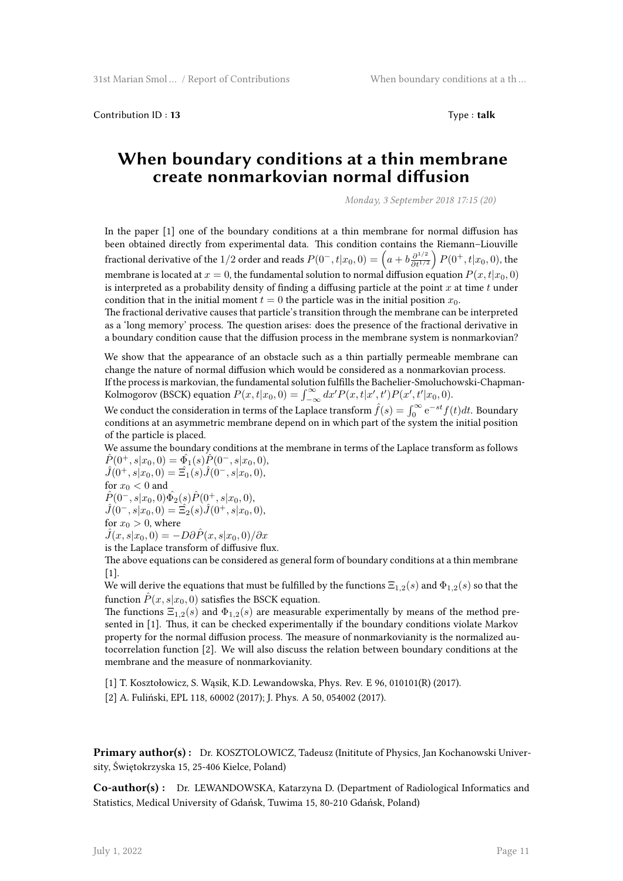Contribution ID : **13** Type : **talk**

# When boundary conditions at a thin membrane create nonmarkovian normal diffusion

*Monday, 3 September 2018 17:15 (20)*

In the paper [1] one of the boundary conditions at a thin membrane for normal diffusion has been obtained directly from experimental data. This condition contains the Riemann–Liouville fractional derivative of the 1/2 order and reads $P(0^-,t|x_0,0) = \left(a + b\frac{\partial^{1/2}}{\partial t^{1/2}}\right)P(0^+,t|x_0,0)$, the membrane is located at $x = 0$, the fundamental solution to normal diffusion equation $P(x,t|x_0,0)$ is interpreted as a probability density of finding a diffusing particle at the point $x$ at time $t$ under condition that in the initial moment $t = 0$ the particle was in the initial position $x_0$.
The fractional derivative causes that particle's transition through the membrane can be interpreted as a 'long memory' process. The question arises: does the presence of the fractional derivative in a boundary condition cause that the diffusion process in the membrane system is nonmarkovian?

We show that the appearance of an obstacle such as a thin partially permeable membrane can change the nature of normal diffusion which would be considered as a nonmarkovian process.
If the process is markovian, the fundamental solution fulfills the Bachelier-Smoluchowski-Chapman-Kolmogorov (BSCK) equation $P(x,t|x_0,0) = \int_{-\infty}^{\infty} dx' P(x,t|x',t')P(x',t'|x_0,0)$.
We conduct the consideration in terms of the Laplace transform $\hat{f}(s) = \int_0^\infty e^{-st}f(t)dt$. Boundary conditions at an asymmetric membrane depend on in which part of the system the initial position of the particle is placed.
We assume the boundary conditions at the membrane in terms of the Laplace transform as follows
$\hat{P}(0^+,s|x_0,0) = \hat{\Phi}_1(s)\hat{P}(0^-,s|x_0,0)$,
$\hat{J}(0^+,s|x_0,0) = \hat{\Xi}_1(s)\hat{J}(0^-,s|x_0,0)$,
for $x_0 < 0$ and
$\hat{P}(0^-,s|x_0,0)\hat{\Phi}_2(s)\hat{P}(0^+,s|x_0,0)$,
$\hat{J}(0^-,s|x_0,0) = \hat{\Xi}_2(s)\hat{J}(0^+,s|x_0,0)$,
for $x_0 > 0$, where
$\hat{J}(x,s|x_0,0) = -D\partial\hat{P}(x,s|x_0,0)/\partial x$
is the Laplace transform of diffusive flux.
The above equations can be considered as general form of boundary conditions at a thin membrane [1].
We will derive the equations that must be fulfilled by the functions $\Xi_{1,2}(s)$ and $\Phi_{1,2}(s)$ so that the function $\hat{P}(x,s|x_0,0)$ satisfies the BSCK equation.
The functions $\Xi_{1,2}(s)$ and $\Phi_{1,2}(s)$ are measurable experimentally by means of the method presented in [1]. Thus, it can be checked experimentally if the boundary conditions violate Markov property for the normal diffusion process. The measure of nonmarkovianity is the normalized autocorrelation function [2]. We will also discuss the relation between boundary conditions at the membrane and the measure of nonmarkovianity.

[1] T. Kosztołowicz, S. Wąsik, K.D. Lewandowska, Phys. Rev. E 96, 010101(R) (2017).
[2] A. Fuliński, EPL 118, 60002 (2017); J. Phys. A 50, 054002 (2017).

**Primary author(s) :** Dr. KOSZTOLOWICZ, Tadeusz (Initiute of Physics, Jan Kochanowski University, Świętokrzyska 15, 25-406 Kielce, Poland)

**Co-author(s) :** Dr. LEWANDOWSKA, Katarzyna D. (Department of Radiological Informatics and Statistics, Medical University of Gdańsk, Tuwima 15, 80-210 Gdańsk, Poland)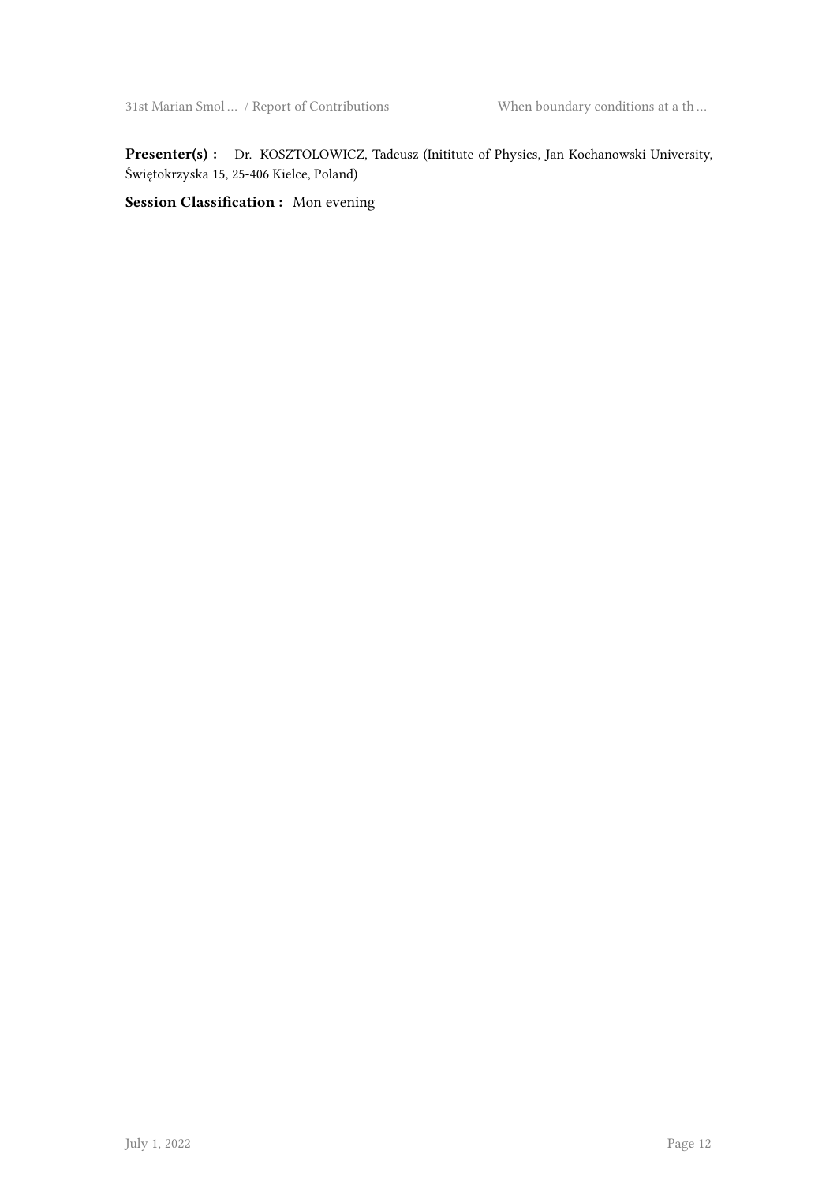**Presenter(s) :** Dr. KOSZTOLOWICZ, Tadeusz (Inititute of Physics, Jan Kochanowski University, Świętokrzyska 15, 25-406 Kielce, Poland)

**Session Classification :** Mon evening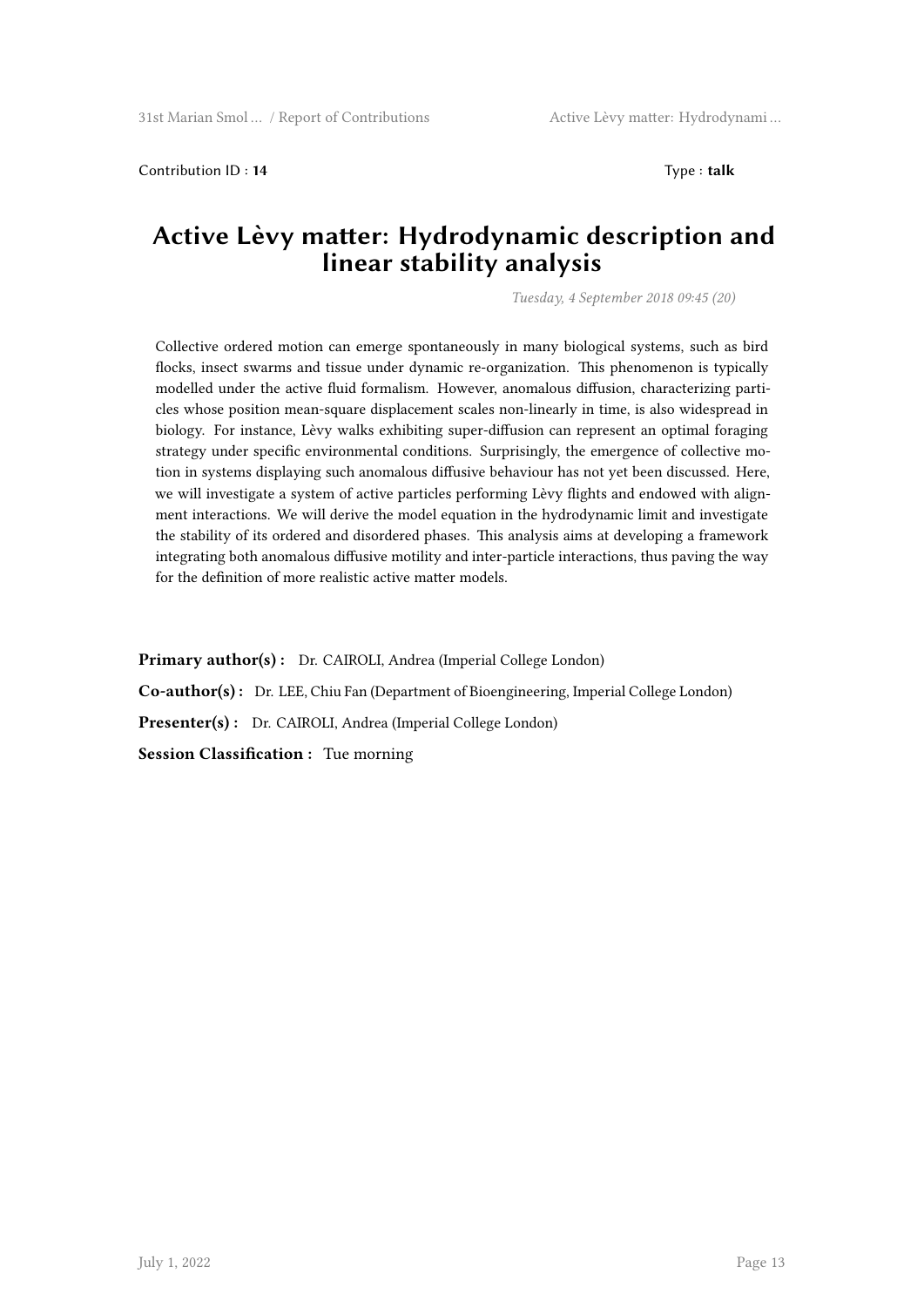Contribution ID : **14**

Type : **talk**

# Active Lèvy matter: Hydrodynamic description and linear stability analysis

*Tuesday, 4 September 2018 09:45 (20)*

Collective ordered motion can emerge spontaneously in many biological systems, such as bird flocks, insect swarms and tissue under dynamic re-organization. This phenomenon is typically modelled under the active fluid formalism. However, anomalous diffusion, characterizing particles whose position mean-square displacement scales non-linearly in time, is also widespread in biology. For instance, Lèvy walks exhibiting super-diffusion can represent an optimal foraging strategy under specific environmental conditions. Surprisingly, the emergence of collective motion in systems displaying such anomalous diffusive behaviour has not yet been discussed. Here, we will investigate a system of active particles performing Lèvy flights and endowed with alignment interactions. We will derive the model equation in the hydrodynamic limit and investigate the stability of its ordered and disordered phases. This analysis aims at developing a framework integrating both anomalous diffusive motility and inter-particle interactions, thus paving the way for the definition of more realistic active matter models.

**Primary author(s) :** Dr. CAIROLI, Andrea (Imperial College London)

**Co-author(s) :** Dr. LEE, Chiu Fan (Department of Bioengineering, Imperial College London)

**Presenter(s) :** Dr. CAIROLI, Andrea (Imperial College London)

**Session Classification :** Tue morning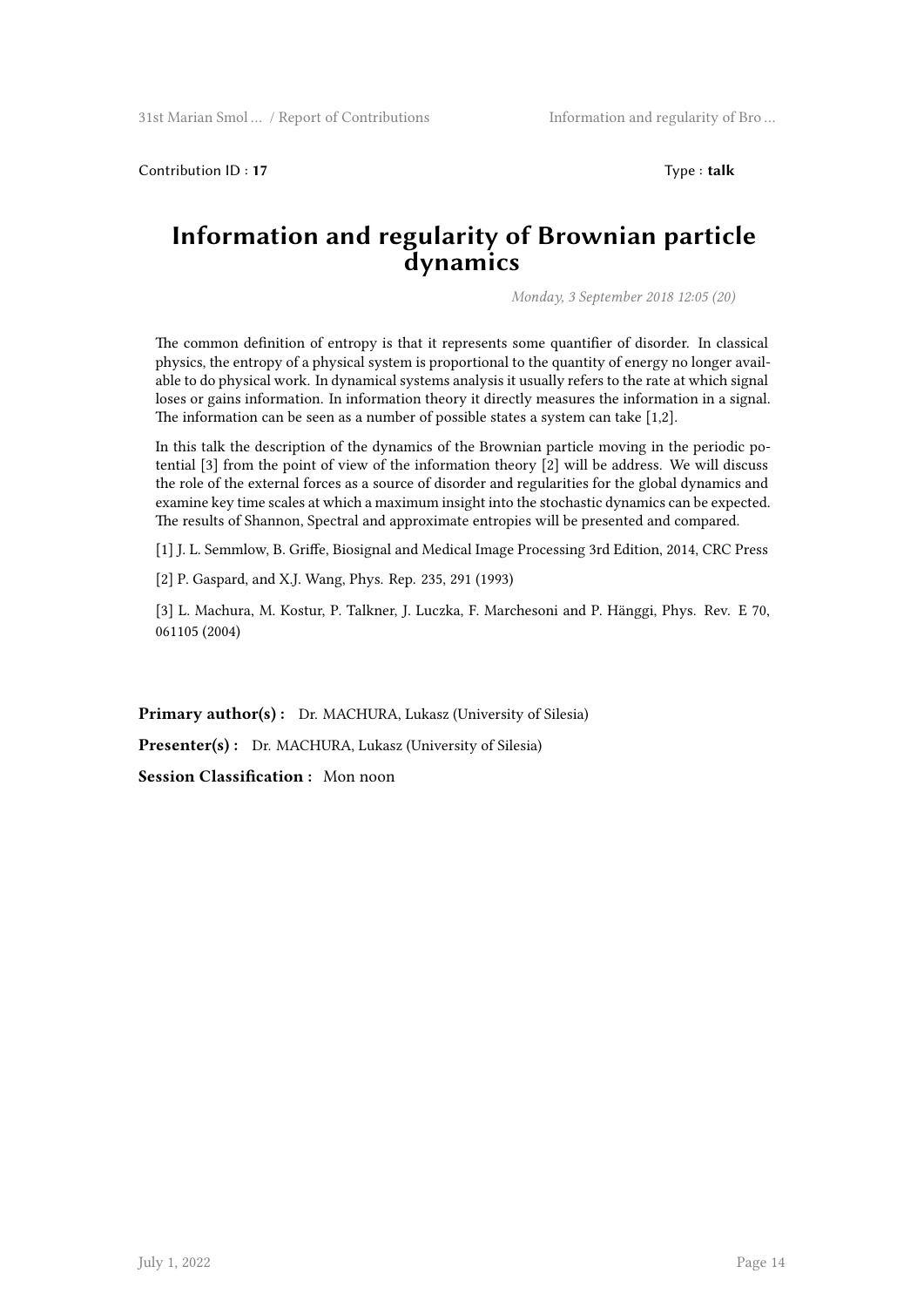Contribution ID : **17** Type : **talk**

# Information and regularity of Brownian particle dynamics

*Monday, 3 September 2018 12:05 (20)*

The common definition of entropy is that it represents some quantifier of disorder. In classical physics, the entropy of a physical system is proportional to the quantity of energy no longer available to do physical work. In dynamical systems analysis it usually refers to the rate at which signal loses or gains information. In information theory it directly measures the information in a signal. The information can be seen as a number of possible states a system can take [1,2].

In this talk the description of the dynamics of the Brownian particle moving in the periodic potential [3] from the point of view of the information theory [2] will be address. We will discuss the role of the external forces as a source of disorder and regularities for the global dynamics and examine key time scales at which a maximum insight into the stochastic dynamics can be expected. The results of Shannon, Spectral and approximate entropies will be presented and compared.

[1] J. L. Semmlow, B. Griffe, Biosignal and Medical Image Processing 3rd Edition, 2014, CRC Press

[2] P. Gaspard, and X.J. Wang, Phys. Rep. 235, 291 (1993)

[3] L. Machura, M. Kostur, P. Talkner, J. Luczka, F. Marchesoni and P. Hänggi, Phys. Rev. E 70, 061105 (2004)

**Primary author(s) :** Dr. MACHURA, Lukasz (University of Silesia)

**Presenter(s) :** Dr. MACHURA, Lukasz (University of Silesia)

**Session Classification :** Mon noon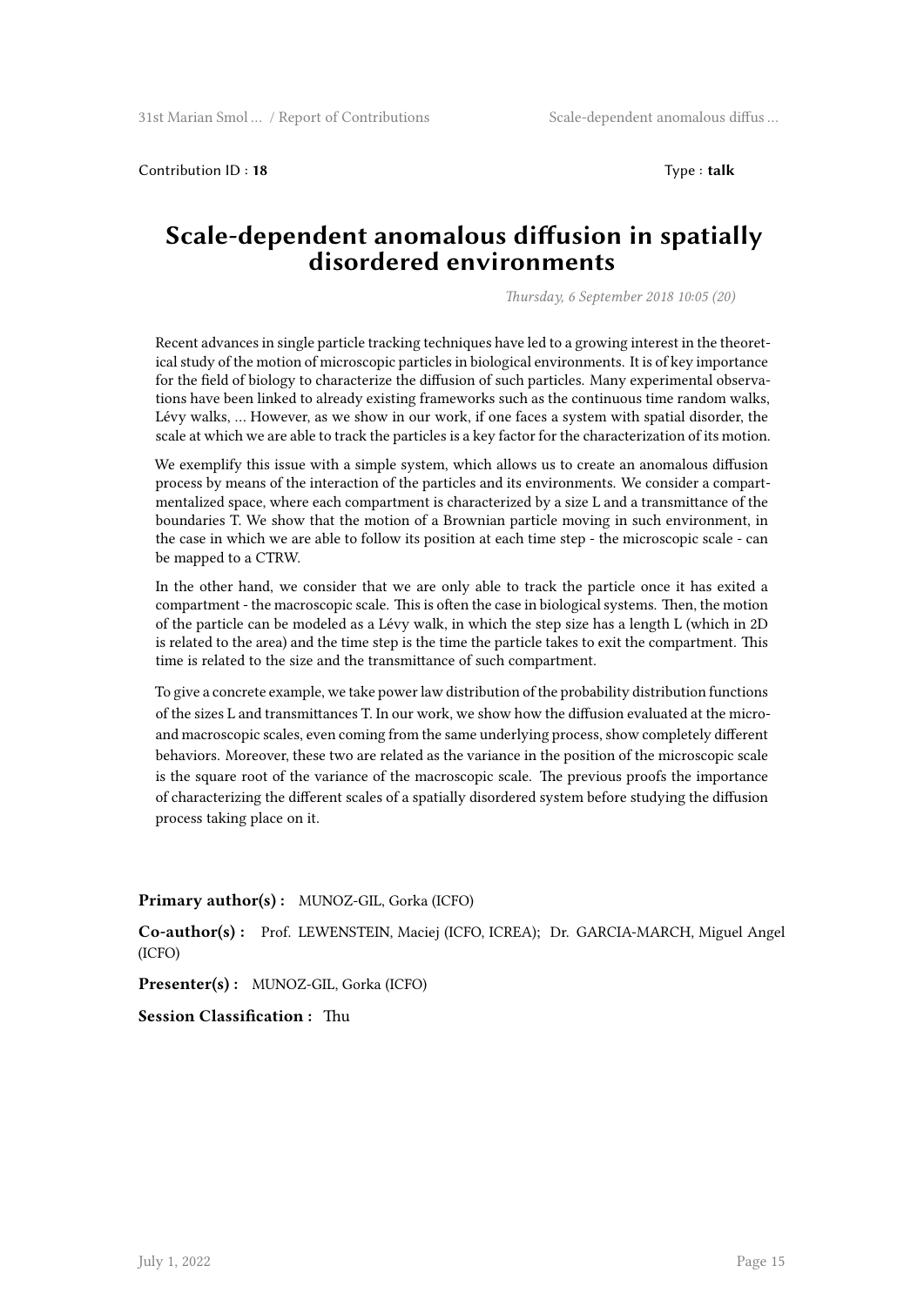Contribution ID : **18** Type : **talk**

# Scale-dependent anomalous diffusion in spatially disordered environments

*Thursday, 6 September 2018 10:05 (20)*

Recent advances in single particle tracking techniques have led to a growing interest in the theoretical study of the motion of microscopic particles in biological environments. It is of key importance for the field of biology to characterize the diffusion of such particles. Many experimental observations have been linked to already existing frameworks such as the continuous time random walks, Lévy walks, … However, as we show in our work, if one faces a system with spatial disorder, the scale at which we are able to track the particles is a key factor for the characterization of its motion.

We exemplify this issue with a simple system, which allows us to create an anomalous diffusion process by means of the interaction of the particles and its environments. We consider a compartmentalized space, where each compartment is characterized by a size L and a transmittance of the boundaries T. We show that the motion of a Brownian particle moving in such environment, in the case in which we are able to follow its position at each time step - the microscopic scale - can be mapped to a CTRW.

In the other hand, we consider that we are only able to track the particle once it has exited a compartment - the macroscopic scale. This is often the case in biological systems. Then, the motion of the particle can be modeled as a Lévy walk, in which the step size has a length L (which in 2D is related to the area) and the time step is the time the particle takes to exit the compartment. This time is related to the size and the transmittance of such compartment.

To give a concrete example, we take power law distribution of the probability distribution functions of the sizes L and transmittances T. In our work, we show how the diffusion evaluated at the micro- and macroscopic scales, even coming from the same underlying process, show completely different behaviors. Moreover, these two are related as the variance in the position of the microscopic scale is the square root of the variance of the macroscopic scale. The previous proofs the importance of characterizing the different scales of a spatially disordered system before studying the diffusion process taking place on it.

**Primary author(s) :** MUNOZ-GIL, Gorka (ICFO)

**Co-author(s) :** Prof. LEWENSTEIN, Maciej (ICFO, ICREA); Dr. GARCIA-MARCH, Miguel Angel (ICFO)

**Presenter(s) :** MUNOZ-GIL, Gorka (ICFO)

**Session Classification :** Thu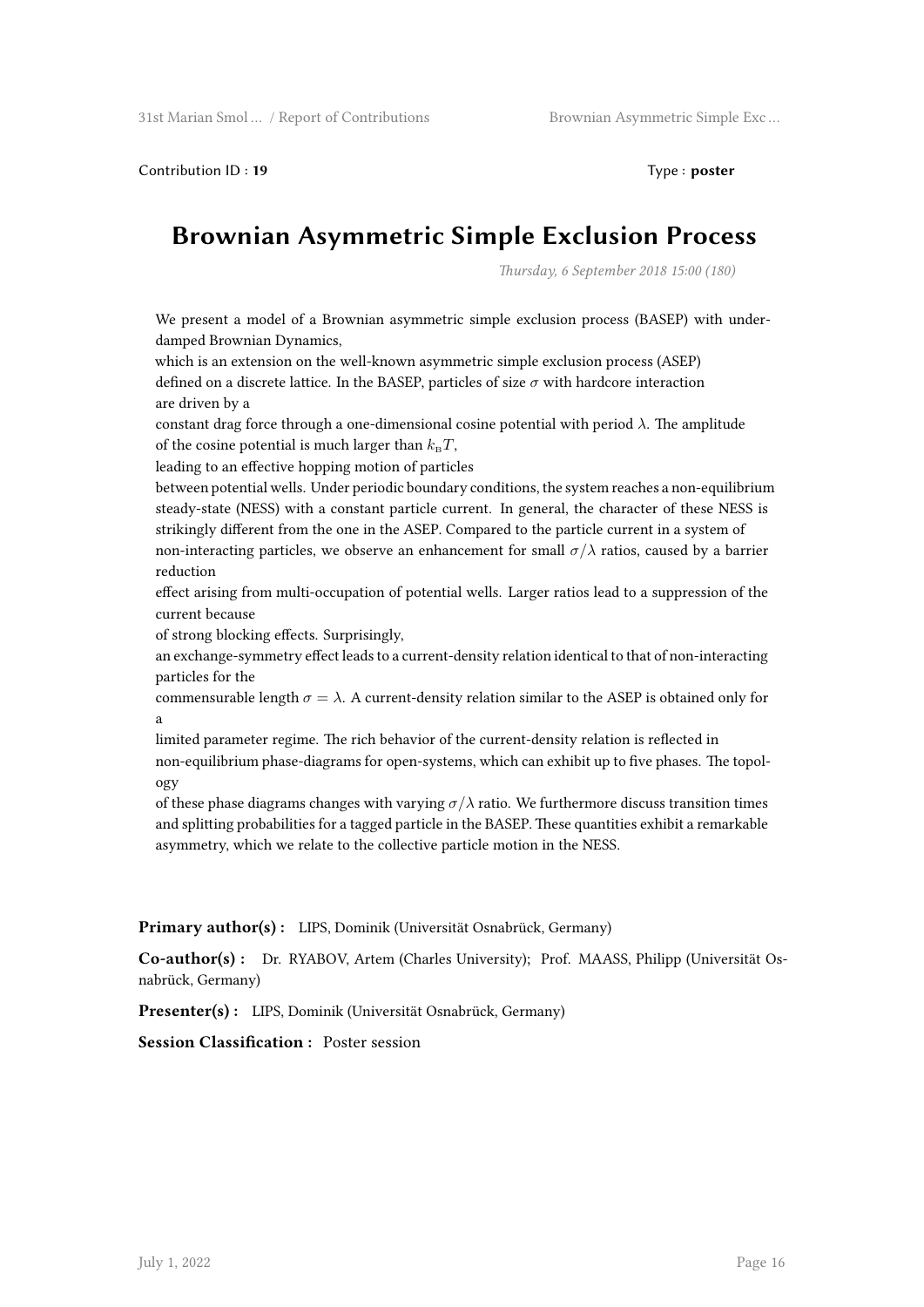Contribution ID : **19** Type : **poster**

# Brownian Asymmetric Simple Exclusion Process

*Thursday, 6 September 2018 15:00 (180)*

We present a model of a Brownian asymmetric simple exclusion process (BASEP) with underdamped Brownian Dynamics, which is an extension on the well-known asymmetric simple exclusion process (ASEP) defined on a discrete lattice. In the BASEP, particles of size $\sigma$ with hardcore interaction are driven by a constant drag force through a one-dimensional cosine potential with period $\lambda$. The amplitude of the cosine potential is much larger than $k_{\mathrm{B}}T$, leading to an effective hopping motion of particles between potential wells. Under periodic boundary conditions, the system reaches a non-equilibrium steady-state (NESS) with a constant particle current. In general, the character of these NESS is strikingly different from the one in the ASEP. Compared to the particle current in a system of non-interacting particles, we observe an enhancement for small $\sigma/\lambda$ ratios, caused by a barrier reduction effect arising from multi-occupation of potential wells. Larger ratios lead to a suppression of the current because of strong blocking effects. Surprisingly, an exchange-symmetry effect leads to a current-density relation identical to that of non-interacting particles for the commensurable length $\sigma = \lambda$. A current-density relation similar to the ASEP is obtained only for a limited parameter regime. The rich behavior of the current-density relation is reflected in non-equilibrium phase-diagrams for open-systems, which can exhibit up to five phases. The topology of these phase diagrams changes with varying $\sigma/\lambda$ ratio. We furthermore discuss transition times and splitting probabilities for a tagged particle in the BASEP. These quantities exhibit a remarkable asymmetry, which we relate to the collective particle motion in the NESS.

**Primary author(s) :** LIPS, Dominik (Universität Osnabrück, Germany)

**Co-author(s) :** Dr. RYABOV, Artem (Charles University); Prof. MAASS, Philipp (Universität Osnabrück, Germany)

**Presenter(s) :** LIPS, Dominik (Universität Osnabrück, Germany)

**Session Classification :** Poster session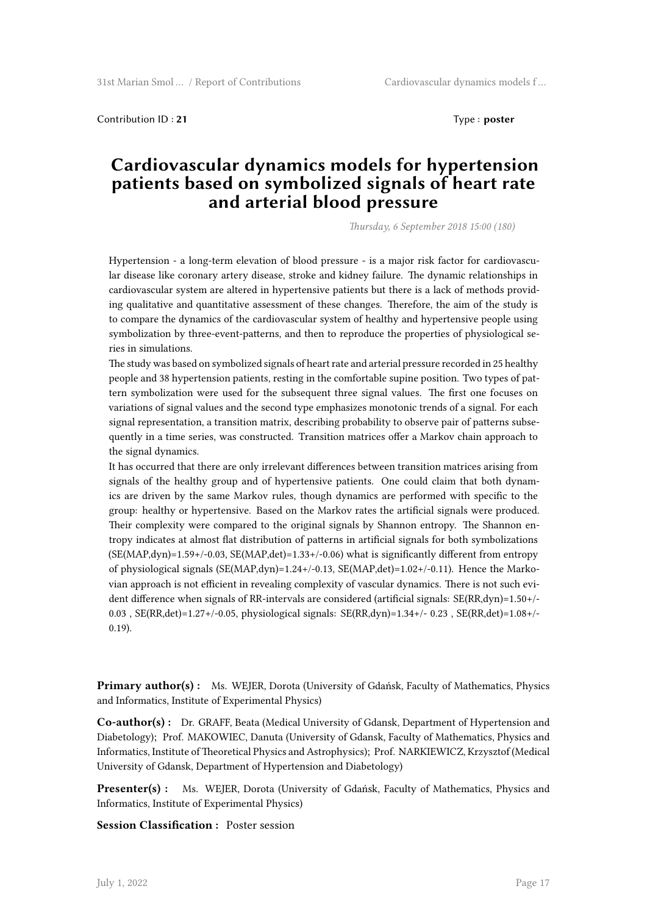Contribution ID : **21** Type : **poster**

# Cardiovascular dynamics models for hypertension patients based on symbolized signals of heart rate and arterial blood pressure

*Thursday, 6 September 2018 15:00 (180)*

Hypertension - a long-term elevation of blood pressure - is a major risk factor for cardiovascular disease like coronary artery disease, stroke and kidney failure. The dynamic relationships in cardiovascular system are altered in hypertensive patients but there is a lack of methods providing qualitative and quantitative assessment of these changes. Therefore, the aim of the study is to compare the dynamics of the cardiovascular system of healthy and hypertensive people using symbolization by three-event-patterns, and then to reproduce the properties of physiological series in simulations.

The study was based on symbolized signals of heart rate and arterial pressure recorded in 25 healthy people and 38 hypertension patients, resting in the comfortable supine position. Two types of pattern symbolization were used for the subsequent three signal values. The first one focuses on variations of signal values and the second type emphasizes monotonic trends of a signal. For each signal representation, a transition matrix, describing probability to observe pair of patterns subsequently in a time series, was constructed. Transition matrices offer a Markov chain approach to the signal dynamics.

It has occurred that there are only irrelevant differences between transition matrices arising from signals of the healthy group and of hypertensive patients. One could claim that both dynamics are driven by the same Markov rules, though dynamics are performed with specific to the group: healthy or hypertensive. Based on the Markov rates the artificial signals were produced. Their complexity were compared to the original signals by Shannon entropy. The Shannon entropy indicates at almost flat distribution of patterns in artificial signals for both symbolizations (SE(MAP,dyn)=1.59+/-0.03, SE(MAP,det)=1.33+/-0.06) what is significantly different from entropy of physiological signals (SE(MAP,dyn)=1.24+/-0.13, SE(MAP,det)=1.02+/-0.11). Hence the Markovian approach is not efficient in revealing complexity of vascular dynamics. There is not such evident difference when signals of RR-intervals are considered (artificial signals: SE(RR,dyn)=1.50+/-0.03 , SE(RR,det)=1.27+/-0.05, physiological signals: SE(RR,dyn)=1.34+/- 0.23 , SE(RR,det)=1.08+/-0.19).

**Primary author(s) :** Ms. WEJER, Dorota (University of Gdańsk, Faculty of Mathematics, Physics and Informatics, Institute of Experimental Physics)

**Co-author(s) :** Dr. GRAFF, Beata (Medical University of Gdansk, Department of Hypertension and Diabetology); Prof. MAKOWIEC, Danuta (University of Gdansk, Faculty of Mathematics, Physics and Informatics, Institute of Theoretical Physics and Astrophysics); Prof. NARKIEWICZ, Krzysztof (Medical University of Gdansk, Department of Hypertension and Diabetology)

**Presenter(s) :** Ms. WEJER, Dorota (University of Gdańsk, Faculty of Mathematics, Physics and Informatics, Institute of Experimental Physics)

**Session Classification :** Poster session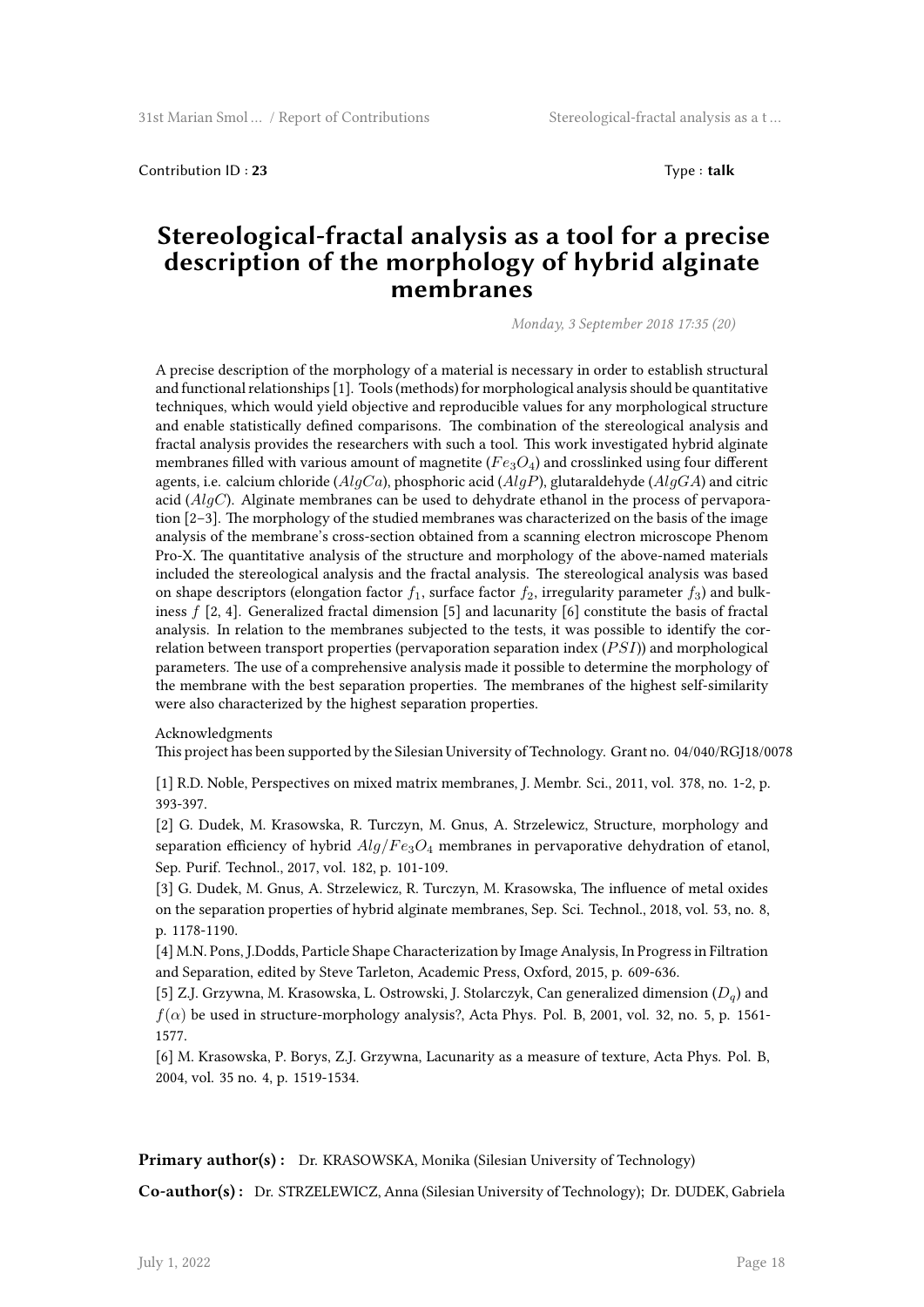Contribution ID : **23**

Type : **talk**

# Stereological-fractal analysis as a tool for a precise description of the morphology of hybrid alginate membranes

*Monday, 3 September 2018 17:35 (20)*

A precise description of the morphology of a material is necessary in order to establish structural and functional relationships [1]. Tools (methods) for morphological analysis should be quantitative techniques, which would yield objective and reproducible values for any morphological structure and enable statistically defined comparisons. The combination of the stereological analysis and fractal analysis provides the researchers with such a tool. This work investigated hybrid alginate membranes filled with various amount of magnetite ($Fe_3O_4$) and crosslinked using four different agents, i.e. calcium chloride ($AlgCa$), phosphoric acid ($AlgP$), glutaraldehyde ($AlgGA$) and citric acid ($AlgC$). Alginate membranes can be used to dehydrate ethanol in the process of pervaporation [2–3]. The morphology of the studied membranes was characterized on the basis of the image analysis of the membrane's cross-section obtained from a scanning electron microscope Phenom Pro-X. The quantitative analysis of the structure and morphology of the above-named materials included the stereological analysis and the fractal analysis. The stereological analysis was based on shape descriptors (elongation factor $f_1$, surface factor $f_2$, irregularity parameter $f_3$) and bulkiness $f$ [2, 4]. Generalized fractal dimension [5] and lacunarity [6] constitute the basis of fractal analysis. In relation to the membranes subjected to the tests, it was possible to identify the correlation between transport properties (pervaporation separation index ($PSI$)) and morphological parameters. The use of a comprehensive analysis made it possible to determine the morphology of the membrane with the best separation properties. The membranes of the highest self-similarity were also characterized by the highest separation properties.

Acknowledgments
This project has been supported by the Silesian University of Technology. Grant no. 04/040/RGJ18/0078

[1] R.D. Noble, Perspectives on mixed matrix membranes, J. Membr. Sci., 2011, vol. 378, no. 1-2, p. 393-397.
[2] G. Dudek, M. Krasowska, R. Turczyn, M. Gnus, A. Strzelewicz, Structure, morphology and separation efficiency of hybrid $Alg/Fe_3O_4$ membranes in pervaporative dehydration of etanol, Sep. Purif. Technol., 2017, vol. 182, p. 101-109.
[3] G. Dudek, M. Gnus, A. Strzelewicz, R. Turczyn, M. Krasowska, The influence of metal oxides on the separation properties of hybrid alginate membranes, Sep. Sci. Technol., 2018, vol. 53, no. 8, p. 1178-1190.
[4] M.N. Pons, J.Dodds, Particle Shape Characterization by Image Analysis, In Progress in Filtration and Separation, edited by Steve Tarleton, Academic Press, Oxford, 2015, p. 609-636.
[5] Z.J. Grzywna, M. Krasowska, L. Ostrowski, J. Stolarczyk, Can generalized dimension ($D_q$) and $f(\alpha)$ be used in structure-morphology analysis?, Acta Phys. Pol. B, 2001, vol. 32, no. 5, p. 1561-1577.
[6] M. Krasowska, P. Borys, Z.J. Grzywna, Lacunarity as a measure of texture, Acta Phys. Pol. B, 2004, vol. 35 no. 4, p. 1519-1534.

**Primary author(s) :** Dr. KRASOWSKA, Monika (Silesian University of Technology)

**Co-author(s) :** Dr. STRZELEWICZ, Anna (Silesian University of Technology); Dr. DUDEK, Gabriela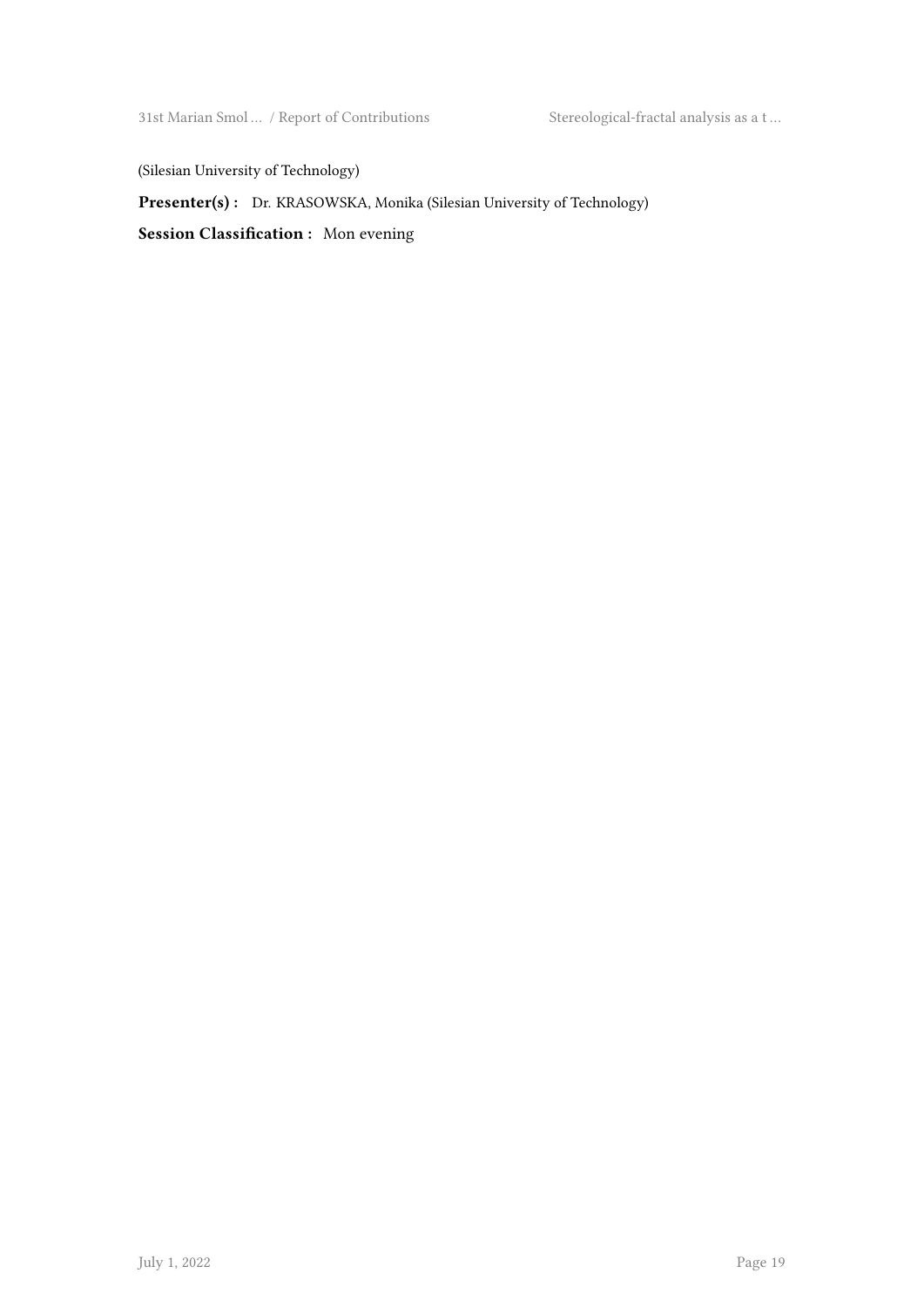(Silesian University of Technology)

**Presenter(s) :** Dr. KRASOWSKA, Monika (Silesian University of Technology)

**Session Classification :** Mon evening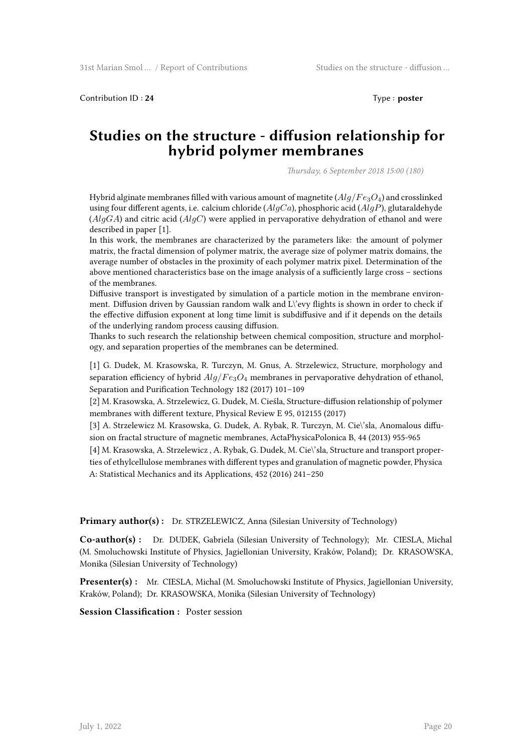Contribution ID : **24** Type : **poster**

# Studies on the structure - diffusion relationship for hybrid polymer membranes

*Thursday, 6 September 2018 15:00 (180)*

Hybrid alginate membranes filled with various amount of magnetite ($Alg/Fe_3O_4$) and crosslinked using four different agents, i.e. calcium chloride ($AlgCa$), phosphoric acid ($AlgP$), glutaraldehyde ($AlgGA$) and citric acid ($AlgC$) were applied in pervaporative dehydration of ethanol and were described in paper [1].

In this work, the membranes are characterized by the parameters like: the amount of polymer matrix, the fractal dimension of polymer matrix, the average size of polymer matrix domains, the average number of obstacles in the proximity of each polymer matrix pixel. Determination of the above mentioned characteristics base on the image analysis of a sufficiently large cross – sections of the membranes.

Diffusive transport is investigated by simulation of a particle motion in the membrane environment. Diffusion driven by Gaussian random walk and L\'evy flights is shown in order to check if the effective diffusion exponent at long time limit is subdiffusive and if it depends on the details of the underlying random process causing diffusion.

Thanks to such research the relationship between chemical composition, structure and morphology, and separation properties of the membranes can be determined.

[1] G. Dudek, M. Krasowska, R. Turczyn, M. Gnus, A. Strzelewicz, Structure, morphology and separation efficiency of hybrid $Alg/Fe_3O_4$ membranes in pervaporative dehydration of ethanol, Separation and Purification Technology 182 (2017) 101–109

[2] M. Krasowska, A. Strzelewicz, G. Dudek, M. Cieśla, Structure-diffusion relationship of polymer membranes with different texture, Physical Review E 95, 012155 (2017)

[3] A. Strzelewicz M. Krasowska, G. Dudek, A. Rybak, R. Turczyn, M. Cie\'sla, Anomalous diffusion on fractal structure of magnetic membranes, ActaPhysicaPolonica B, 44 (2013) 955-965

[4] M. Krasowska, A. Strzelewicz , A. Rybak, G. Dudek, M. Cie\'sla, Structure and transport properties of ethylcellulose membranes with different types and granulation of magnetic powder, Physica A: Statistical Mechanics and its Applications, 452 (2016) 241–250

**Primary author(s) :** Dr. STRZELEWICZ, Anna (Silesian University of Technology)

**Co-author(s) :** Dr. DUDEK, Gabriela (Silesian University of Technology); Mr. CIESLA, Michal (M. Smoluchowski Institute of Physics, Jagiellonian University, Kraków, Poland); Dr. KRASOWSKA, Monika (Silesian University of Technology)

**Presenter(s) :** Mr. CIESLA, Michal (M. Smoluchowski Institute of Physics, Jagiellonian University, Kraków, Poland); Dr. KRASOWSKA, Monika (Silesian University of Technology)

**Session Classification :** Poster session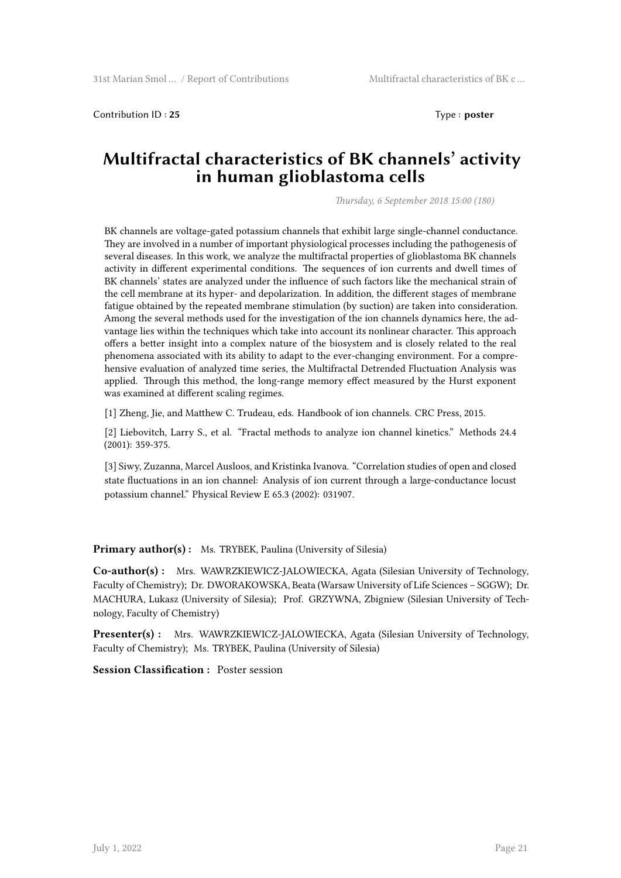Contribution ID : **25** Type : **poster**

# Multifractal characteristics of BK channels' activity in human glioblastoma cells

*Thursday, 6 September 2018 15:00 (180)*

BK channels are voltage-gated potassium channels that exhibit large single-channel conductance. They are involved in a number of important physiological processes including the pathogenesis of several diseases. In this work, we analyze the multifractal properties of glioblastoma BK channels activity in different experimental conditions. The sequences of ion currents and dwell times of BK channels' states are analyzed under the influence of such factors like the mechanical strain of the cell membrane at its hyper- and depolarization. In addition, the different stages of membrane fatigue obtained by the repeated membrane stimulation (by suction) are taken into consideration. Among the several methods used for the investigation of the ion channels dynamics here, the advantage lies within the techniques which take into account its nonlinear character. This approach offers a better insight into a complex nature of the biosystem and is closely related to the real phenomena associated with its ability to adapt to the ever-changing environment. For a comprehensive evaluation of analyzed time series, the Multifractal Detrended Fluctuation Analysis was applied. Through this method, the long-range memory effect measured by the Hurst exponent was examined at different scaling regimes.

[1] Zheng, Jie, and Matthew C. Trudeau, eds. Handbook of ion channels. CRC Press, 2015.

[2] Liebovitch, Larry S., et al. "Fractal methods to analyze ion channel kinetics." Methods 24.4 (2001): 359-375.

[3] Siwy, Zuzanna, Marcel Ausloos, and Kristinka Ivanova. "Correlation studies of open and closed state fluctuations in an ion channel: Analysis of ion current through a large-conductance locust potassium channel." Physical Review E 65.3 (2002): 031907.

**Primary author(s) :** Ms. TRYBEK, Paulina (University of Silesia)

**Co-author(s) :** Mrs. WAWRZKIEWICZ-JALOWIECKA, Agata (Silesian University of Technology, Faculty of Chemistry); Dr. DWORAKOWSKA, Beata (Warsaw University of Life Sciences – SGGW); Dr. MACHURA, Lukasz (University of Silesia); Prof. GRZYWNA, Zbigniew (Silesian University of Technology, Faculty of Chemistry)

**Presenter(s) :** Mrs. WAWRZKIEWICZ-JALOWIECKA, Agata (Silesian University of Technology, Faculty of Chemistry); Ms. TRYBEK, Paulina (University of Silesia)

**Session Classification :** Poster session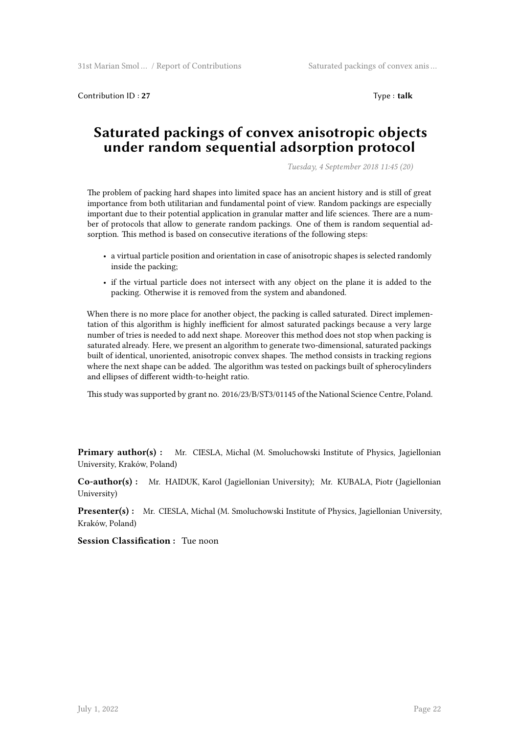Contribution ID : **27** Type : **talk**

# Saturated packings of convex anisotropic objects under random sequential adsorption protocol

*Tuesday, 4 September 2018 11:45 (20)*

The problem of packing hard shapes into limited space has an ancient history and is still of great importance from both utilitarian and fundamental point of view. Random packings are especially important due to their potential application in granular matter and life sciences. There are a number of protocols that allow to generate random packings. One of them is random sequential adsorption. This method is based on consecutive iterations of the following steps:

- a virtual particle position and orientation in case of anisotropic shapes is selected randomly inside the packing;
- if the virtual particle does not intersect with any object on the plane it is added to the packing. Otherwise it is removed from the system and abandoned.

When there is no more place for another object, the packing is called saturated. Direct implementation of this algorithm is highly inefficient for almost saturated packings because a very large number of tries is needed to add next shape. Moreover this method does not stop when packing is saturated already. Here, we present an algorithm to generate two-dimensional, saturated packings built of identical, unoriented, anisotropic convex shapes. The method consists in tracking regions where the next shape can be added. The algorithm was tested on packings built of spherocylinders and ellipses of different width-to-height ratio.

This study was supported by grant no. 2016/23/B/ST3/01145 of the National Science Centre, Poland.

**Primary author(s) :** Mr. CIESLA, Michal (M. Smoluchowski Institute of Physics, Jagiellonian University, Kraków, Poland)

**Co-author(s) :** Mr. HAIDUK, Karol (Jagiellonian University); Mr. KUBALA, Piotr (Jagiellonian University)

**Presenter(s) :** Mr. CIESLA, Michal (M. Smoluchowski Institute of Physics, Jagiellonian University, Kraków, Poland)

**Session Classification :** Tue noon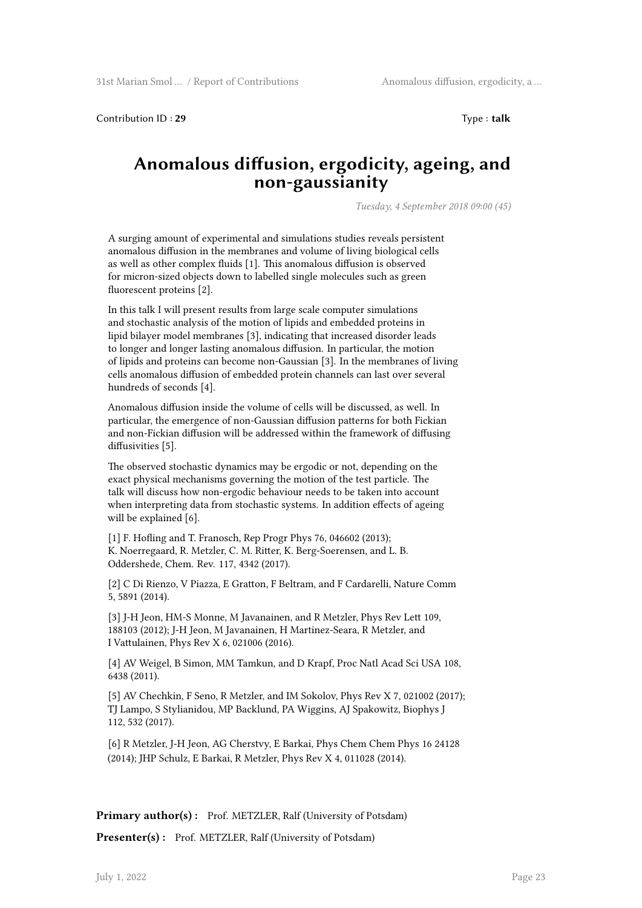Contribution ID : **29**

Type : **talk**

# Anomalous diffusion, ergodicity, ageing, and non-gaussianity

*Tuesday, 4 September 2018 09:00 (45)*

A surging amount of experimental and simulations studies reveals persistent anomalous diffusion in the membranes and volume of living biological cells as well as other complex fluids [1]. This anomalous diffusion is observed for micron-sized objects down to labelled single molecules such as green fluorescent proteins [2].

In this talk I will present results from large scale computer simulations and stochastic analysis of the motion of lipids and embedded proteins in lipid bilayer model membranes [3], indicating that increased disorder leads to longer and longer lasting anomalous diffusion. In particular, the motion of lipids and proteins can become non-Gaussian [3]. In the membranes of living cells anomalous diffusion of embedded protein channels can last over several hundreds of seconds [4].

Anomalous diffusion inside the volume of cells will be discussed, as well. In particular, the emergence of non-Gaussian diffusion patterns for both Fickian and non-Fickian diffusion will be addressed within the framework of diffusing diffusivities [5].

The observed stochastic dynamics may be ergodic or not, depending on the exact physical mechanisms governing the motion of the test particle. The talk will discuss how non-ergodic behaviour needs to be taken into account when interpreting data from stochastic systems. In addition effects of ageing will be explained [6].

[1] F. Hofling and T. Franosch, Rep Progr Phys 76, 046602 (2013); K. Noerregaard, R. Metzler, C. M. Ritter, K. Berg-Soerensen, and L. B. Oddershede, Chem. Rev. 117, 4342 (2017).

[2] C Di Rienzo, V Piazza, E Gratton, F Beltram, and F Cardarelli, Nature Comm 5, 5891 (2014).

[3] J-H Jeon, HM-S Monne, M Javanainen, and R Metzler, Phys Rev Lett 109, 188103 (2012); J-H Jeon, M Javanainen, H Martinez-Seara, R Metzler, and I Vattulainen, Phys Rev X 6, 021006 (2016).

[4] AV Weigel, B Simon, MM Tamkun, and D Krapf, Proc Natl Acad Sci USA 108, 6438 (2011).

[5] AV Chechkin, F Seno, R Metzler, and IM Sokolov, Phys Rev X 7, 021002 (2017); TJ Lampo, S Stylianidou, MP Backlund, PA Wiggins, AJ Spakowitz, Biophys J 112, 532 (2017).

[6] R Metzler, J-H Jeon, AG Cherstvy, E Barkai, Phys Chem Chem Phys 16 24128 (2014); JHP Schulz, E Barkai, R Metzler, Phys Rev X 4, 011028 (2014).

**Primary author(s) :** Prof. METZLER, Ralf (University of Potsdam)

**Presenter(s) :** Prof. METZLER, Ralf (University of Potsdam)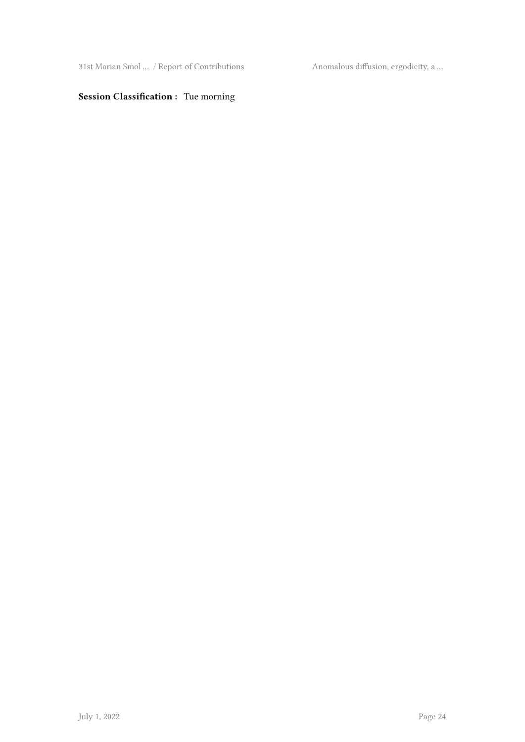**Session Classification :** Tue morning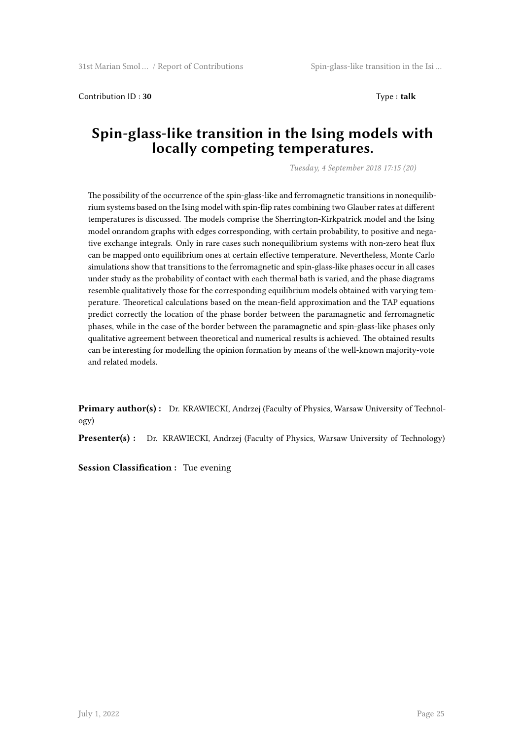Contribution ID : **30**  Type : **talk**

# Spin-glass-like transition in the Ising models with locally competing temperatures.

*Tuesday, 4 September 2018 17:15 (20)*

The possibility of the occurrence of the spin-glass-like and ferromagnetic transitions in nonequilibrium systems based on the Ising model with spin-flip rates combining two Glauber rates at different temperatures is discussed. The models comprise the Sherrington-Kirkpatrick model and the Ising model onrandom graphs with edges corresponding, with certain probability, to positive and negative exchange integrals. Only in rare cases such nonequilibrium systems with non-zero heat flux can be mapped onto equilibrium ones at certain effective temperature. Nevertheless, Monte Carlo simulations show that transitions to the ferromagnetic and spin-glass-like phases occur in all cases under study as the probability of contact with each thermal bath is varied, and the phase diagrams resemble qualitatively those for the corresponding equilibrium models obtained with varying temperature. Theoretical calculations based on the mean-field approximation and the TAP equations predict correctly the location of the phase border between the paramagnetic and ferromagnetic phases, while in the case of the border between the paramagnetic and spin-glass-like phases only qualitative agreement between theoretical and numerical results is achieved. The obtained results can be interesting for modelling the opinion formation by means of the well-known majority-vote and related models.

**Primary author(s) :** Dr. KRAWIECKI, Andrzej (Faculty of Physics, Warsaw University of Technology)

**Presenter(s) :** Dr. KRAWIECKI, Andrzej (Faculty of Physics, Warsaw University of Technology)

**Session Classification :** Tue evening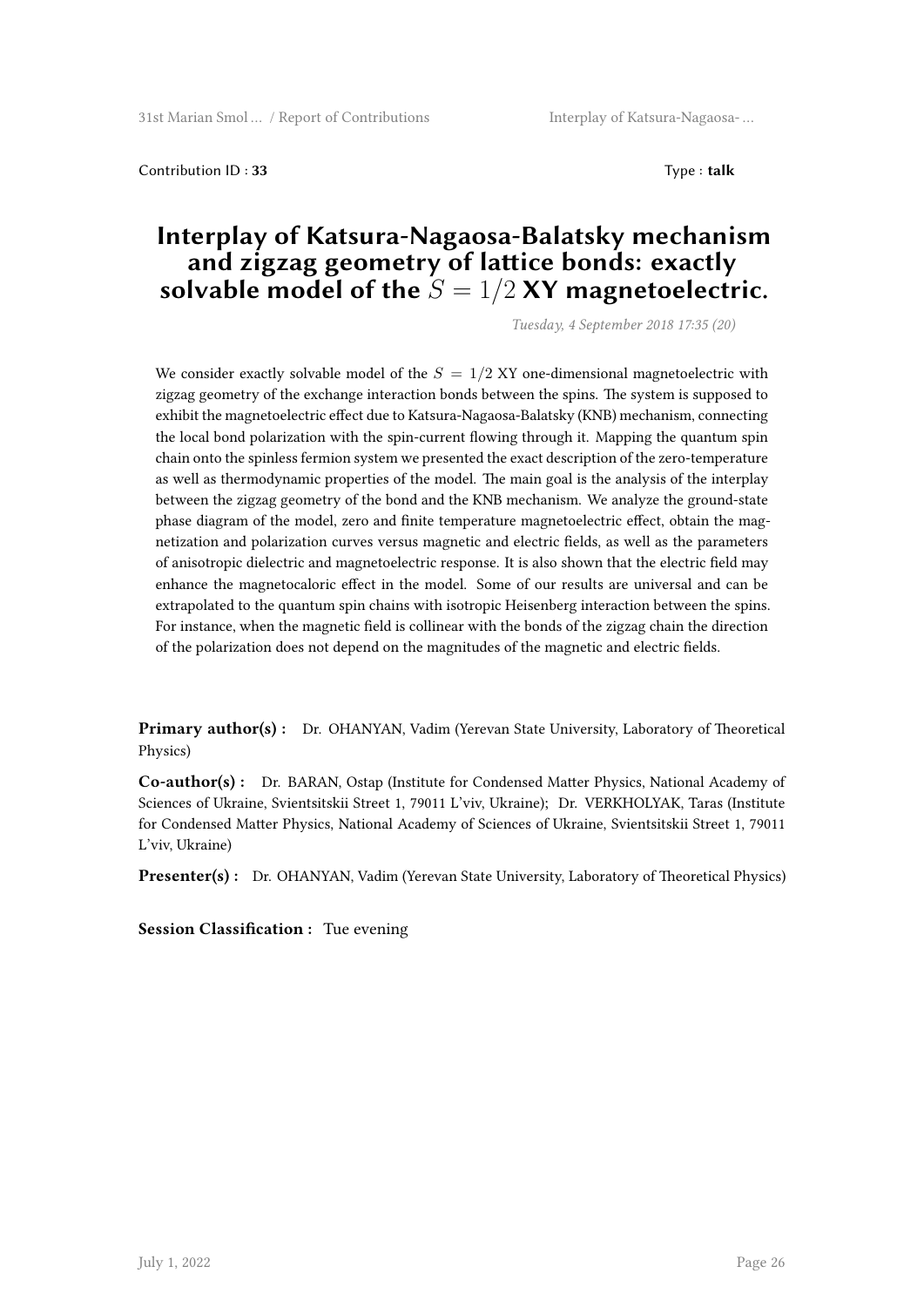Contribution ID : **33** Type : **talk**

# Interplay of Katsura-Nagaosa-Balatsky mechanism and zigzag geometry of lattice bonds: exactly solvable model of the $S = 1/2$ XY magnetoelectric.

*Tuesday, 4 September 2018 17:35 (20)*

We consider exactly solvable model of the $S = 1/2$ XY one-dimensional magnetoelectric with zigzag geometry of the exchange interaction bonds between the spins. The system is supposed to exhibit the magnetoelectric effect due to Katsura-Nagaosa-Balatsky (KNB) mechanism, connecting the local bond polarization with the spin-current flowing through it. Mapping the quantum spin chain onto the spinless fermion system we presented the exact description of the zero-temperature as well as thermodynamic properties of the model. The main goal is the analysis of the interplay between the zigzag geometry of the bond and the KNB mechanism. We analyze the ground-state phase diagram of the model, zero and finite temperature magnetoelectric effect, obtain the magnetization and polarization curves versus magnetic and electric fields, as well as the parameters of anisotropic dielectric and magnetoelectric response. It is also shown that the electric field may enhance the magnetocaloric effect in the model. Some of our results are universal and can be extrapolated to the quantum spin chains with isotropic Heisenberg interaction between the spins. For instance, when the magnetic field is collinear with the bonds of the zigzag chain the direction of the polarization does not depend on the magnitudes of the magnetic and electric fields.

**Primary author(s) :** Dr. OHANYAN, Vadim (Yerevan State University, Laboratory of Theoretical Physics)

**Co-author(s) :** Dr. BARAN, Ostap (Institute for Condensed Matter Physics, National Academy of Sciences of Ukraine, Svientsitskii Street 1, 79011 L'viv, Ukraine); Dr. VERKHOLYAK, Taras (Institute for Condensed Matter Physics, National Academy of Sciences of Ukraine, Svientsitskii Street 1, 79011 L'viv, Ukraine)

**Presenter(s) :** Dr. OHANYAN, Vadim (Yerevan State University, Laboratory of Theoretical Physics)

**Session Classification :** Tue evening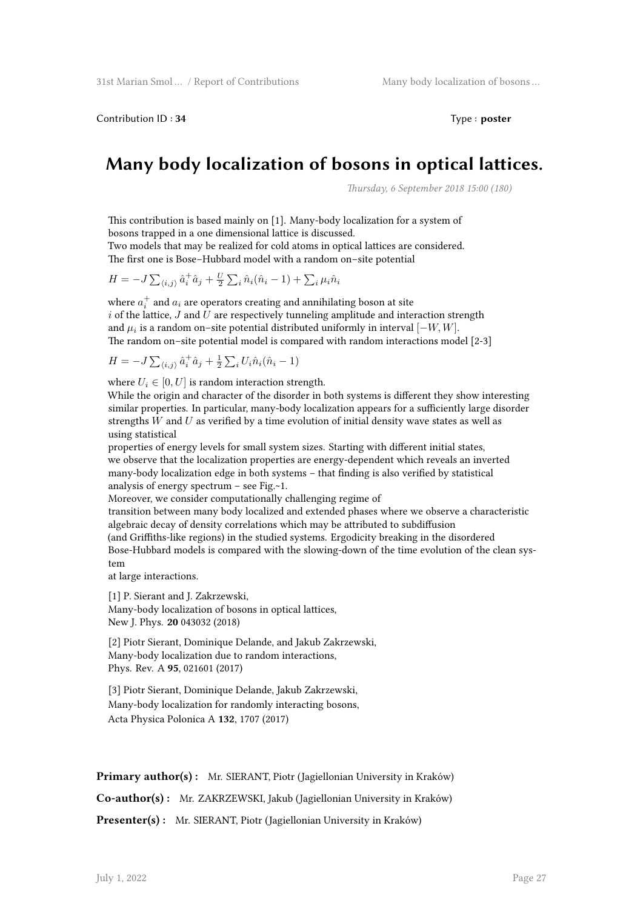Contribution ID : **34**

Type : **poster**

# Many body localization of bosons in optical lattices.

*Thursday, 6 September 2018 15:00 (180)*

This contribution is based mainly on [1]. Many-body localization for a system of bosons trapped in a one dimensional lattice is discussed.
Two models that may be realized for cold atoms in optical lattices are considered.
The first one is Bose–Hubbard model with a random on–site potential

$H = -J \sum_{\langle i,j \rangle} \hat{a}_i^+ \hat{a}_j + \frac{U}{2} \sum_i \hat{n}_i(\hat{n}_i - 1) + \sum_i \mu_i \hat{n}_i$

where $a_i^+$ and $a_i$ are operators creating and annihilating boson at site $i$ of the lattice, $J$ and $U$ are respectively tunneling amplitude and interaction strength and $\mu_i$ is a random on–site potential distributed uniformly in interval $[-W, W]$.
The random on–site potential model is compared with random interactions model [2-3]

$H = -J \sum_{\langle i,j \rangle} \hat{a}_i^+ \hat{a}_j + \frac{1}{2} \sum_i U_i \hat{n}_i(\hat{n}_i - 1)$

where $U_i \in [0, U]$ is random interaction strength.
While the origin and character of the disorder in both systems is different they show interesting similar properties. In particular, many-body localization appears for a sufficiently large disorder strengths $W$ and $U$ as verified by a time evolution of initial density wave states as well as using statistical
properties of energy levels for small system sizes. Starting with different initial states, we observe that the localization properties are energy-dependent which reveals an inverted many-body localization edge in both systems – that finding is also verified by statistical analysis of energy spectrum – see Fig.~1.
Moreover, we consider computationally challenging regime of
transition between many body localized and extended phases where we observe a characteristic algebraic decay of density correlations which may be attributed to subdiffusion
(and Griffiths-like regions) in the studied systems. Ergodicity breaking in the disordered Bose-Hubbard models is compared with the slowing-down of the time evolution of the clean system
at large interactions.

[1] P. Sierant and J. Zakrzewski,
Many-body localization of bosons in optical lattices,
New J. Phys. **20** 043032 (2018)

[2] Piotr Sierant, Dominique Delande, and Jakub Zakrzewski,
Many-body localization due to random interactions,
Phys. Rev. A **95**, 021601 (2017)

[3] Piotr Sierant, Dominique Delande, Jakub Zakrzewski,
Many-body localization for randomly interacting bosons,
Acta Physica Polonica A **132**, 1707 (2017)

**Primary author(s) :** Mr. SIERANT, Piotr (Jagiellonian University in Kraków)

**Co-author(s) :** Mr. ZAKRZEWSKI, Jakub (Jagiellonian University in Kraków)

**Presenter(s) :** Mr. SIERANT, Piotr (Jagiellonian University in Kraków)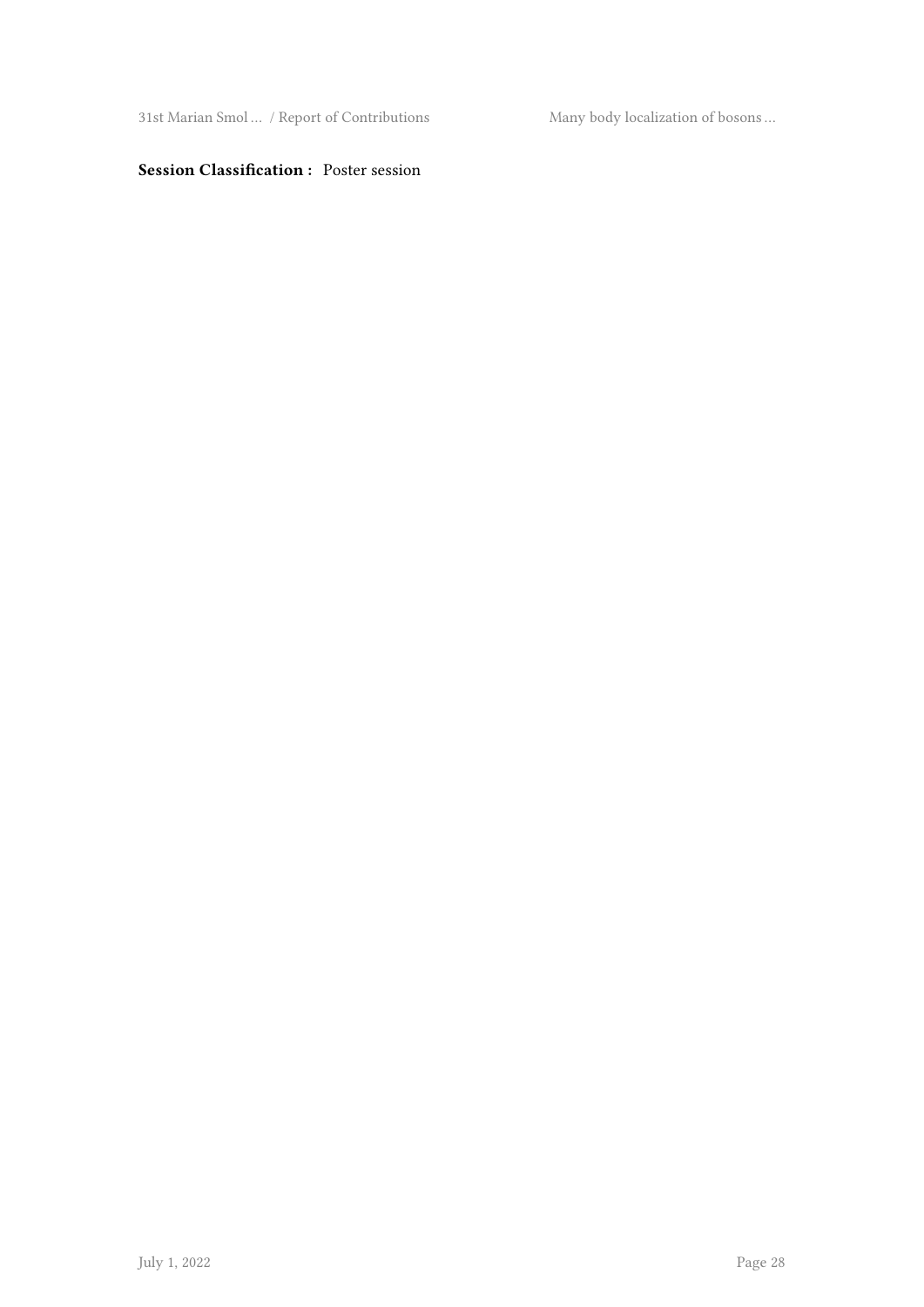**Session Classification :** Poster session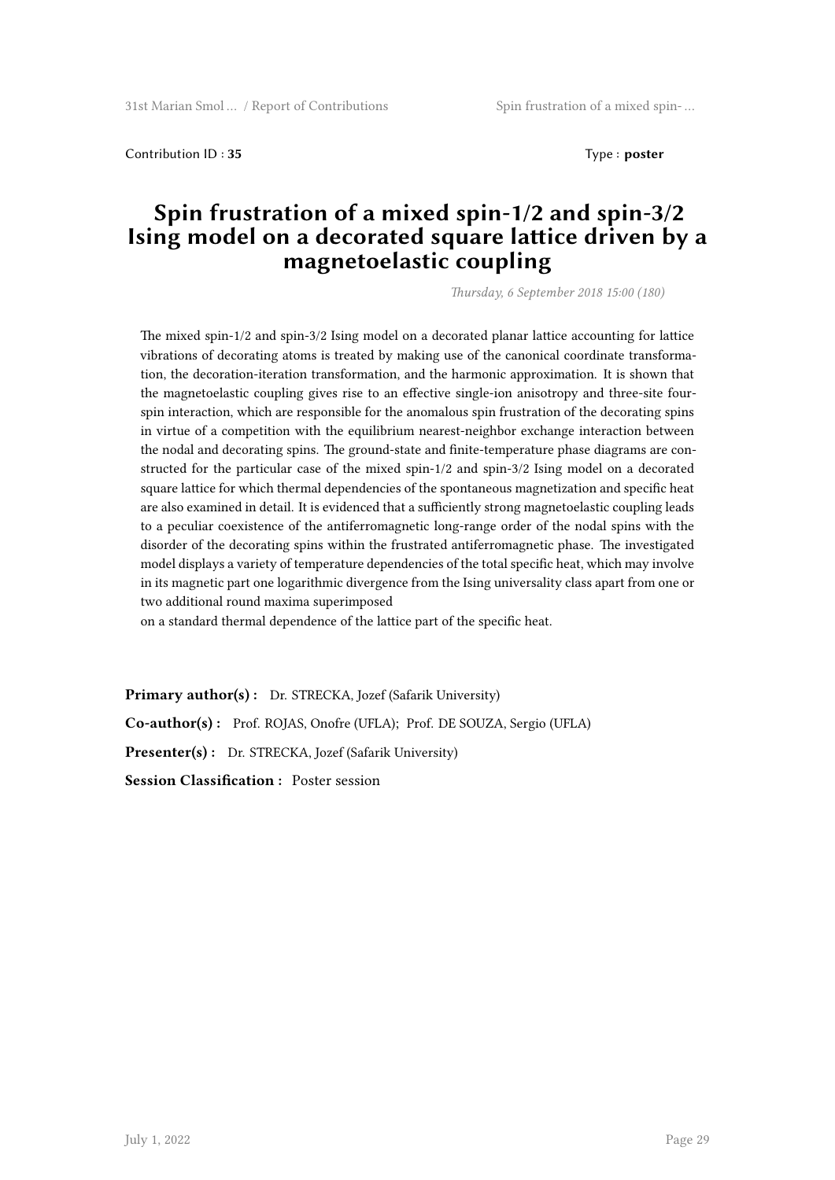Contribution ID : **35** Type : **poster**

# Spin frustration of a mixed spin-1/2 and spin-3/2 Ising model on a decorated square lattice driven by a magnetoelastic coupling

*Thursday, 6 September 2018 15:00 (180)*

The mixed spin-1/2 and spin-3/2 Ising model on a decorated planar lattice accounting for lattice vibrations of decorating atoms is treated by making use of the canonical coordinate transformation, the decoration-iteration transformation, and the harmonic approximation. It is shown that the magnetoelastic coupling gives rise to an effective single-ion anisotropy and three-site four-spin interaction, which are responsible for the anomalous spin frustration of the decorating spins in virtue of a competition with the equilibrium nearest-neighbor exchange interaction between the nodal and decorating spins. The ground-state and finite-temperature phase diagrams are constructed for the particular case of the mixed spin-1/2 and spin-3/2 Ising model on a decorated square lattice for which thermal dependencies of the spontaneous magnetization and specific heat are also examined in detail. It is evidenced that a sufficiently strong magnetoelastic coupling leads to a peculiar coexistence of the antiferromagnetic long-range order of the nodal spins with the disorder of the decorating spins within the frustrated antiferromagnetic phase. The investigated model displays a variety of temperature dependencies of the total specific heat, which may involve in its magnetic part one logarithmic divergence from the Ising universality class apart from one or two additional round maxima superimposed
on a standard thermal dependence of the lattice part of the specific heat.

**Primary author(s) :** Dr. STRECKA, Jozef (Safarik University)

**Co-author(s) :** Prof. ROJAS, Onofre (UFLA); Prof. DE SOUZA, Sergio (UFLA)

**Presenter(s) :** Dr. STRECKA, Jozef (Safarik University)

**Session Classification :** Poster session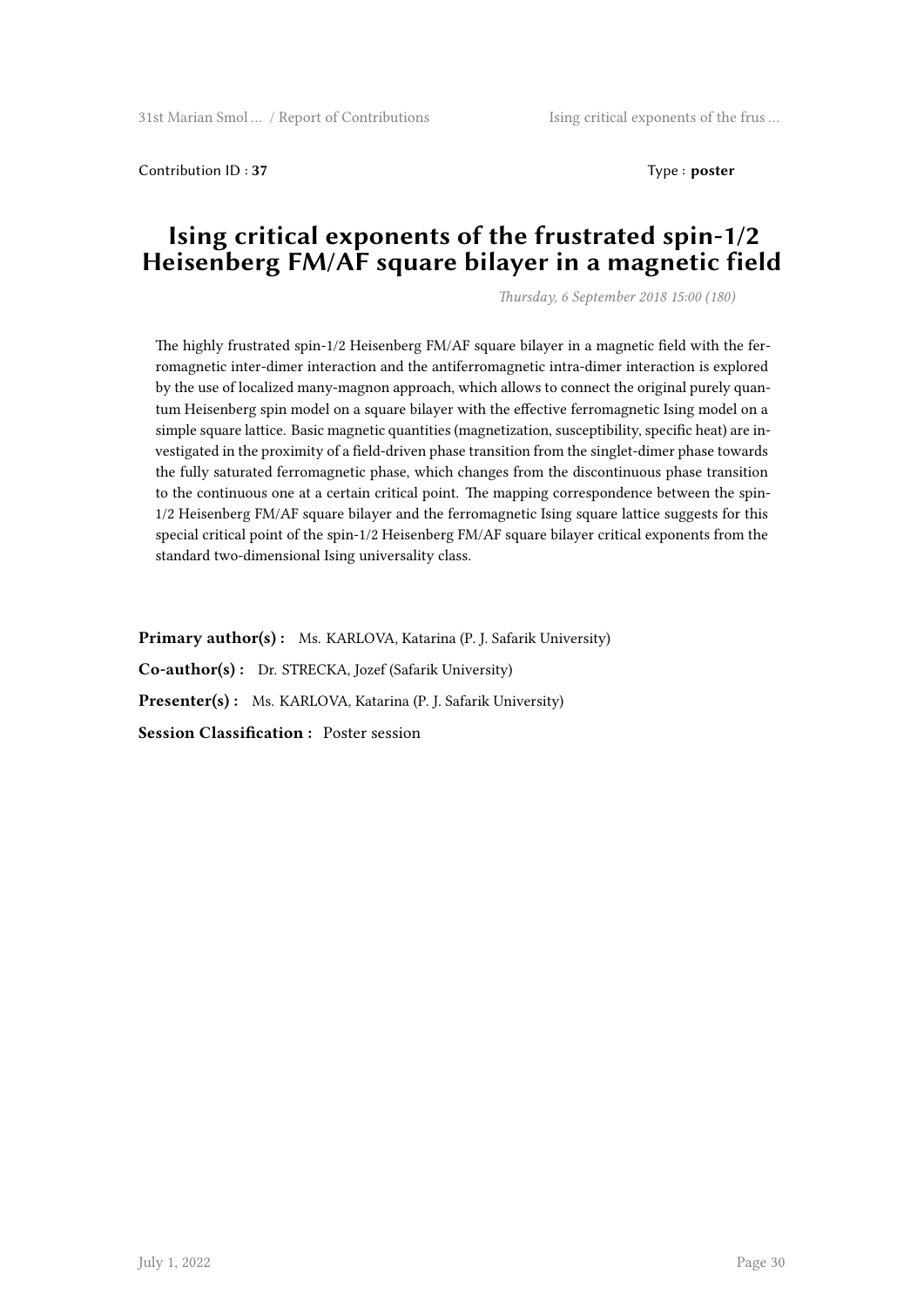Contribution ID : **37** Type : **poster**

# Ising critical exponents of the frustrated spin-1/2 Heisenberg FM/AF square bilayer in a magnetic field

*Thursday, 6 September 2018 15:00 (180)*

The highly frustrated spin-1/2 Heisenberg FM/AF square bilayer in a magnetic field with the ferromagnetic inter-dimer interaction and the antiferromagnetic intra-dimer interaction is explored by the use of localized many-magnon approach, which allows to connect the original purely quantum Heisenberg spin model on a square bilayer with the effective ferromagnetic Ising model on a simple square lattice. Basic magnetic quantities (magnetization, susceptibility, specific heat) are investigated in the proximity of a field-driven phase transition from the singlet-dimer phase towards the fully saturated ferromagnetic phase, which changes from the discontinuous phase transition to the continuous one at a certain critical point. The mapping correspondence between the spin-1/2 Heisenberg FM/AF square bilayer and the ferromagnetic Ising square lattice suggests for this special critical point of the spin-1/2 Heisenberg FM/AF square bilayer critical exponents from the standard two-dimensional Ising universality class.

**Primary author(s) :** Ms. KARLOVA, Katarina (P. J. Safarik University)

**Co-author(s) :** Dr. STRECKA, Jozef (Safarik University)

**Presenter(s) :** Ms. KARLOVA, Katarina (P. J. Safarik University)

**Session Classification :** Poster session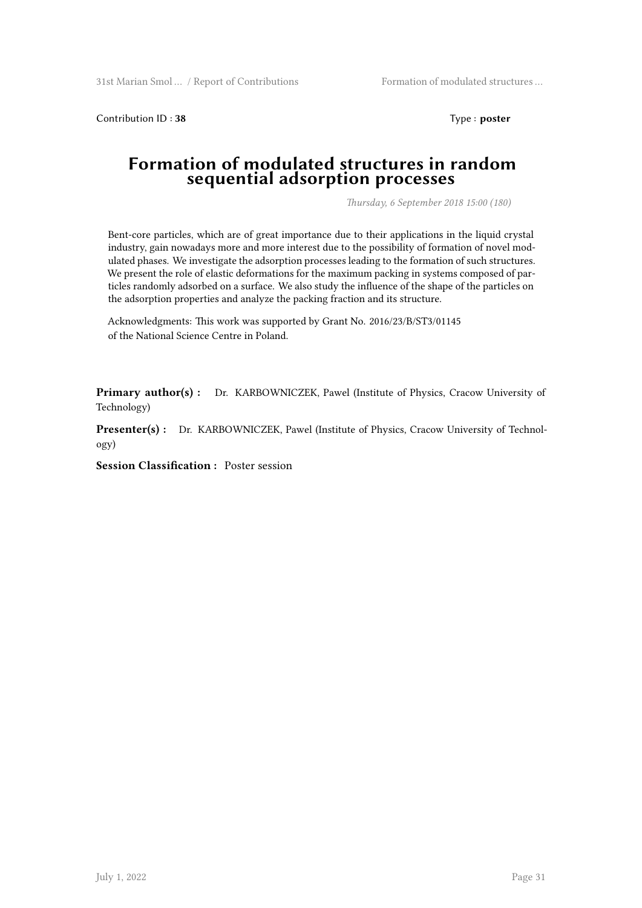Contribution ID : **38**

Type : **poster**

# Formation of modulated structures in random sequential adsorption processes

*Thursday, 6 September 2018 15:00 (180)*

Bent-core particles, which are of great importance due to their applications in the liquid crystal industry, gain nowadays more and more interest due to the possibility of formation of novel modulated phases. We investigate the adsorption processes leading to the formation of such structures. We present the role of elastic deformations for the maximum packing in systems composed of particles randomly adsorbed on a surface. We also study the influence of the shape of the particles on the adsorption properties and analyze the packing fraction and its structure.

Acknowledgments: This work was supported by Grant No. 2016/23/B/ST3/01145 of the National Science Centre in Poland.

**Primary author(s) :** Dr. KARBOWNICZEK, Pawel (Institute of Physics, Cracow University of Technology)

**Presenter(s) :** Dr. KARBOWNICZEK, Pawel (Institute of Physics, Cracow University of Technology)

**Session Classification :** Poster session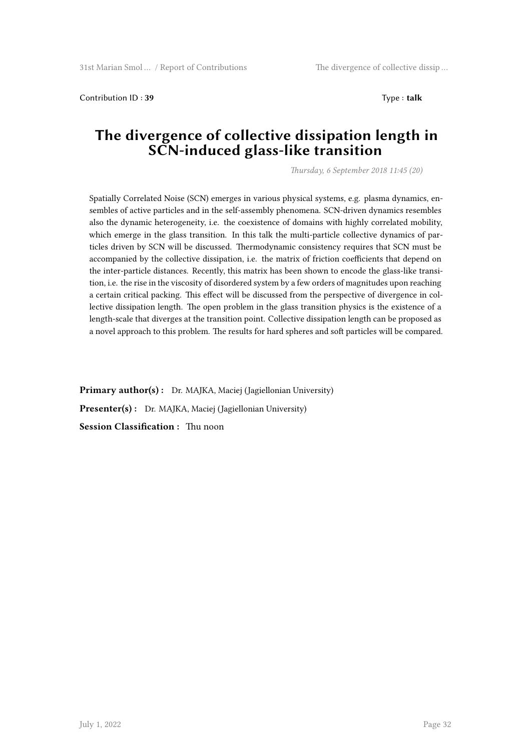Contribution ID : **39** Type : **talk**

# The divergence of collective dissipation length in SCN-induced glass-like transition

*Thursday, 6 September 2018 11:45 (20)*

Spatially Correlated Noise (SCN) emerges in various physical systems, e.g. plasma dynamics, ensembles of active particles and in the self-assembly phenomena. SCN-driven dynamics resembles also the dynamic heterogeneity, i.e. the coexistence of domains with highly correlated mobility, which emerge in the glass transition. In this talk the multi-particle collective dynamics of particles driven by SCN will be discussed. Thermodynamic consistency requires that SCN must be accompanied by the collective dissipation, i.e. the matrix of friction coefficients that depend on the inter-particle distances. Recently, this matrix has been shown to encode the glass-like transition, i.e. the rise in the viscosity of disordered system by a few orders of magnitudes upon reaching a certain critical packing. This effect will be discussed from the perspective of divergence in collective dissipation length. The open problem in the glass transition physics is the existence of a length-scale that diverges at the transition point. Collective dissipation length can be proposed as a novel approach to this problem. The results for hard spheres and soft particles will be compared.

**Primary author(s) :** Dr. MAJKA, Maciej (Jagiellonian University)

**Presenter(s) :** Dr. MAJKA, Maciej (Jagiellonian University)

**Session Classification :** Thu noon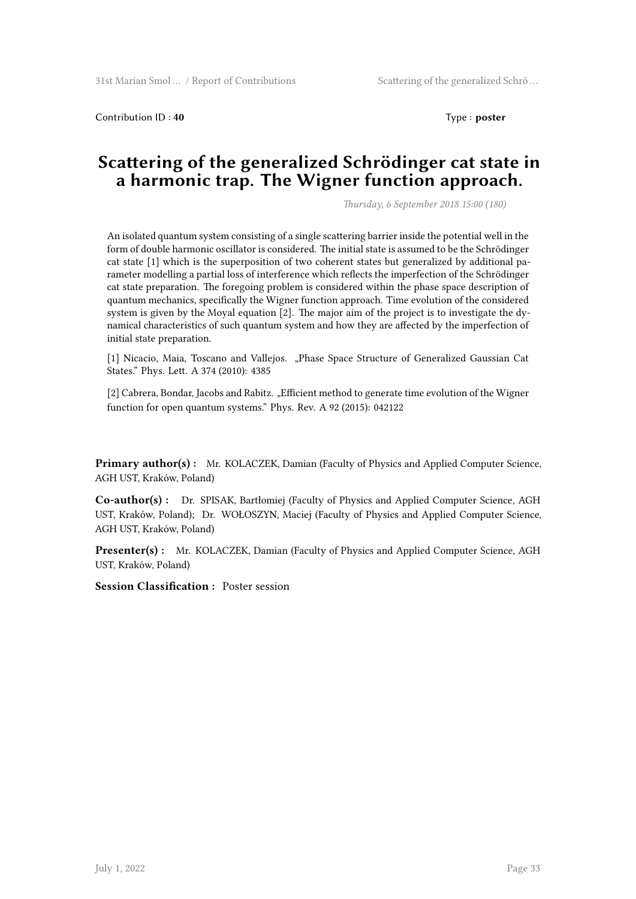Contribution ID : **40** Type : **poster**

# Scattering of the generalized Schrödinger cat state in a harmonic trap. The Wigner function approach.

*Thursday, 6 September 2018 15:00 (180)*

An isolated quantum system consisting of a single scattering barrier inside the potential well in the form of double harmonic oscillator is considered. The initial state is assumed to be the Schrödinger cat state [1] which is the superposition of two coherent states but generalized by additional parameter modelling a partial loss of interference which reflects the imperfection of the Schrödinger cat state preparation. The foregoing problem is considered within the phase space description of quantum mechanics, specifically the Wigner function approach. Time evolution of the considered system is given by the Moyal equation [2]. The major aim of the project is to investigate the dynamical characteristics of such quantum system and how they are affected by the imperfection of initial state preparation.

[1] Nicacio, Maia, Toscano and Vallejos. „Phase Space Structure of Generalized Gaussian Cat States." Phys. Lett. A 374 (2010): 4385

[2] Cabrera, Bondar, Jacobs and Rabitz. „Efficient method to generate time evolution of the Wigner function for open quantum systems." Phys. Rev. A 92 (2015): 042122

**Primary author(s) :** Mr. KOLACZEK, Damian (Faculty of Physics and Applied Computer Science, AGH UST, Kraków, Poland)

**Co-author(s) :** Dr. SPISAK, Bartłomiej (Faculty of Physics and Applied Computer Science, AGH UST, Kraków, Poland); Dr. WOŁOSZYN, Maciej (Faculty of Physics and Applied Computer Science, AGH UST, Kraków, Poland)

**Presenter(s) :** Mr. KOLACZEK, Damian (Faculty of Physics and Applied Computer Science, AGH UST, Kraków, Poland)

**Session Classification :** Poster session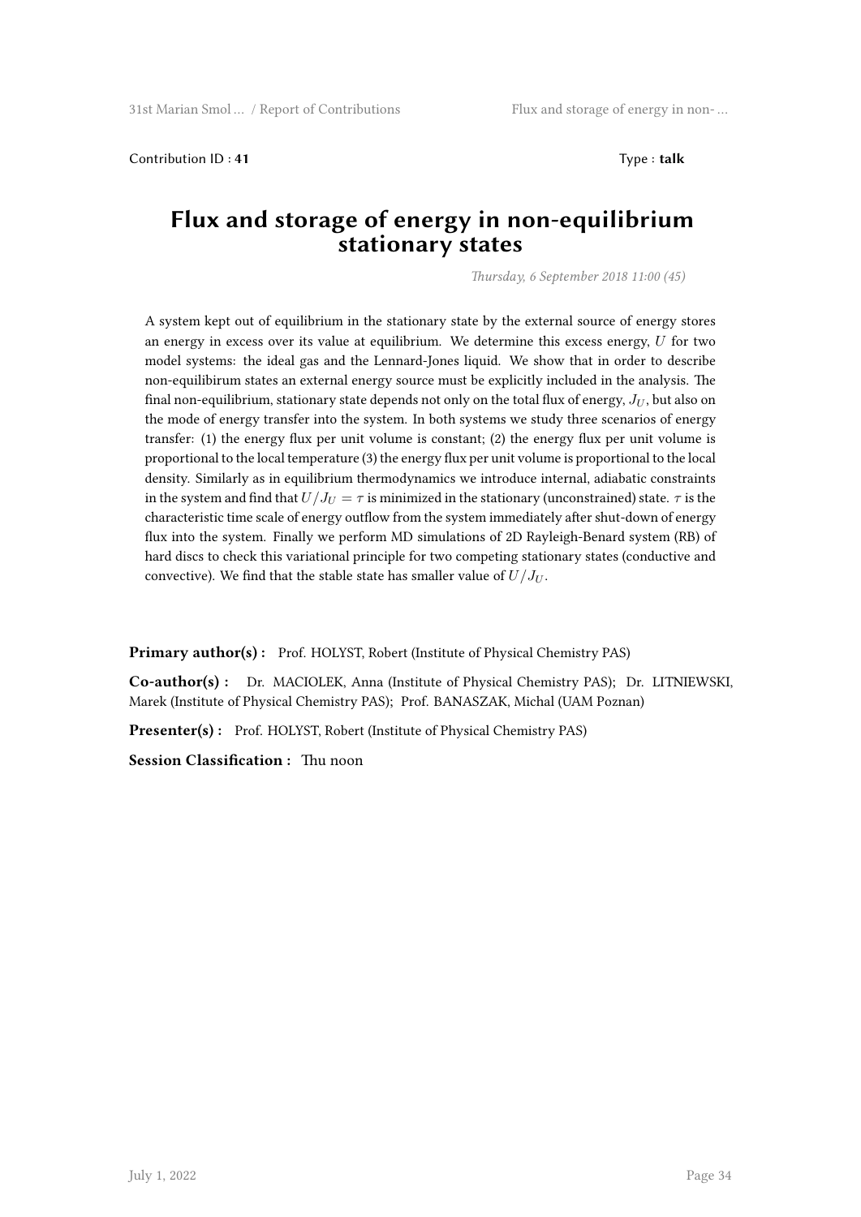Contribution ID : **41**

Type : **talk**

# Flux and storage of energy in non-equilibrium stationary states

*Thursday, 6 September 2018 11:00 (45)*

A system kept out of equilibrium in the stationary state by the external source of energy stores an energy in excess over its value at equilibrium. We determine this excess energy, $U$ for two model systems: the ideal gas and the Lennard-Jones liquid. We show that in order to describe non-equilibirum states an external energy source must be explicitly included in the analysis. The final non-equilibrium, stationary state depends not only on the total flux of energy, $J_U$, but also on the mode of energy transfer into the system. In both systems we study three scenarios of energy transfer: (1) the energy flux per unit volume is constant; (2) the energy flux per unit volume is proportional to the local temperature (3) the energy flux per unit volume is proportional to the local density. Similarly as in equilibrium thermodynamics we introduce internal, adiabatic constraints in the system and find that $U/J_U = \tau$ is minimized in the stationary (unconstrained) state. $\tau$ is the characteristic time scale of energy outflow from the system immediately after shut-down of energy flux into the system. Finally we perform MD simulations of 2D Rayleigh-Benard system (RB) of hard discs to check this variational principle for two competing stationary states (conductive and convective). We find that the stable state has smaller value of $U/J_U$.

**Primary author(s) :** Prof. HOLYST, Robert (Institute of Physical Chemistry PAS)

**Co-author(s) :** Dr. MACIOLEK, Anna (Institute of Physical Chemistry PAS); Dr. LITNIEWSKI, Marek (Institute of Physical Chemistry PAS); Prof. BANASZAK, Michal (UAM Poznan)

**Presenter(s) :** Prof. HOLYST, Robert (Institute of Physical Chemistry PAS)

**Session Classification :** Thu noon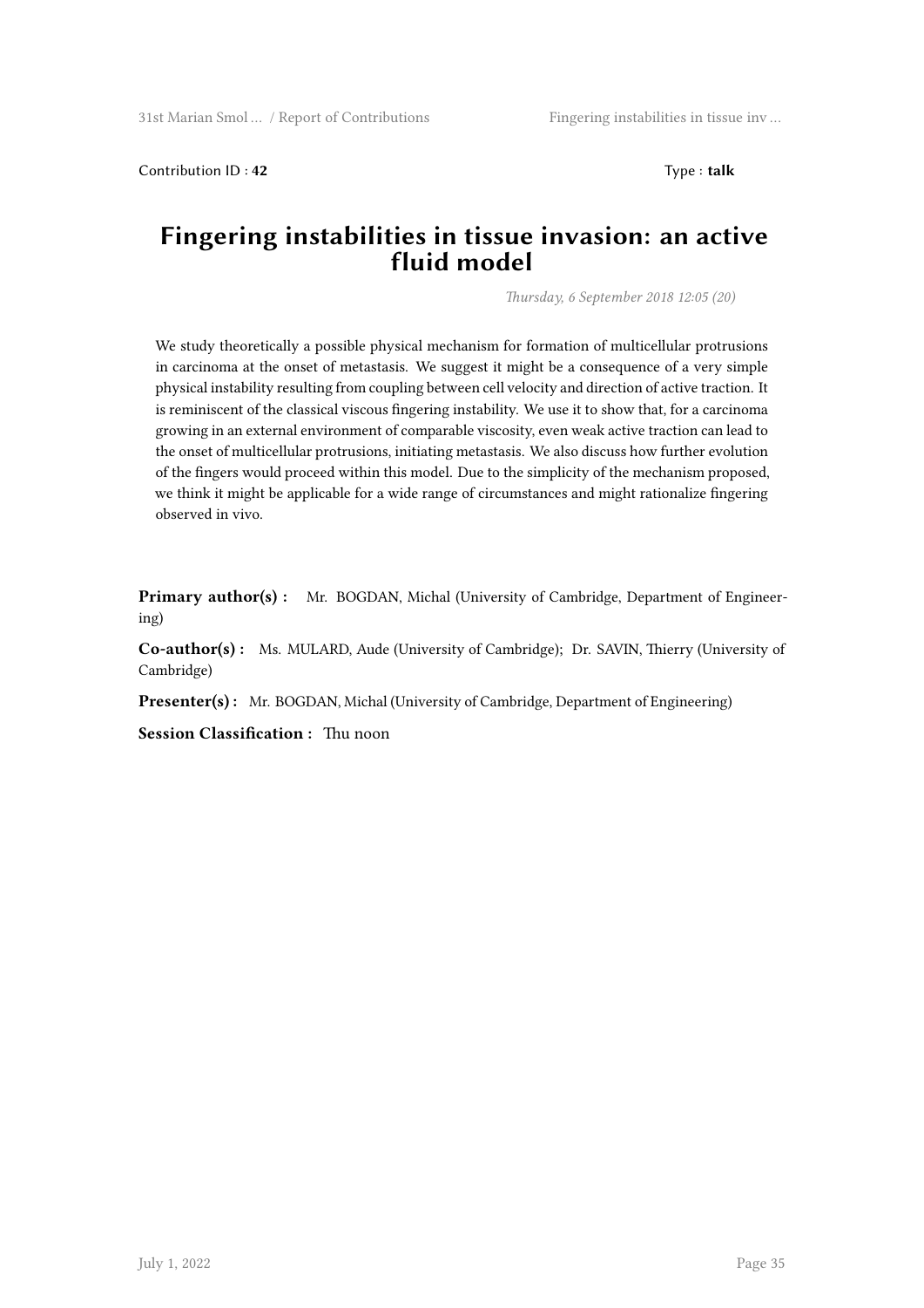Contribution ID : **42** Type : **talk**

# Fingering instabilities in tissue invasion: an active fluid model

*Thursday, 6 September 2018 12:05 (20)*

We study theoretically a possible physical mechanism for formation of multicellular protrusions in carcinoma at the onset of metastasis. We suggest it might be a consequence of a very simple physical instability resulting from coupling between cell velocity and direction of active traction. It is reminiscent of the classical viscous fingering instability. We use it to show that, for a carcinoma growing in an external environment of comparable viscosity, even weak active traction can lead to the onset of multicellular protrusions, initiating metastasis. We also discuss how further evolution of the fingers would proceed within this model. Due to the simplicity of the mechanism proposed, we think it might be applicable for a wide range of circumstances and might rationalize fingering observed in vivo.

**Primary author(s) :** Mr. BOGDAN, Michal (University of Cambridge, Department of Engineering)

**Co-author(s) :** Ms. MULARD, Aude (University of Cambridge); Dr. SAVIN, Thierry (University of Cambridge)

**Presenter(s) :** Mr. BOGDAN, Michal (University of Cambridge, Department of Engineering)

**Session Classification :** Thu noon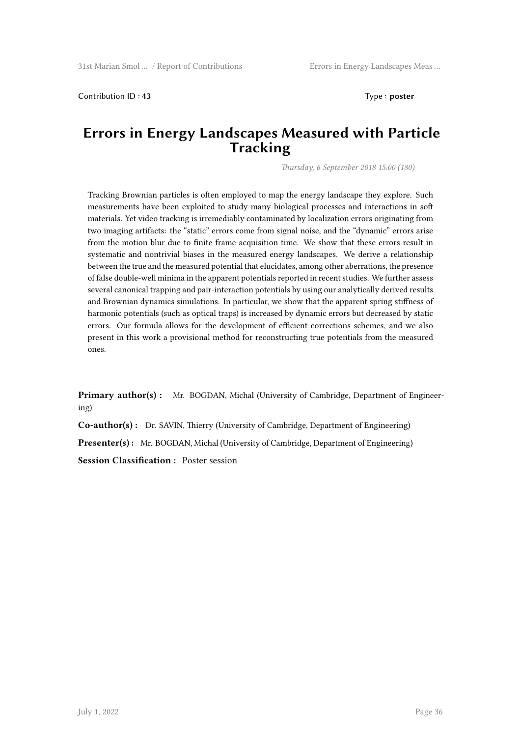Contribution ID : **43**

Type : **poster**

# Errors in Energy Landscapes Measured with Particle Tracking

*Thursday, 6 September 2018 15:00 (180)*

Tracking Brownian particles is often employed to map the energy landscape they explore. Such measurements have been exploited to study many biological processes and interactions in soft materials. Yet video tracking is irremediably contaminated by localization errors originating from two imaging artifacts: the "static" errors come from signal noise, and the "dynamic" errors arise from the motion blur due to finite frame-acquisition time. We show that these errors result in systematic and nontrivial biases in the measured energy landscapes. We derive a relationship between the true and the measured potential that elucidates, among other aberrations, the presence of false double-well minima in the apparent potentials reported in recent studies. We further assess several canonical trapping and pair-interaction potentials by using our analytically derived results and Brownian dynamics simulations. In particular, we show that the apparent spring stiffness of harmonic potentials (such as optical traps) is increased by dynamic errors but decreased by static errors. Our formula allows for the development of efficient corrections schemes, and we also present in this work a provisional method for reconstructing true potentials from the measured ones.

**Primary author(s) :** Mr. BOGDAN, Michal (University of Cambridge, Department of Engineering)

**Co-author(s) :** Dr. SAVIN, Thierry (University of Cambridge, Department of Engineering)

**Presenter(s) :** Mr. BOGDAN, Michal (University of Cambridge, Department of Engineering)

**Session Classification :** Poster session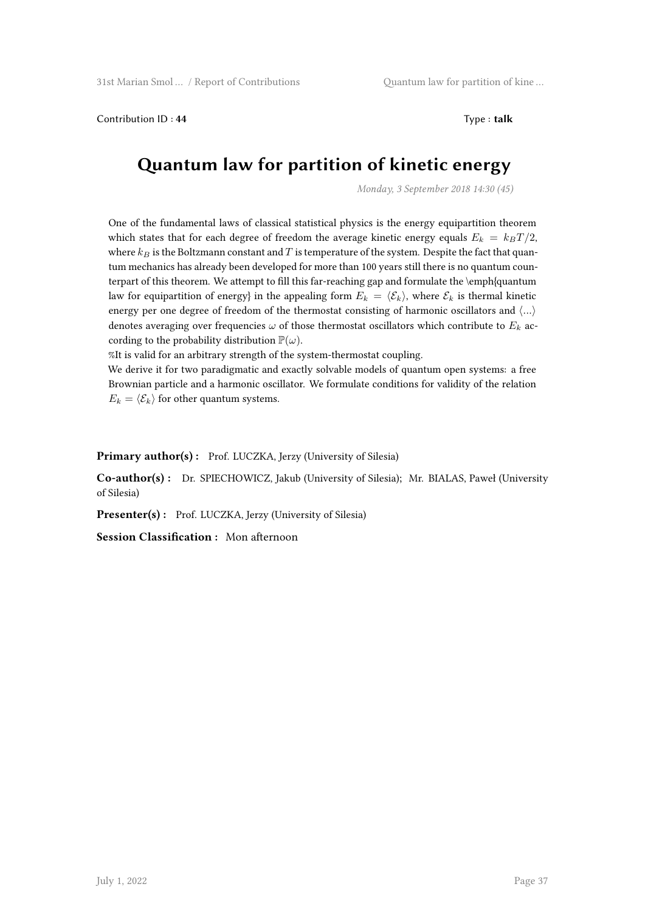Contribution ID : **44** Type : **talk**

# Quantum law for partition of kinetic energy

*Monday, 3 September 2018 14:30 (45)*

One of the fundamental laws of classical statistical physics is the energy equipartition theorem which states that for each degree of freedom the average kinetic energy equals $E_k = k_B T/2$, where $k_B$ is the Boltzmann constant and $T$ is temperature of the system. Despite the fact that quantum mechanics has already been developed for more than 100 years still there is no quantum counterpart of this theorem. We attempt to fill this far-reaching gap and formulate the \emph{quantum law for equipartition of energy} in the appealing form $E_k = \langle \mathcal{E}_k \rangle$, where $\mathcal{E}_k$ is thermal kinetic energy per one degree of freedom of the thermostat consisting of harmonic oscillators and $\langle ... \rangle$ denotes averaging over frequencies $\omega$ of those thermostat oscillators which contribute to $E_k$ according to the probability distribution $\mathbb{P}(\omega)$.
%It is valid for an arbitrary strength of the system-thermostat coupling.
We derive it for two paradigmatic and exactly solvable models of quantum open systems: a free Brownian particle and a harmonic oscillator. We formulate conditions for validity of the relation $E_k = \langle \mathcal{E}_k \rangle$ for other quantum systems.

**Primary author(s) :** Prof. LUCZKA, Jerzy (University of Silesia)

**Co-author(s) :** Dr. SPIECHOWICZ, Jakub (University of Silesia); Mr. BIALAS, Paweł (University of Silesia)

**Presenter(s) :** Prof. LUCZKA, Jerzy (University of Silesia)

**Session Classification :** Mon afternoon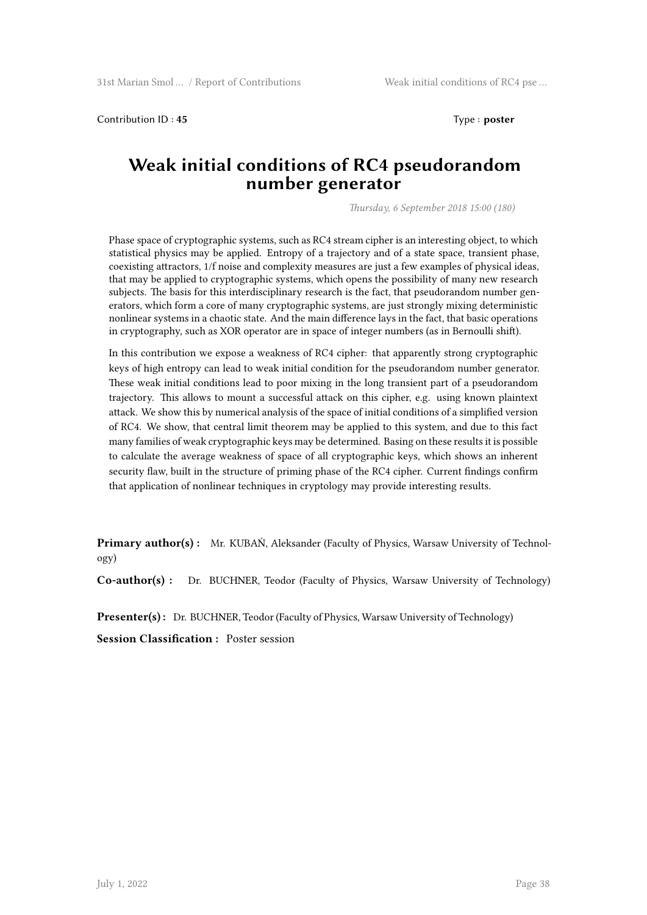Contribution ID : **45** Type : **poster**

# Weak initial conditions of RC4 pseudorandom number generator

*Thursday, 6 September 2018 15:00 (180)*

Phase space of cryptographic systems, such as RC4 stream cipher is an interesting object, to which statistical physics may be applied. Entropy of a trajectory and of a state space, transient phase, coexisting attractors, 1/f noise and complexity measures are just a few examples of physical ideas, that may be applied to cryptographic systems, which opens the possibility of many new research subjects. The basis for this interdisciplinary research is the fact, that pseudorandom number generators, which form a core of many cryptographic systems, are just strongly mixing deterministic nonlinear systems in a chaotic state. And the main difference lays in the fact, that basic operations in cryptography, such as XOR operator are in space of integer numbers (as in Bernoulli shift).

In this contribution we expose a weakness of RC4 cipher: that apparently strong cryptographic keys of high entropy can lead to weak initial condition for the pseudorandom number generator. These weak initial conditions lead to poor mixing in the long transient part of a pseudorandom trajectory. This allows to mount a successful attack on this cipher, e.g. using known plaintext attack. We show this by numerical analysis of the space of initial conditions of a simplified version of RC4. We show, that central limit theorem may be applied to this system, and due to this fact many families of weak cryptographic keys may be determined. Basing on these results it is possible to calculate the average weakness of space of all cryptographic keys, which shows an inherent security flaw, built in the structure of priming phase of the RC4 cipher. Current findings confirm that application of nonlinear techniques in cryptology may provide interesting results.

**Primary author(s) :** Mr. KUBAŃ, Aleksander (Faculty of Physics, Warsaw University of Technology)

**Co-author(s) :** Dr. BUCHNER, Teodor (Faculty of Physics, Warsaw University of Technology)

**Presenter(s) :** Dr. BUCHNER, Teodor (Faculty of Physics, Warsaw University of Technology)

**Session Classification :** Poster session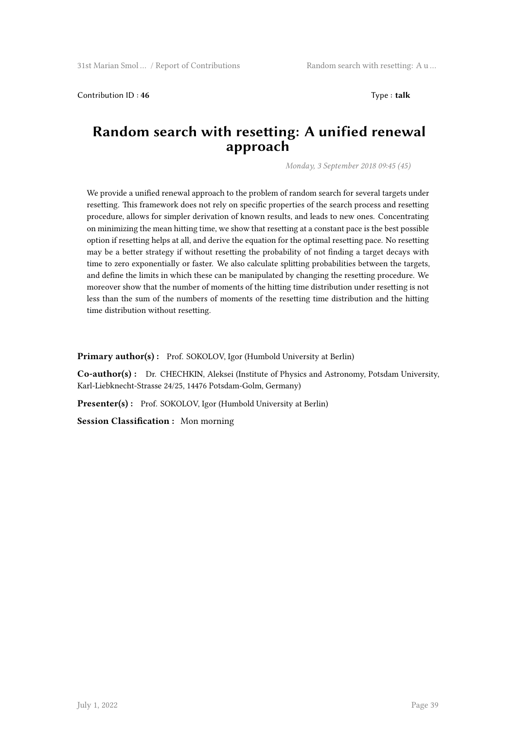Contribution ID : **46** Type : **talk**

# Random search with resetting: A unified renewal approach

*Monday, 3 September 2018 09:45 (45)*

We provide a unified renewal approach to the problem of random search for several targets under resetting. This framework does not rely on specific properties of the search process and resetting procedure, allows for simpler derivation of known results, and leads to new ones. Concentrating on minimizing the mean hitting time, we show that resetting at a constant pace is the best possible option if resetting helps at all, and derive the equation for the optimal resetting pace. No resetting may be a better strategy if without resetting the probability of not finding a target decays with time to zero exponentially or faster. We also calculate splitting probabilities between the targets, and define the limits in which these can be manipulated by changing the resetting procedure. We moreover show that the number of moments of the hitting time distribution under resetting is not less than the sum of the numbers of moments of the resetting time distribution and the hitting time distribution without resetting.

**Primary author(s) :** Prof. SOKOLOV, Igor (Humbold University at Berlin)

**Co-author(s) :** Dr. CHECHKIN, Aleksei (Institute of Physics and Astronomy, Potsdam University, Karl-Liebknecht-Strasse 24/25, 14476 Potsdam-Golm, Germany)

**Presenter(s) :** Prof. SOKOLOV, Igor (Humbold University at Berlin)

**Session Classification :** Mon morning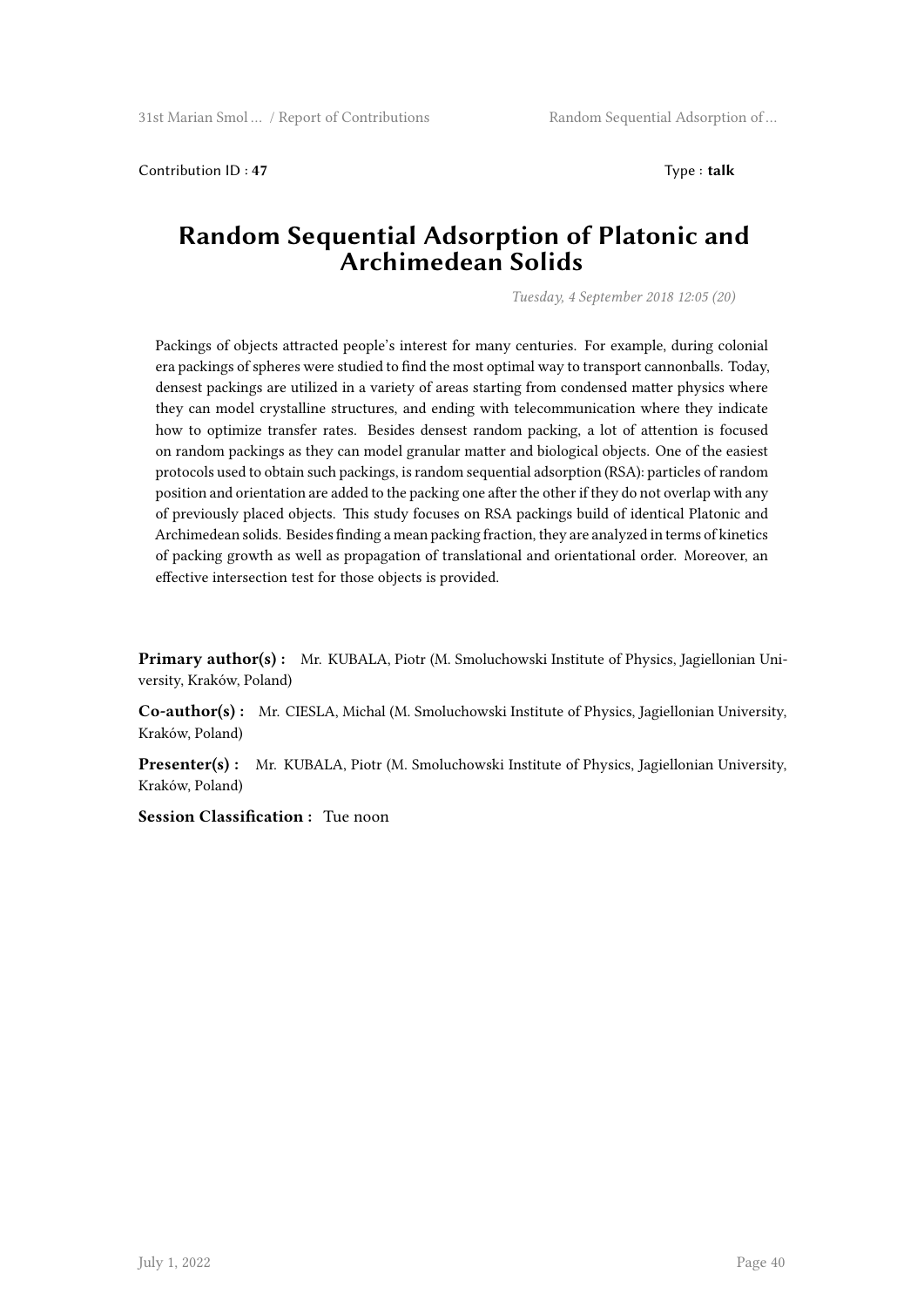Contribution ID : **47**

Type : **talk**

# Random Sequential Adsorption of Platonic and Archimedean Solids

*Tuesday, 4 September 2018 12:05 (20)*

Packings of objects attracted people's interest for many centuries. For example, during colonial era packings of spheres were studied to find the most optimal way to transport cannonballs. Today, densest packings are utilized in a variety of areas starting from condensed matter physics where they can model crystalline structures, and ending with telecommunication where they indicate how to optimize transfer rates. Besides densest random packing, a lot of attention is focused on random packings as they can model granular matter and biological objects. One of the easiest protocols used to obtain such packings, is random sequential adsorption (RSA): particles of random position and orientation are added to the packing one after the other if they do not overlap with any of previously placed objects. This study focuses on RSA packings build of identical Platonic and Archimedean solids. Besides finding a mean packing fraction, they are analyzed in terms of kinetics of packing growth as well as propagation of translational and orientational order. Moreover, an effective intersection test for those objects is provided.

**Primary author(s) :** Mr. KUBALA, Piotr (M. Smoluchowski Institute of Physics, Jagiellonian University, Kraków, Poland)

**Co-author(s) :** Mr. CIESLA, Michal (M. Smoluchowski Institute of Physics, Jagiellonian University, Kraków, Poland)

**Presenter(s) :** Mr. KUBALA, Piotr (M. Smoluchowski Institute of Physics, Jagiellonian University, Kraków, Poland)

**Session Classification :** Tue noon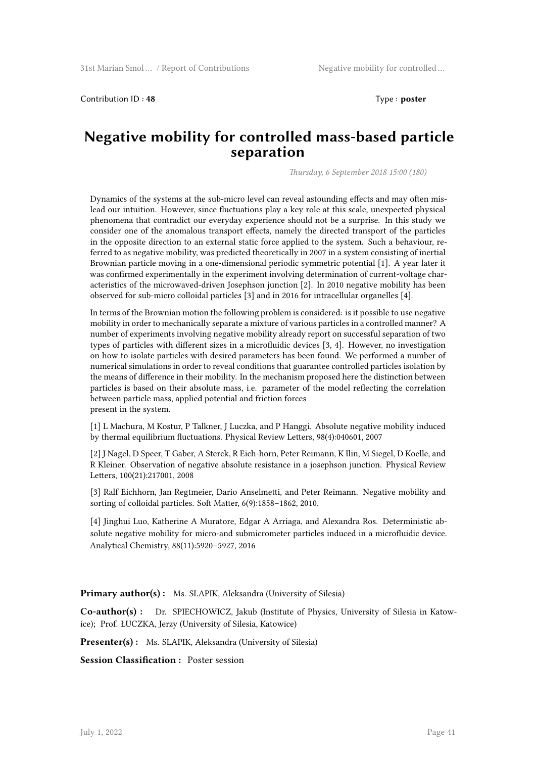Contribution ID : **48** Type : **poster**

# Negative mobility for controlled mass-based particle separation

*Thursday, 6 September 2018 15:00 (180)*

Dynamics of the systems at the sub-micro level can reveal astounding effects and may often mislead our intuition. However, since fluctuations play a key role at this scale, unexpected physical phenomena that contradict our everyday experience should not be a surprise. In this study we consider one of the anomalous transport effects, namely the directed transport of the particles in the opposite direction to an external static force applied to the system. Such a behaviour, referred to as negative mobility, was predicted theoretically in 2007 in a system consisting of inertial Brownian particle moving in a one-dimensional periodic symmetric potential [1]. A year later it was confirmed experimentally in the experiment involving determination of current-voltage characteristics of the microwaved-driven Josephson junction [2]. In 2010 negative mobility has been observed for sub-micro colloidal particles [3] and in 2016 for intracellular organelles [4].

In terms of the Brownian motion the following problem is considered: is it possible to use negative mobility in order to mechanically separate a mixture of various particles in a controlled manner? A number of experiments involving negative mobility already report on successful separation of two types of particles with different sizes in a microfluidic devices [3, 4]. However, no investigation on how to isolate particles with desired parameters has been found. We performed a number of numerical simulations in order to reveal conditions that guarantee controlled particles isolation by the means of difference in their mobility. In the mechanism proposed here the distinction between particles is based on their absolute mass, i.e. parameter of the model reflecting the correlation between particle mass, applied potential and friction forces
present in the system.

[1] L Machura, M Kostur, P Talkner, J Luczka, and P Hanggi. Absolute negative mobility induced by thermal equilibrium fluctuations. Physical Review Letters, 98(4):040601, 2007

[2] J Nagel, D Speer, T Gaber, A Sterck, R Eich-horn, Peter Reimann, K Ilin, M Siegel, D Koelle, and R Kleiner. Observation of negative absolute resistance in a josephson junction. Physical Review Letters, 100(21):217001, 2008

[3] Ralf Eichhorn, Jan Regtmeier, Dario Anselmetti, and Peter Reimann. Negative mobility and sorting of colloidal particles. Soft Matter, 6(9):1858–1862, 2010.

[4] Jinghui Luo, Katherine A Muratore, Edgar A Arriaga, and Alexandra Ros. Deterministic absolute negative mobility for micro-and submicrometer particles induced in a microfluidic device. Analytical Chemistry, 88(11):5920–5927, 2016

**Primary author(s) :** Ms. SLAPIK, Aleksandra (University of Silesia)

**Co-author(s) :** Dr. SPIECHOWICZ, Jakub (Institute of Physics, University of Silesia in Katowice); Prof. ŁUCZKA, Jerzy (University of Silesia, Katowice)

**Presenter(s) :** Ms. SLAPIK, Aleksandra (University of Silesia)

**Session Classification :** Poster session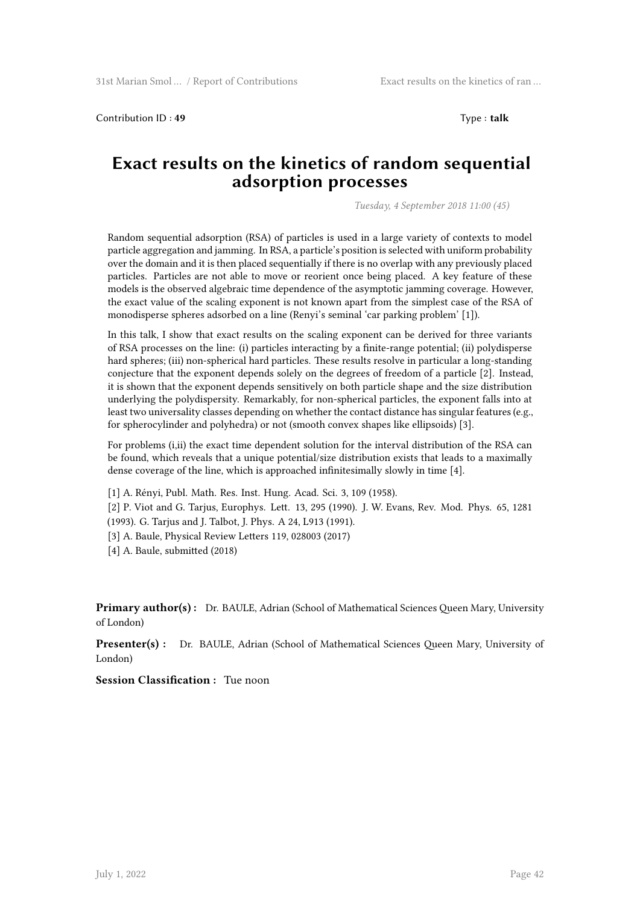Contribution ID : **49** Type : **talk**

# Exact results on the kinetics of random sequential adsorption processes

*Tuesday, 4 September 2018 11:00 (45)*

Random sequential adsorption (RSA) of particles is used in a large variety of contexts to model particle aggregation and jamming. In RSA, a particle's position is selected with uniform probability over the domain and it is then placed sequentially if there is no overlap with any previously placed particles. Particles are not able to move or reorient once being placed. A key feature of these models is the observed algebraic time dependence of the asymptotic jamming coverage. However, the exact value of the scaling exponent is not known apart from the simplest case of the RSA of monodisperse spheres adsorbed on a line (Renyi's seminal 'car parking problem' [1]).

In this talk, I show that exact results on the scaling exponent can be derived for three variants of RSA processes on the line: (i) particles interacting by a finite-range potential; (ii) polydisperse hard spheres; (iii) non-spherical hard particles. These results resolve in particular a long-standing conjecture that the exponent depends solely on the degrees of freedom of a particle [2]. Instead, it is shown that the exponent depends sensitively on both particle shape and the size distribution underlying the polydispersity. Remarkably, for non-spherical particles, the exponent falls into at least two universality classes depending on whether the contact distance has singular features (e.g., for spherocylinder and polyhedra) or not (smooth convex shapes like ellipsoids) [3].

For problems (i,ii) the exact time dependent solution for the interval distribution of the RSA can be found, which reveals that a unique potential/size distribution exists that leads to a maximally dense coverage of the line, which is approached infinitesimally slowly in time [4].

[1] A. Rényi, Publ. Math. Res. Inst. Hung. Acad. Sci. 3, 109 (1958).

[2] P. Viot and G. Tarjus, Europhys. Lett. 13, 295 (1990). J. W. Evans, Rev. Mod. Phys. 65, 1281 (1993). G. Tarjus and J. Talbot, J. Phys. A 24, L913 (1991).

[3] A. Baule, Physical Review Letters 119, 028003 (2017)

[4] A. Baule, submitted (2018)

**Primary author(s) :** Dr. BAULE, Adrian (School of Mathematical Sciences Queen Mary, University of London)

**Presenter(s) :** Dr. BAULE, Adrian (School of Mathematical Sciences Queen Mary, University of London)

**Session Classification :** Tue noon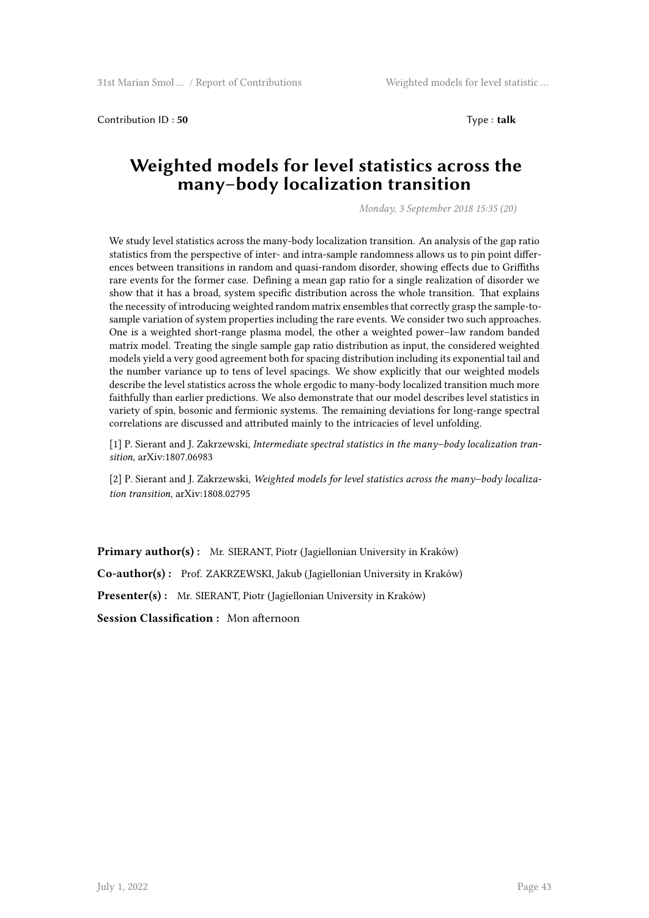Contribution ID : **50** Type : **talk**

# Weighted models for level statistics across the many–body localization transition

*Monday, 3 September 2018 15:35 (20)*

We study level statistics across the many-body localization transition. An analysis of the gap ratio statistics from the perspective of inter- and intra-sample randomness allows us to pin point differences between transitions in random and quasi-random disorder, showing effects due to Griffiths rare events for the former case. Defining a mean gap ratio for a single realization of disorder we show that it has a broad, system specific distribution across the whole transition. That explains the necessity of introducing weighted random matrix ensembles that correctly grasp the sample-to-sample variation of system properties including the rare events. We consider two such approaches. One is a weighted short-range plasma model, the other a weighted power–law random banded matrix model. Treating the single sample gap ratio distribution as input, the considered weighted models yield a very good agreement both for spacing distribution including its exponential tail and the number variance up to tens of level spacings. We show explicitly that our weighted models describe the level statistics across the whole ergodic to many-body localized transition much more faithfully than earlier predictions. We also demonstrate that our model describes level statistics in variety of spin, bosonic and fermionic systems. The remaining deviations for long-range spectral correlations are discussed and attributed mainly to the intricacies of level unfolding.

[1] P. Sierant and J. Zakrzewski, *Intermediate spectral statistics in the many–body localization transition*, arXiv:1807.06983

[2] P. Sierant and J. Zakrzewski, *Weighted models for level statistics across the many–body localization transition,* arXiv:1808.02795

**Primary author(s) :** Mr. SIERANT, Piotr (Jagiellonian University in Kraków)

**Co-author(s) :** Prof. ZAKRZEWSKI, Jakub (Jagiellonian University in Kraków)

**Presenter(s) :** Mr. SIERANT, Piotr (Jagiellonian University in Kraków)

**Session Classification :** Mon afternoon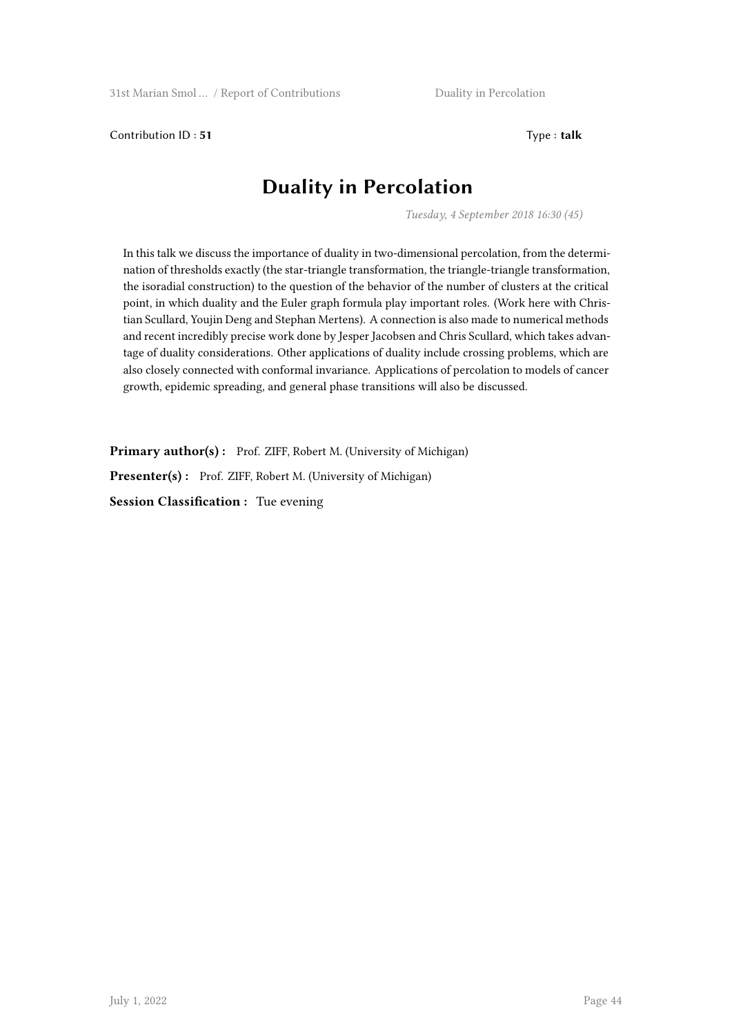Contribution ID : **51** Type : **talk**

# Duality in Percolation

*Tuesday, 4 September 2018 16:30 (45)*

In this talk we discuss the importance of duality in two-dimensional percolation, from the determination of thresholds exactly (the star-triangle transformation, the triangle-triangle transformation, the isoradial construction) to the question of the behavior of the number of clusters at the critical point, in which duality and the Euler graph formula play important roles. (Work here with Christian Scullard, Youjin Deng and Stephan Mertens). A connection is also made to numerical methods and recent incredibly precise work done by Jesper Jacobsen and Chris Scullard, which takes advantage of duality considerations. Other applications of duality include crossing problems, which are also closely connected with conformal invariance. Applications of percolation to models of cancer growth, epidemic spreading, and general phase transitions will also be discussed.

**Primary author(s) :** Prof. ZIFF, Robert M. (University of Michigan)

**Presenter(s) :** Prof. ZIFF, Robert M. (University of Michigan)

**Session Classification :** Tue evening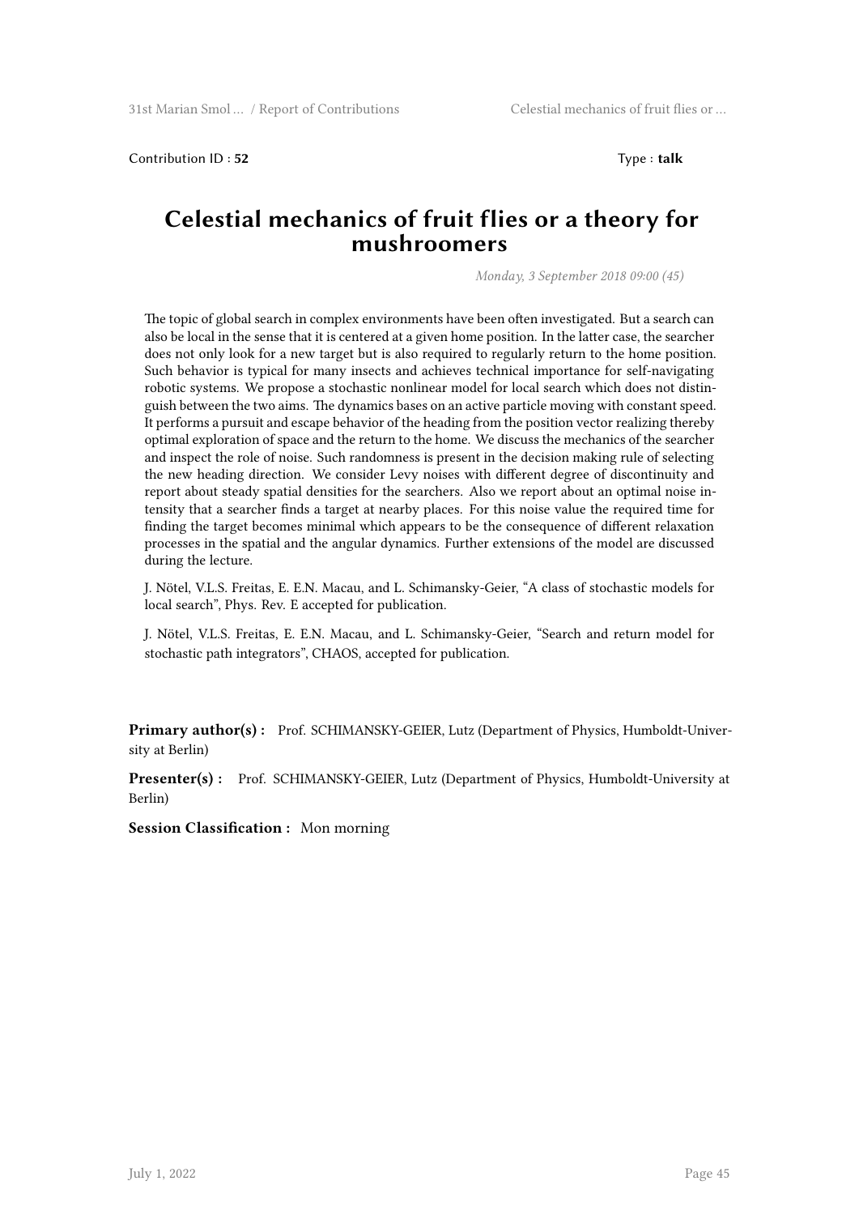Contribution ID : **52** Type : **talk**

# Celestial mechanics of fruit flies or a theory for mushroomers

*Monday, 3 September 2018 09:00 (45)*

The topic of global search in complex environments have been often investigated. But a search can also be local in the sense that it is centered at a given home position. In the latter case, the searcher does not only look for a new target but is also required to regularly return to the home position. Such behavior is typical for many insects and achieves technical importance for self-navigating robotic systems. We propose a stochastic nonlinear model for local search which does not distinguish between the two aims. The dynamics bases on an active particle moving with constant speed. It performs a pursuit and escape behavior of the heading from the position vector realizing thereby optimal exploration of space and the return to the home. We discuss the mechanics of the searcher and inspect the role of noise. Such randomness is present in the decision making rule of selecting the new heading direction. We consider Levy noises with different degree of discontinuity and report about steady spatial densities for the searchers. Also we report about an optimal noise intensity that a searcher finds a target at nearby places. For this noise value the required time for finding the target becomes minimal which appears to be the consequence of different relaxation processes in the spatial and the angular dynamics. Further extensions of the model are discussed during the lecture.

J. Nötel, V.L.S. Freitas, E. E.N. Macau, and L. Schimansky-Geier, "A class of stochastic models for local search", Phys. Rev. E accepted for publication.

J. Nötel, V.L.S. Freitas, E. E.N. Macau, and L. Schimansky-Geier, "Search and return model for stochastic path integrators", CHAOS, accepted for publication.

**Primary author(s) :** Prof. SCHIMANSKY-GEIER, Lutz (Department of Physics, Humboldt-University at Berlin)

**Presenter(s) :** Prof. SCHIMANSKY-GEIER, Lutz (Department of Physics, Humboldt-University at Berlin)

**Session Classification :** Mon morning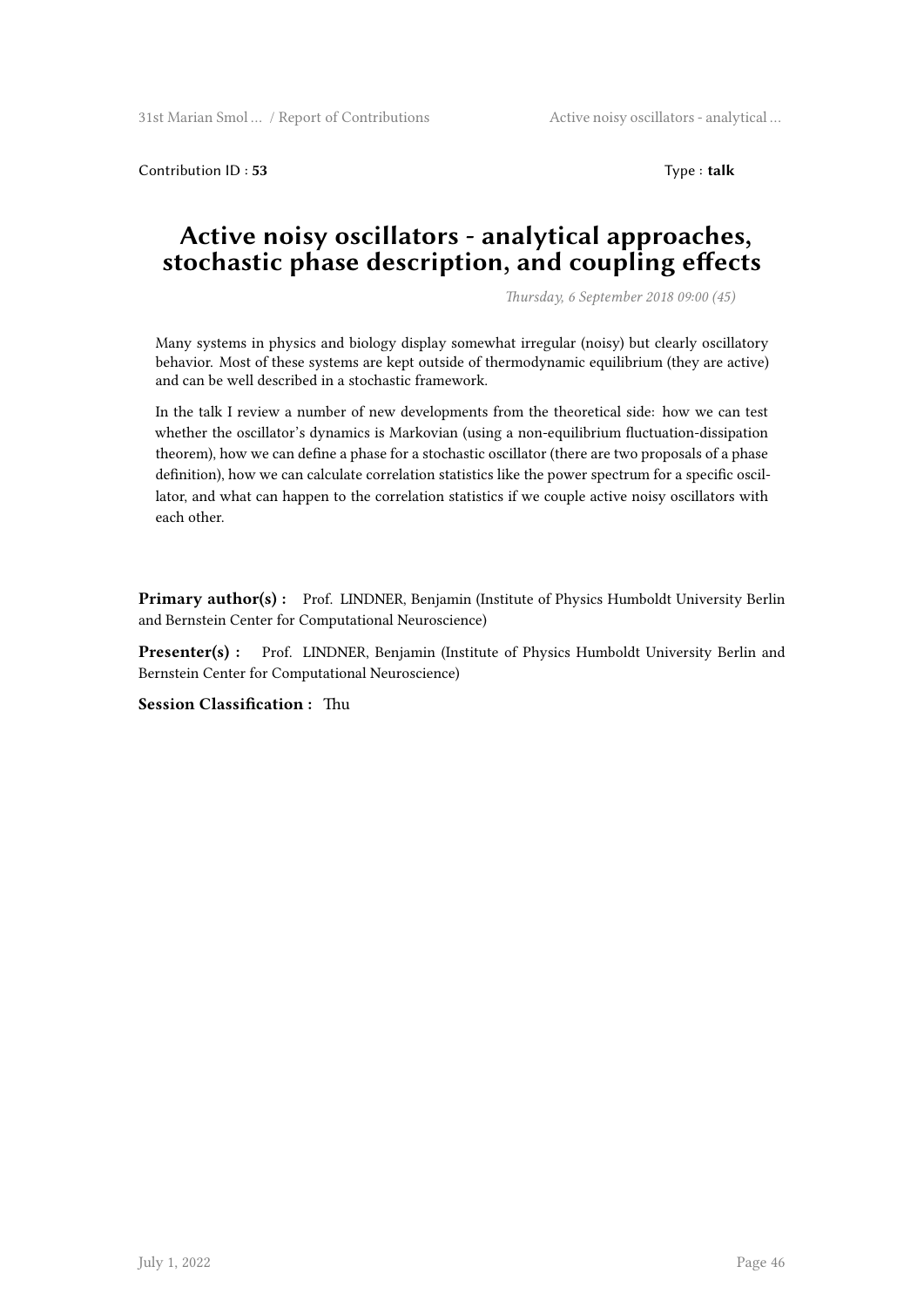Contribution ID : **53** Type : **talk**

# Active noisy oscillators - analytical approaches, stochastic phase description, and coupling effects

*Thursday, 6 September 2018 09:00 (45)*

Many systems in physics and biology display somewhat irregular (noisy) but clearly oscillatory behavior. Most of these systems are kept outside of thermodynamic equilibrium (they are active) and can be well described in a stochastic framework.

In the talk I review a number of new developments from the theoretical side: how we can test whether the oscillator's dynamics is Markovian (using a non-equilibrium fluctuation-dissipation theorem), how we can define a phase for a stochastic oscillator (there are two proposals of a phase definition), how we can calculate correlation statistics like the power spectrum for a specific oscillator, and what can happen to the correlation statistics if we couple active noisy oscillators with each other.

**Primary author(s) :** Prof. LINDNER, Benjamin (Institute of Physics Humboldt University Berlin and Bernstein Center for Computational Neuroscience)

**Presenter(s) :** Prof. LINDNER, Benjamin (Institute of Physics Humboldt University Berlin and Bernstein Center for Computational Neuroscience)

**Session Classification :** Thu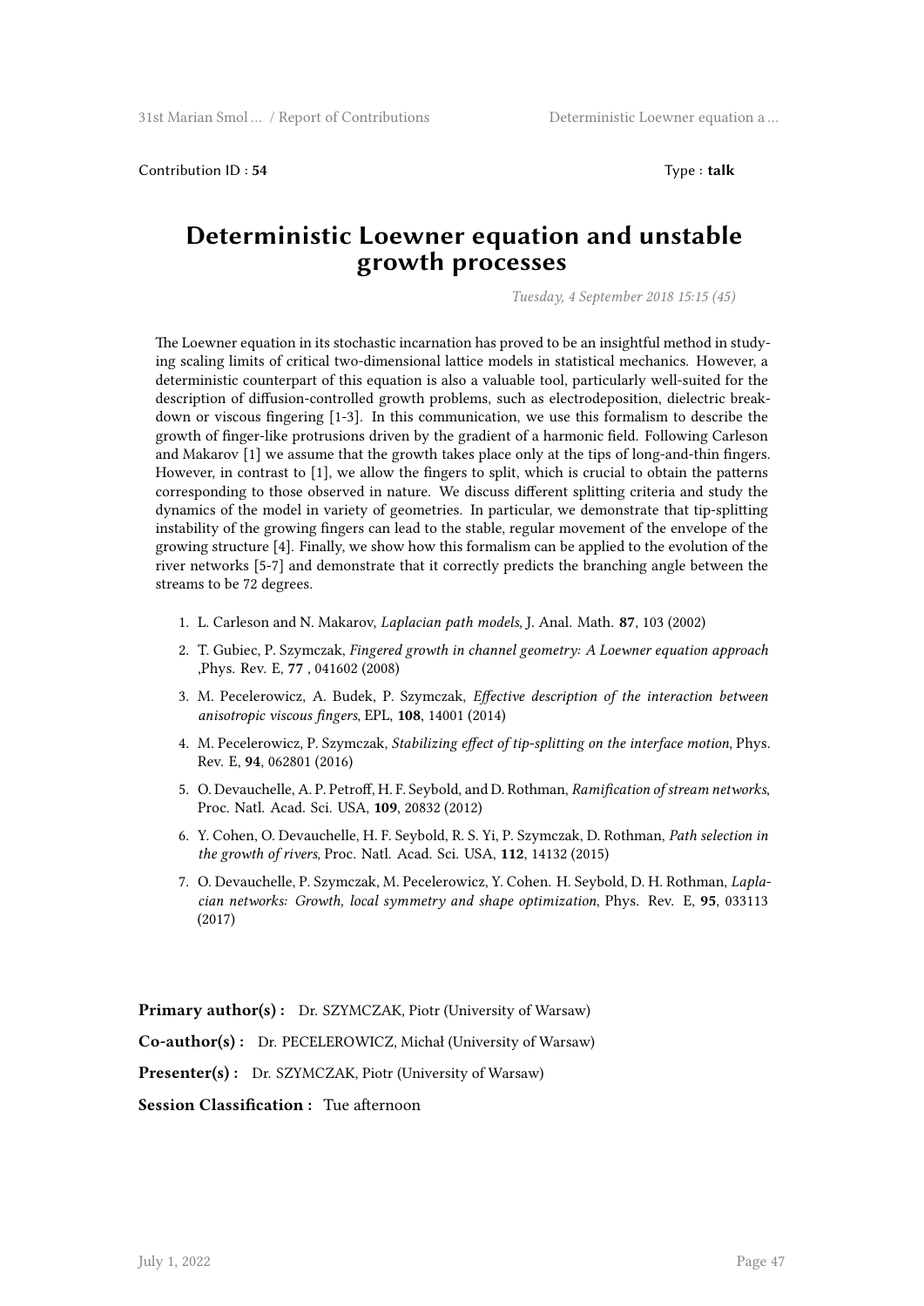Contribution ID : **54** Type : **talk**

# Deterministic Loewner equation and unstable growth processes

*Tuesday, 4 September 2018 15:15 (45)*

The Loewner equation in its stochastic incarnation has proved to be an insightful method in studying scaling limits of critical two-dimensional lattice models in statistical mechanics. However, a deterministic counterpart of this equation is also a valuable tool, particularly well-suited for the description of diffusion-controlled growth problems, such as electrodeposition, dielectric breakdown or viscous fingering [1-3]. In this communication, we use this formalism to describe the growth of finger-like protrusions driven by the gradient of a harmonic field. Following Carleson and Makarov [1] we assume that the growth takes place only at the tips of long-and-thin fingers. However, in contrast to [1], we allow the fingers to split, which is crucial to obtain the patterns corresponding to those observed in nature. We discuss different splitting criteria and study the dynamics of the model in variety of geometries. In particular, we demonstrate that tip-splitting instability of the growing fingers can lead to the stable, regular movement of the envelope of the growing structure [4]. Finally, we show how this formalism can be applied to the evolution of the river networks [5-7] and demonstrate that it correctly predicts the branching angle between the streams to be 72 degrees.

1. L. Carleson and N. Makarov, *Laplacian path models*, J. Anal. Math. **87**, 103 (2002)
2. T. Gubiec, P. Szymczak, *Fingered growth in channel geometry: A Loewner equation approach* ,Phys. Rev. E, **77** , 041602 (2008)
3. M. Pecelerowicz, A. Budek, P. Szymczak, *Effective description of the interaction between anisotropic viscous fingers*, EPL, **108**, 14001 (2014)
4. M. Pecelerowicz, P. Szymczak, *Stabilizing effect of tip-splitting on the interface motion*, Phys. Rev. E, **94**, 062801 (2016)
5. O. Devauchelle, A. P. Petroff, H. F. Seybold, and D. Rothman, *Ramification of stream networks*, Proc. Natl. Acad. Sci. USA, **109**, 20832 (2012)
6. Y. Cohen, O. Devauchelle, H. F. Seybold, R. S. Yi, P. Szymczak, D. Rothman, *Path selection in the growth of rivers*, Proc. Natl. Acad. Sci. USA, **112**, 14132 (2015)
7. O. Devauchelle, P. Szymczak, M. Pecelerowicz, Y. Cohen. H. Seybold, D. H. Rothman, *Laplacian networks: Growth, local symmetry and shape optimization*, Phys. Rev. E, **95**, 033113 (2017)

**Primary author(s) :** Dr. SZYMCZAK, Piotr (University of Warsaw)

**Co-author(s) :** Dr. PECELEROWICZ, Michał (University of Warsaw)

**Presenter(s) :** Dr. SZYMCZAK, Piotr (University of Warsaw)

**Session Classification :** Tue afternoon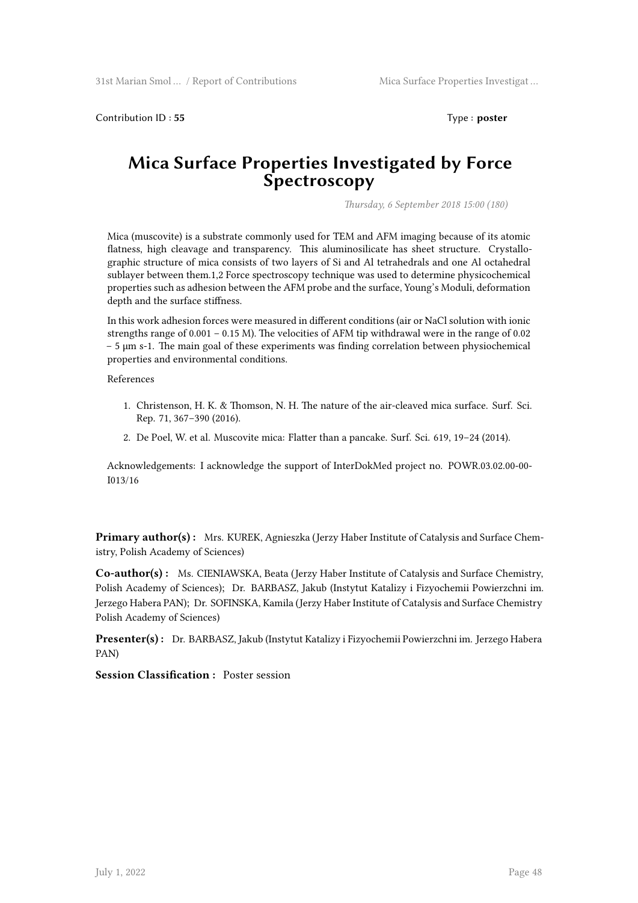Contribution ID : **55** Type : **poster**

# Mica Surface Properties Investigated by Force Spectroscopy

*Thursday, 6 September 2018 15:00 (180)*

Mica (muscovite) is a substrate commonly used for TEM and AFM imaging because of its atomic flatness, high cleavage and transparency. This aluminosilicate has sheet structure. Crystallographic structure of mica consists of two layers of Si and Al tetrahedrals and one Al octahedral sublayer between them.[1,2] Force spectroscopy technique was used to determine physicochemical properties such as adhesion between the AFM probe and the surface, Young's Moduli, deformation depth and the surface stiffness.

In this work adhesion forces were measured in different conditions (air or NaCl solution with ionic strengths range of 0.001 – 0.15 M). The velocities of AFM tip withdrawal were in the range of 0.02 – 5 μm s-1. The main goal of these experiments was finding correlation between physiochemical properties and environmental conditions.

References

1. Christenson, H. K. & Thomson, N. H. The nature of the air-cleaved mica surface. Surf. Sci. Rep. 71, 367–390 (2016).
2. De Poel, W. et al. Muscovite mica: Flatter than a pancake. Surf. Sci. 619, 19–24 (2014).

Acknowledgements: I acknowledge the support of InterDokMed project no. POWR.03.02.00-00-I013/16

**Primary author(s) :** Mrs. KUREK, Agnieszka (Jerzy Haber Institute of Catalysis and Surface Chemistry, Polish Academy of Sciences)

**Co-author(s) :** Ms. CIENIAWSKA, Beata (Jerzy Haber Institute of Catalysis and Surface Chemistry, Polish Academy of Sciences); Dr. BARBASZ, Jakub (Instytut Katalizy i Fizyochemii Powierzchni im. Jerzego Habera PAN); Dr. SOFINSKA, Kamila (Jerzy Haber Institute of Catalysis and Surface Chemistry Polish Academy of Sciences)

**Presenter(s) :** Dr. BARBASZ, Jakub (Instytut Katalizy i Fizyochemii Powierzchni im. Jerzego Habera PAN)

**Session Classification :** Poster session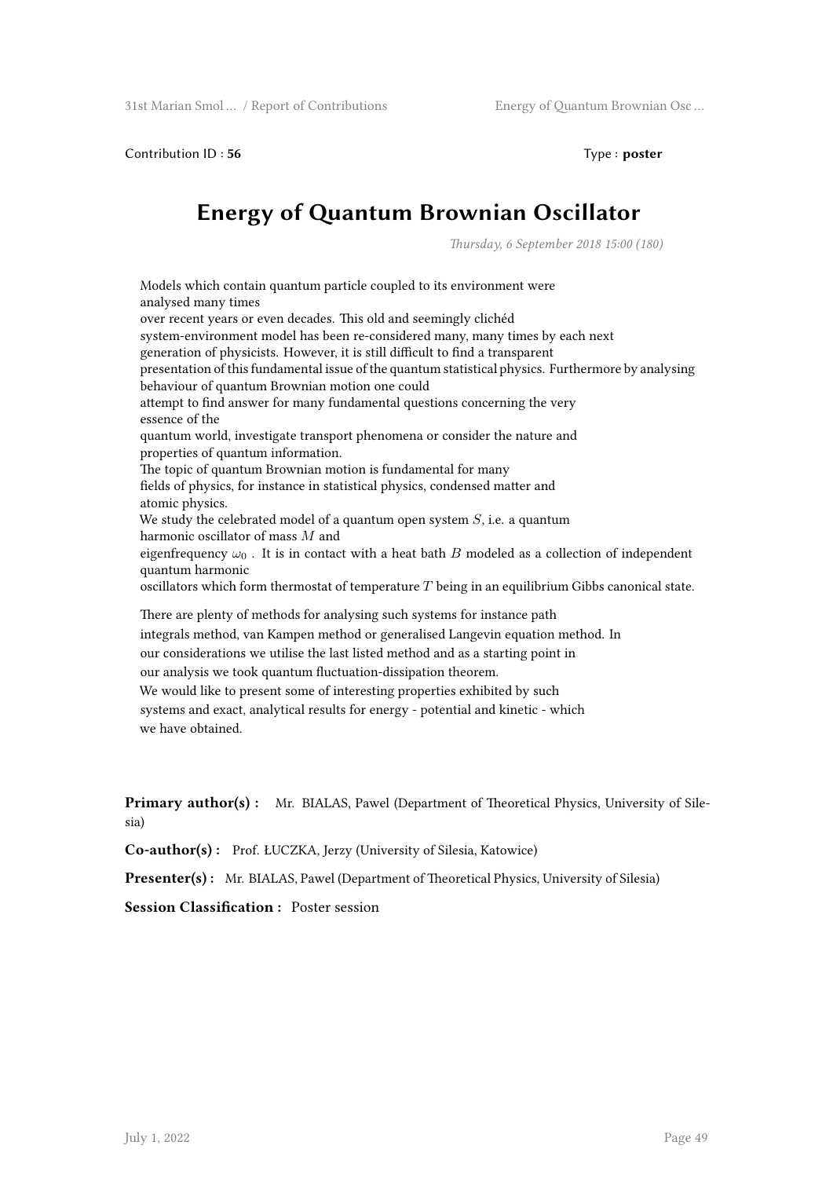Contribution ID : **56**

Type : **poster**

# Energy of Quantum Brownian Oscillator

*Thursday, 6 September 2018 15:00 (180)*

Models which contain quantum particle coupled to its environment were analysed many times over recent years or even decades. This old and seemingly clichéd system-environment model has been re-considered many, many times by each next generation of physicists. However, it is still difficult to find a transparent presentation of this fundamental issue of the quantum statistical physics. Furthermore by analysing behaviour of quantum Brownian motion one could attempt to find answer for many fundamental questions concerning the very essence of the quantum world, investigate transport phenomena or consider the nature and properties of quantum information.
The topic of quantum Brownian motion is fundamental for many fields of physics, for instance in statistical physics, condensed matter and atomic physics.
We study the celebrated model of a quantum open system $S$, i.e. a quantum harmonic oscillator of mass $M$ and eigenfrequency $\omega_0$ . It is in contact with a heat bath $B$ modeled as a collection of independent quantum harmonic oscillators which form thermostat of temperature $T$ being in an equilibrium Gibbs canonical state.

There are plenty of methods for analysing such systems for instance path integrals method, van Kampen method or generalised Langevin equation method. In our considerations we utilise the last listed method and as a starting point in our analysis we took quantum fluctuation-dissipation theorem.
We would like to present some of interesting properties exhibited by such systems and exact, analytical results for energy - potential and kinetic - which we have obtained.

**Primary author(s) :** Mr. BIALAS, Pawel (Department of Theoretical Physics, University of Silesia)

**Co-author(s) :** Prof. ŁUCZKA, Jerzy (University of Silesia, Katowice)

**Presenter(s) :** Mr. BIALAS, Pawel (Department of Theoretical Physics, University of Silesia)

**Session Classification :** Poster session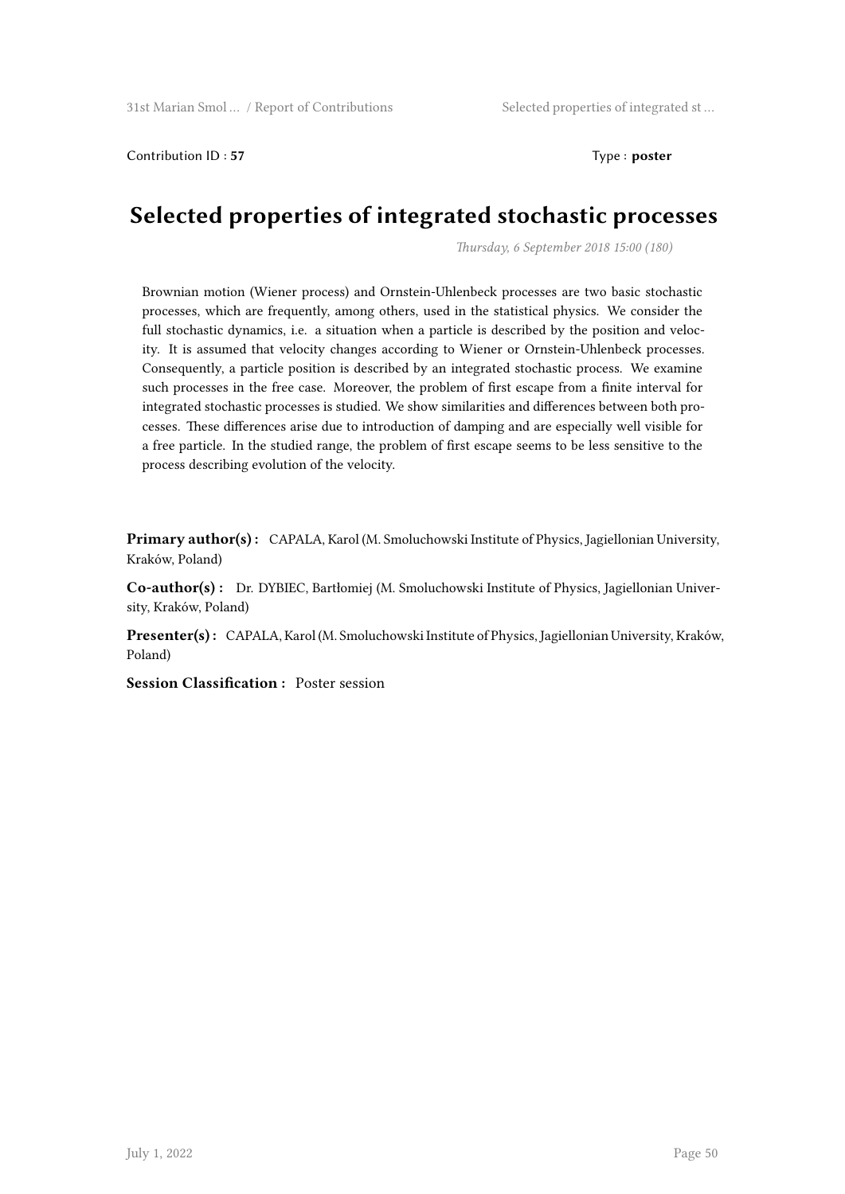Contribution ID : **57** Type : **poster**

# Selected properties of integrated stochastic processes

*Thursday, 6 September 2018 15:00 (180)*

Brownian motion (Wiener process) and Ornstein-Uhlenbeck processes are two basic stochastic processes, which are frequently, among others, used in the statistical physics. We consider the full stochastic dynamics, i.e. a situation when a particle is described by the position and velocity. It is assumed that velocity changes according to Wiener or Ornstein-Uhlenbeck processes. Consequently, a particle position is described by an integrated stochastic process. We examine such processes in the free case. Moreover, the problem of first escape from a finite interval for integrated stochastic processes is studied. We show similarities and differences between both processes. These differences arise due to introduction of damping and are especially well visible for a free particle. In the studied range, the problem of first escape seems to be less sensitive to the process describing evolution of the velocity.

**Primary author(s) :** CAPALA, Karol (M. Smoluchowski Institute of Physics, Jagiellonian University, Kraków, Poland)

**Co-author(s) :** Dr. DYBIEC, Bartłomiej (M. Smoluchowski Institute of Physics, Jagiellonian University, Kraków, Poland)

**Presenter(s) :** CAPALA, Karol (M. Smoluchowski Institute of Physics, Jagiellonian University, Kraków, Poland)

**Session Classification :** Poster session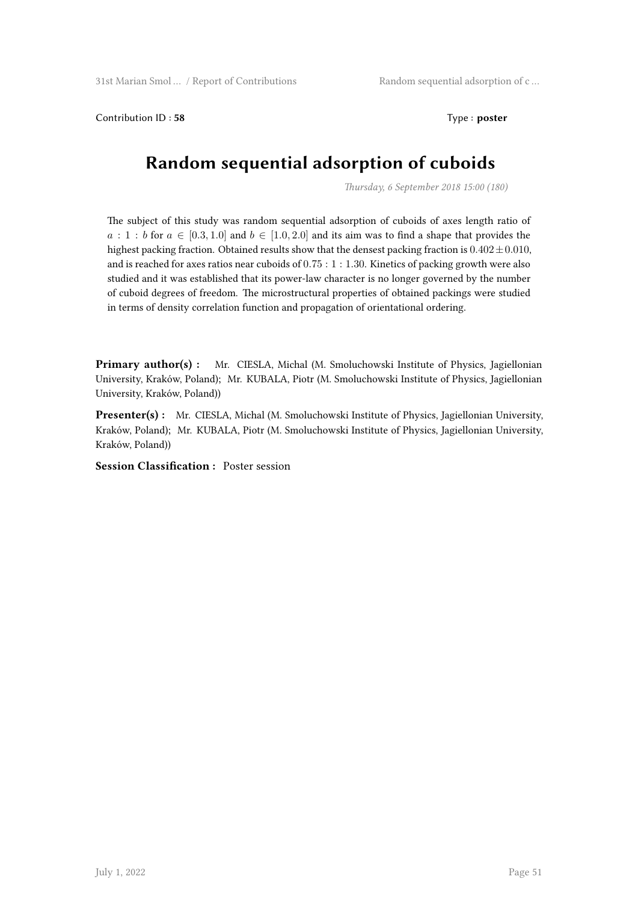Contribution ID : **58** Type : **poster**

# Random sequential adsorption of cuboids

*Thursday, 6 September 2018 15:00 (180)*

The subject of this study was random sequential adsorption of cuboids of axes length ratio of $a : 1 : b$ for $a \in [0.3, 1.0]$ and $b \in [1.0, 2.0]$ and its aim was to find a shape that provides the highest packing fraction. Obtained results show that the densest packing fraction is $0.402 \pm 0.010$, and is reached for axes ratios near cuboids of $0.75 : 1 : 1.30$. Kinetics of packing growth were also studied and it was established that its power-law character is no longer governed by the number of cuboid degrees of freedom. The microstructural properties of obtained packings were studied in terms of density correlation function and propagation of orientational ordering.

**Primary author(s) :** Mr. CIESLA, Michal (M. Smoluchowski Institute of Physics, Jagiellonian University, Kraków, Poland); Mr. KUBALA, Piotr (M. Smoluchowski Institute of Physics, Jagiellonian University, Kraków, Poland))

**Presenter(s) :** Mr. CIESLA, Michal (M. Smoluchowski Institute of Physics, Jagiellonian University, Kraków, Poland); Mr. KUBALA, Piotr (M. Smoluchowski Institute of Physics, Jagiellonian University, Kraków, Poland))

**Session Classification :** Poster session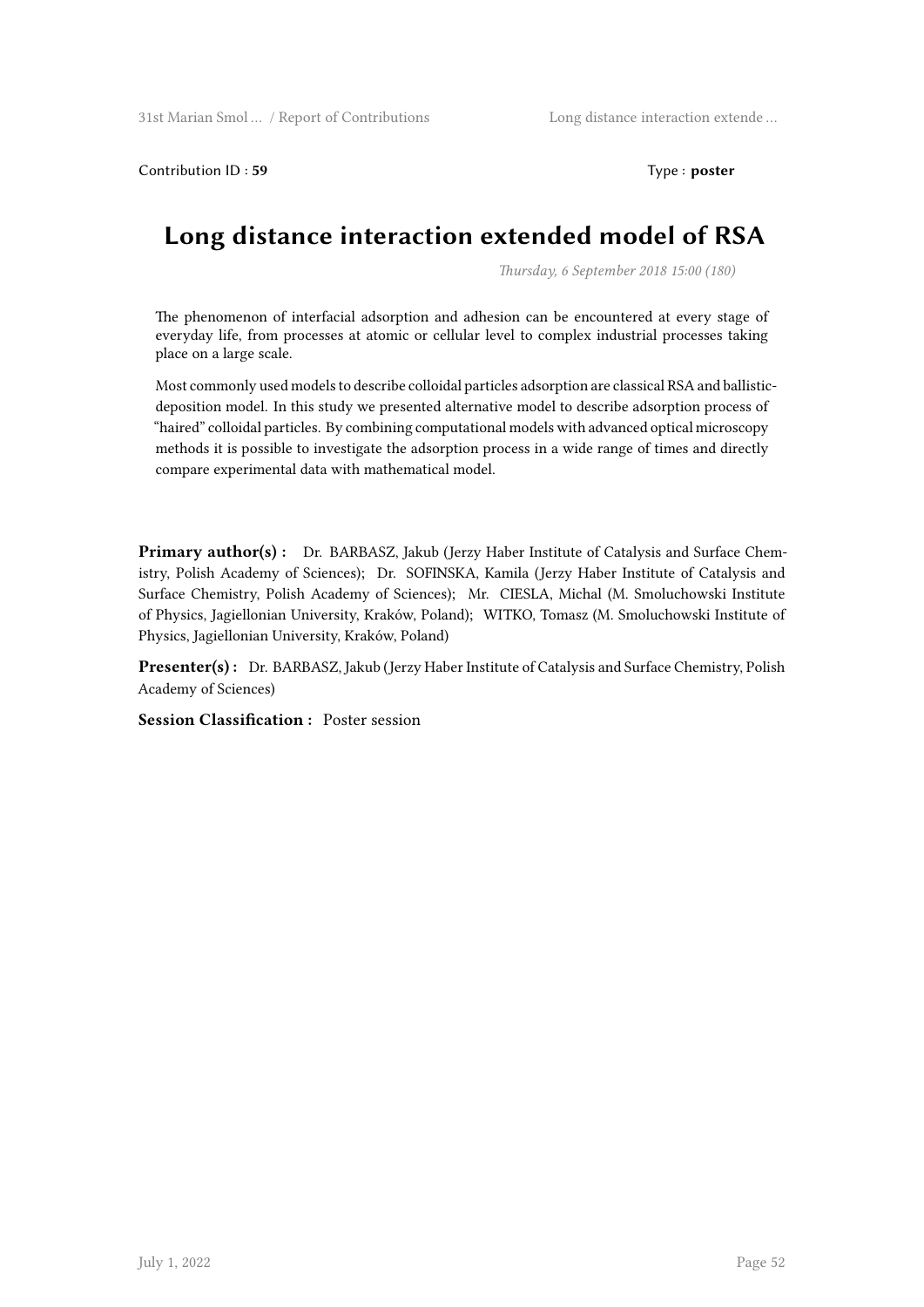Contribution ID : **59** Type : **poster**

# Long distance interaction extended model of RSA

*Thursday, 6 September 2018 15:00 (180)*

The phenomenon of interfacial adsorption and adhesion can be encountered at every stage of everyday life, from processes at atomic or cellular level to complex industrial processes taking place on a large scale.

Most commonly used models to describe colloidal particles adsorption are classical RSA and ballistic-deposition model. In this study we presented alternative model to describe adsorption process of "haired" colloidal particles. By combining computational models with advanced optical microscopy methods it is possible to investigate the adsorption process in a wide range of times and directly compare experimental data with mathematical model.

**Primary author(s) :** Dr. BARBASZ, Jakub (Jerzy Haber Institute of Catalysis and Surface Chemistry, Polish Academy of Sciences); Dr. SOFINSKA, Kamila (Jerzy Haber Institute of Catalysis and Surface Chemistry, Polish Academy of Sciences); Mr. CIESLA, Michal (M. Smoluchowski Institute of Physics, Jagiellonian University, Kraków, Poland); WITKO, Tomasz (M. Smoluchowski Institute of Physics, Jagiellonian University, Kraków, Poland)

**Presenter(s) :** Dr. BARBASZ, Jakub (Jerzy Haber Institute of Catalysis and Surface Chemistry, Polish Academy of Sciences)

**Session Classification :** Poster session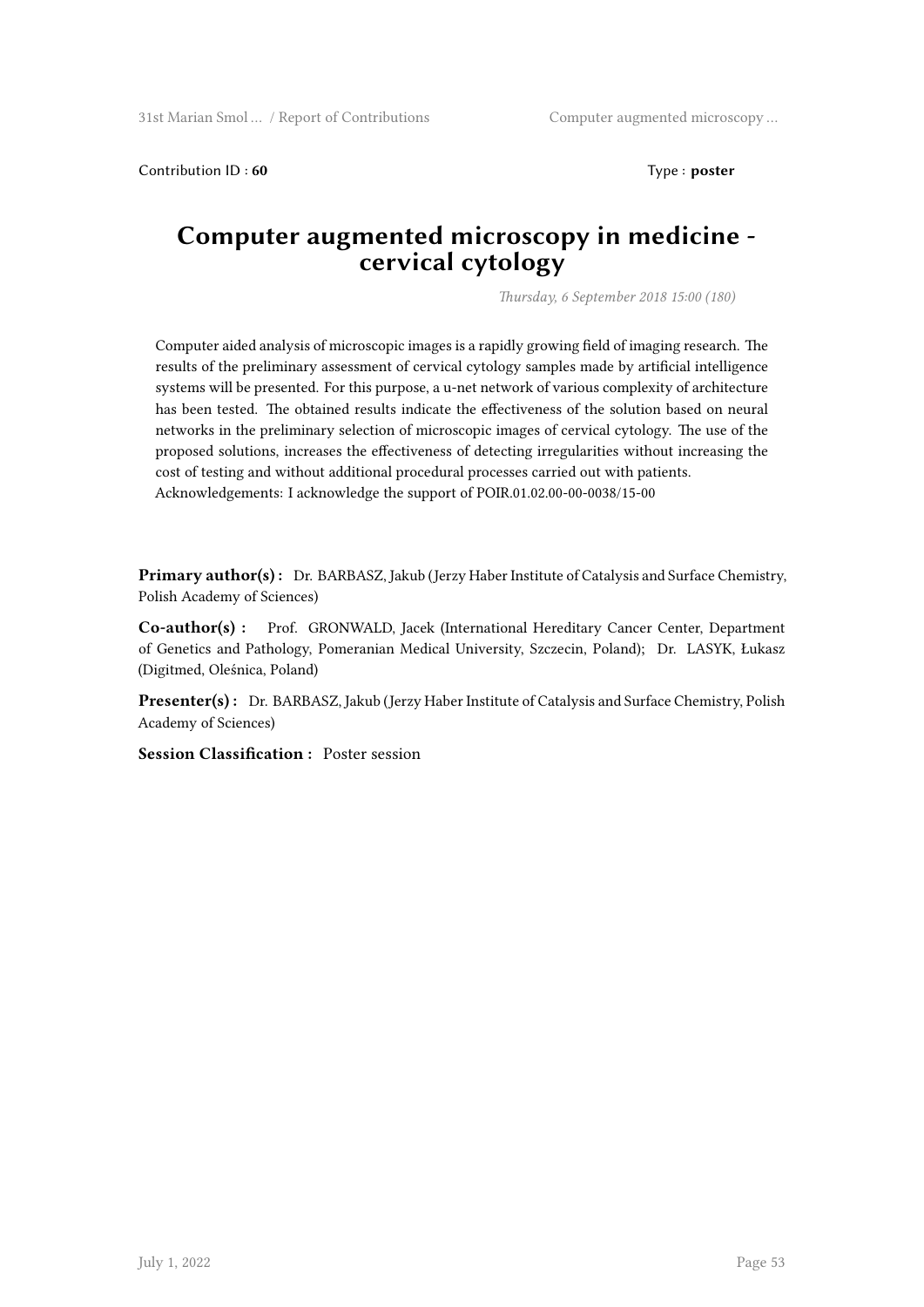Contribution ID : **60** Type : **poster**

# Computer augmented microscopy in medicine - cervical cytology

*Thursday, 6 September 2018 15:00 (180)*

Computer aided analysis of microscopic images is a rapidly growing field of imaging research. The results of the preliminary assessment of cervical cytology samples made by artificial intelligence systems will be presented. For this purpose, a u-net network of various complexity of architecture has been tested. The obtained results indicate the effectiveness of the solution based on neural networks in the preliminary selection of microscopic images of cervical cytology. The use of the proposed solutions, increases the effectiveness of detecting irregularities without increasing the cost of testing and without additional procedural processes carried out with patients.
Acknowledgements: I acknowledge the support of POIR.01.02.00-00-0038/15-00

**Primary author(s) :** Dr. BARBASZ, Jakub (Jerzy Haber Institute of Catalysis and Surface Chemistry, Polish Academy of Sciences)

**Co-author(s) :** Prof. GRONWALD, Jacek (International Hereditary Cancer Center, Department of Genetics and Pathology, Pomeranian Medical University, Szczecin, Poland); Dr. LASYK, Łukasz (Digitmed, Oleśnica, Poland)

**Presenter(s) :** Dr. BARBASZ, Jakub (Jerzy Haber Institute of Catalysis and Surface Chemistry, Polish Academy of Sciences)

**Session Classification :** Poster session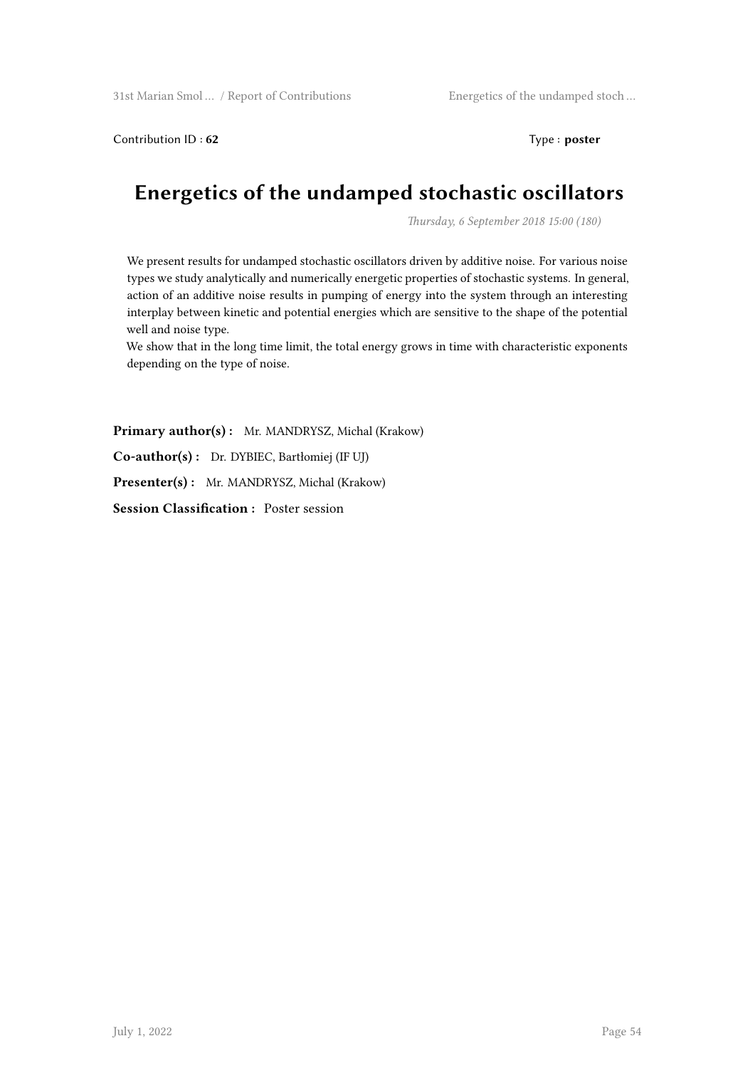Contribution ID : **62** Type : **poster**

# Energetics of the undamped stochastic oscillators

*Thursday, 6 September 2018 15:00 (180)*

We present results for undamped stochastic oscillators driven by additive noise. For various noise types we study analytically and numerically energetic properties of stochastic systems. In general, action of an additive noise results in pumping of energy into the system through an interesting interplay between kinetic and potential energies which are sensitive to the shape of the potential well and noise type.
We show that in the long time limit, the total energy grows in time with characteristic exponents depending on the type of noise.

**Primary author(s) :** Mr. MANDRYSZ, Michal (Krakow)

**Co-author(s) :** Dr. DYBIEC, Bartłomiej (IF UJ)

**Presenter(s) :** Mr. MANDRYSZ, Michal (Krakow)

**Session Classification :** Poster session